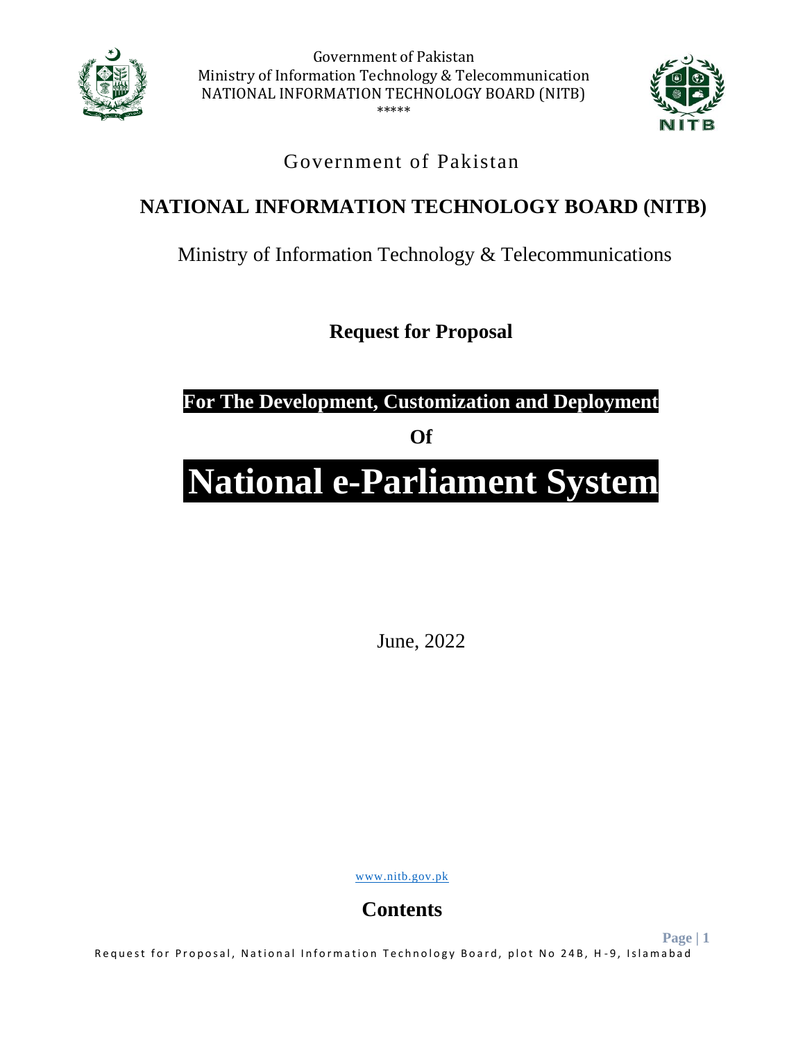Government of Pakistan
Ministry of Information Technology & Telecommunication
NATIONAL INFORMATION TECHNOLOGY BOARD (NITB)
\*\*\*\*\*

Government of Pakistan

# NATIONAL INFORMATION TECHNOLOGY BOARD (NITB)

Ministry of Information Technology & Telecommunications

## Request for Proposal

**For The Development, Customization and Deployment**

**Of**

# National e-Parliament System

June, 2022

www.nitb.gov.pk

## Contents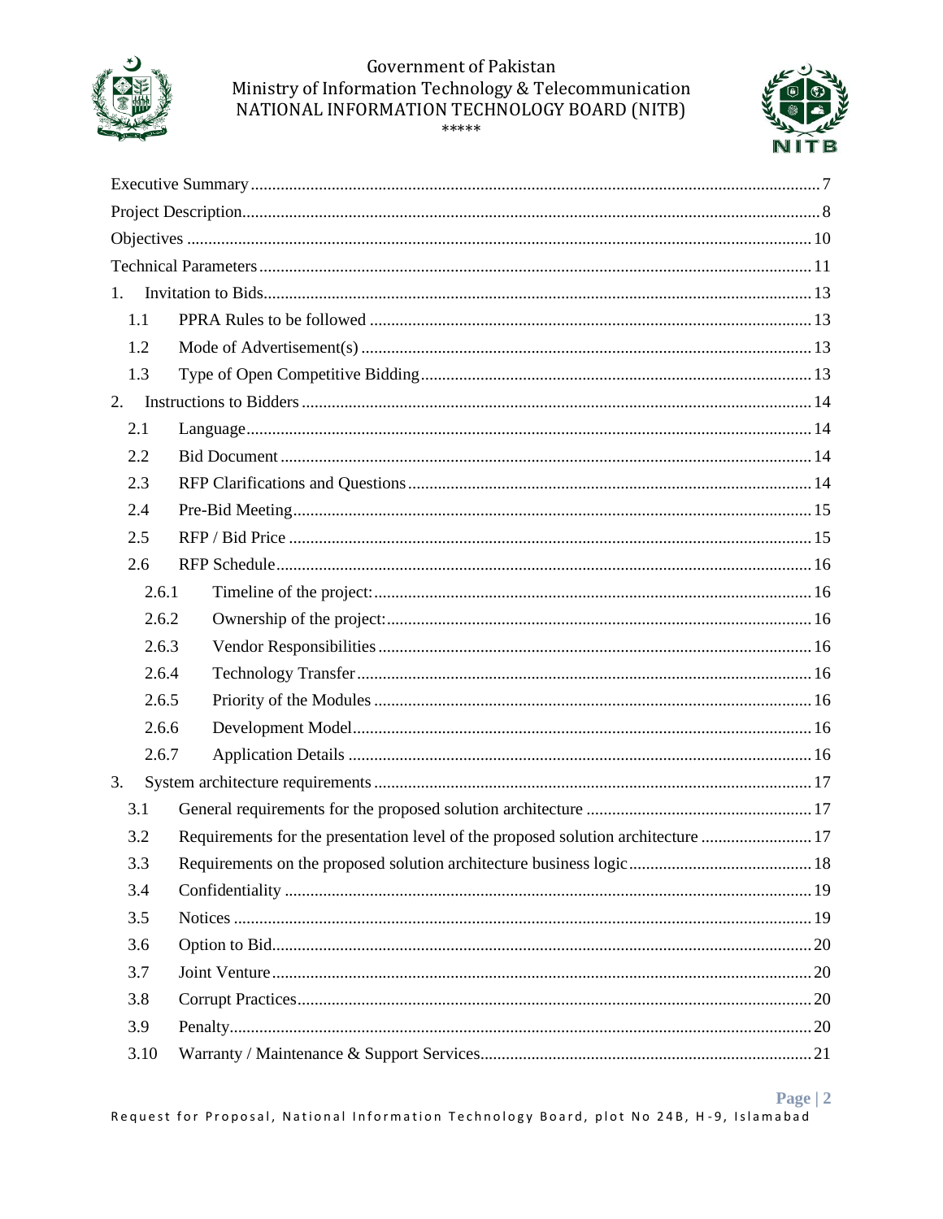Executive Summary ..... 7

Project Description ..... 8

Objectives ..... 10

Technical Parameters ..... 11

1. Invitation to Bids ..... 13
   - 1.1 PPRA Rules to be followed ..... 13
   - 1.2 Mode of Advertisement(s) ..... 13
   - 1.3 Type of Open Competitive Bidding ..... 13
2. Instructions to Bidders ..... 14
   - 2.1 Language ..... 14
   - 2.2 Bid Document ..... 14
   - 2.3 RFP Clarifications and Questions ..... 14
   - 2.4 Pre-Bid Meeting ..... 15
   - 2.5 RFP / Bid Price ..... 15
   - 2.6 RFP Schedule ..... 16
     - 2.6.1 Timeline of the project: ..... 16
     - 2.6.2 Ownership of the project: ..... 16
     - 2.6.3 Vendor Responsibilities ..... 16
     - 2.6.4 Technology Transfer ..... 16
     - 2.6.5 Priority of the Modules ..... 16
     - 2.6.6 Development Model ..... 16
     - 2.6.7 Application Details ..... 16
3. System architecture requirements ..... 17
   - 3.1 General requirements for the proposed solution architecture ..... 17
   - 3.2 Requirements for the presentation level of the proposed solution architecture ..... 17
   - 3.3 Requirements on the proposed solution architecture business logic ..... 18
   - 3.4 Confidentiality ..... 19
   - 3.5 Notices ..... 19
   - 3.6 Option to Bid ..... 20
   - 3.7 Joint Venture ..... 20
   - 3.8 Corrupt Practices ..... 20
   - 3.9 Penalty ..... 20
   - 3.10 Warranty / Maintenance & Support Services ..... 21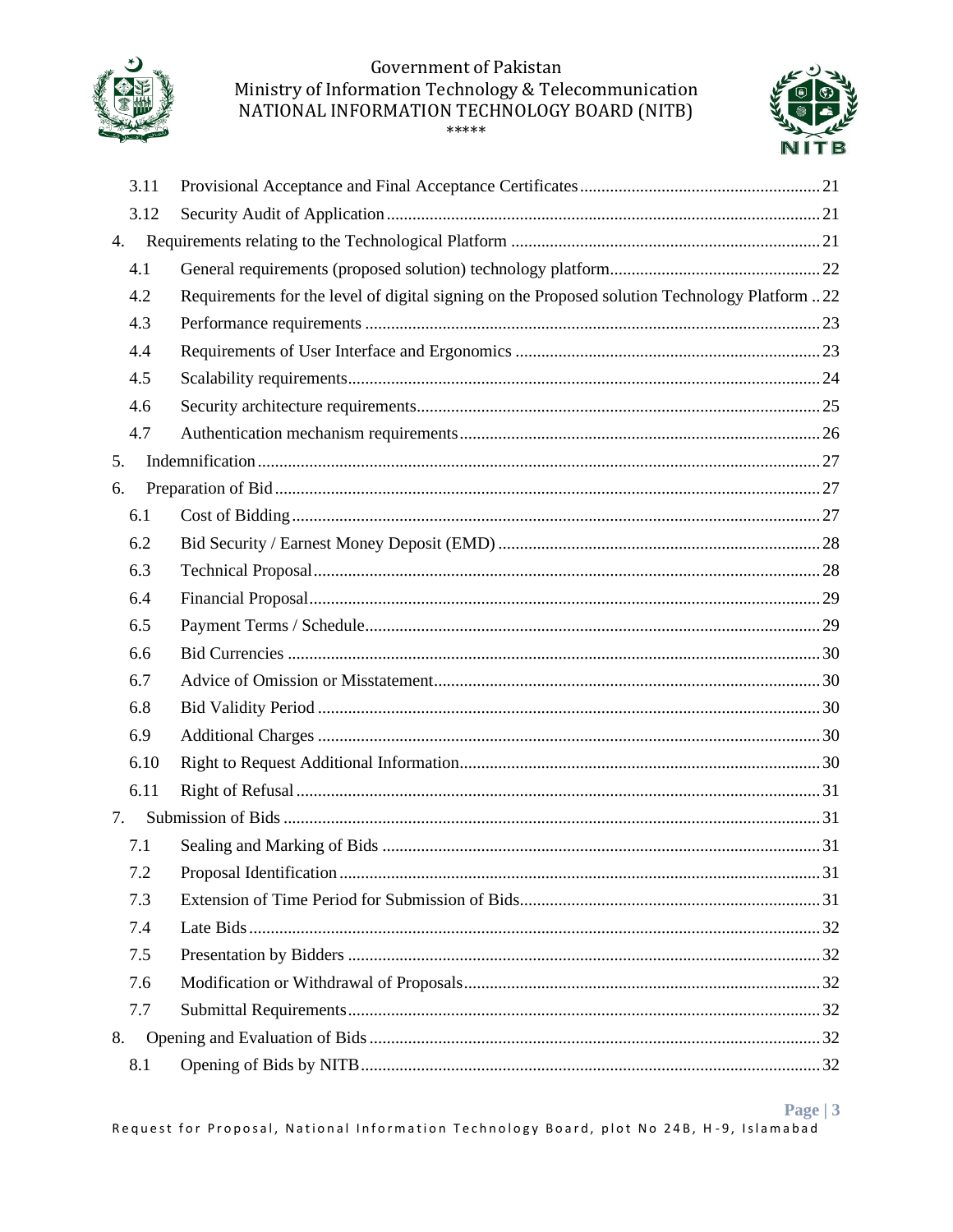3.11 Provisional Acceptance and Final Acceptance Certificates ........ 21

3.12 Security Audit of Application ........ 21

4. Requirements relating to the Technological Platform ........ 21

4.1 General requirements (proposed solution) technology platform ........ 22

4.2 Requirements for the level of digital signing on the Proposed solution Technology Platform .. 22

4.3 Performance requirements ........ 23

4.4 Requirements of User Interface and Ergonomics ........ 23

4.5 Scalability requirements ........ 24

4.6 Security architecture requirements ........ 25

4.7 Authentication mechanism requirements ........ 26

5. Indemnification ........ 27

6. Preparation of Bid ........ 27

6.1 Cost of Bidding ........ 27

6.2 Bid Security / Earnest Money Deposit (EMD) ........ 28

6.3 Technical Proposal ........ 28

6.4 Financial Proposal ........ 29

6.5 Payment Terms / Schedule ........ 29

6.6 Bid Currencies ........ 30

6.7 Advice of Omission or Misstatement ........ 30

6.8 Bid Validity Period ........ 30

6.9 Additional Charges ........ 30

6.10 Right to Request Additional Information ........ 30

6.11 Right of Refusal ........ 31

7. Submission of Bids ........ 31

7.1 Sealing and Marking of Bids ........ 31

7.2 Proposal Identification ........ 31

7.3 Extension of Time Period for Submission of Bids ........ 31

7.4 Late Bids ........ 32

7.5 Presentation by Bidders ........ 32

7.6 Modification or Withdrawal of Proposals ........ 32

7.7 Submittal Requirements ........ 32

8. Opening and Evaluation of Bids ........ 32

8.1 Opening of Bids by NITB ........ 32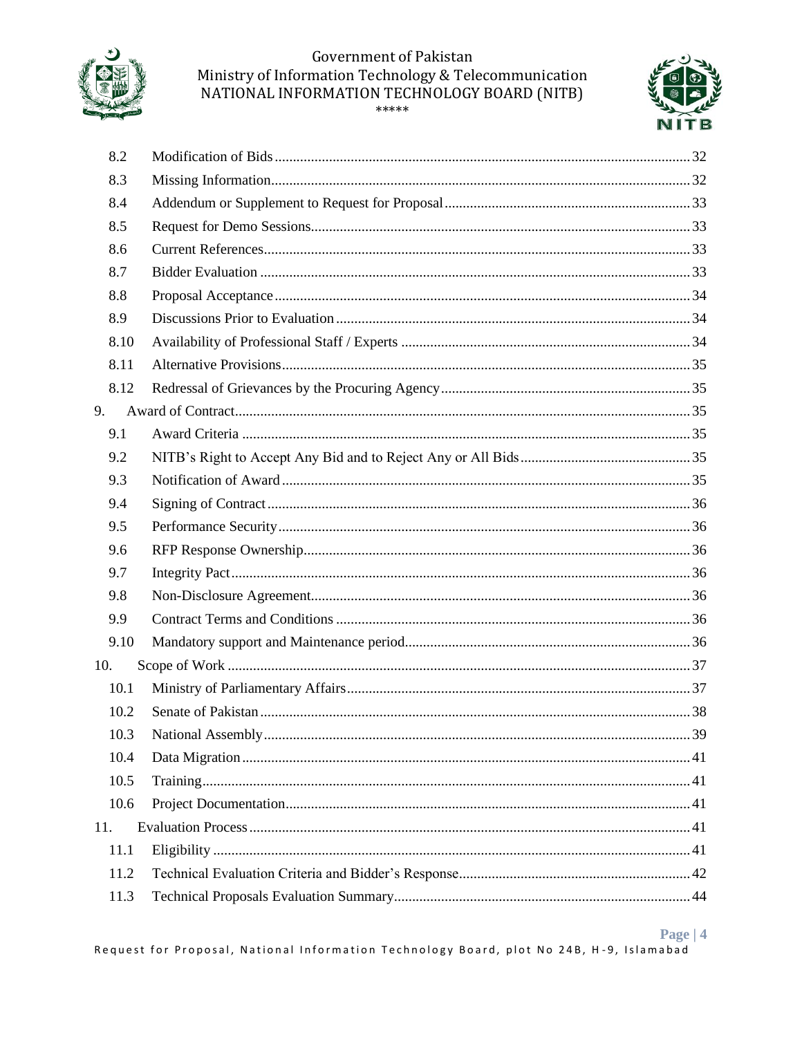| | | |
|---|---|---|
| 8.2 | Modification of Bids | 32 |
| 8.3 | Missing Information | 32 |
| 8.4 | Addendum or Supplement to Request for Proposal | 33 |
| 8.5 | Request for Demo Sessions | 33 |
| 8.6 | Current References | 33 |
| 8.7 | Bidder Evaluation | 33 |
| 8.8 | Proposal Acceptance | 34 |
| 8.9 | Discussions Prior to Evaluation | 34 |
| 8.10 | Availability of Professional Staff / Experts | 34 |
| 8.11 | Alternative Provisions | 35 |
| 8.12 | Redressal of Grievances by the Procuring Agency | 35 |
| 9. | Award of Contract | 35 |
| 9.1 | Award Criteria | 35 |
| 9.2 | NITB's Right to Accept Any Bid and to Reject Any or All Bids | 35 |
| 9.3 | Notification of Award | 35 |
| 9.4 | Signing of Contract | 36 |
| 9.5 | Performance Security | 36 |
| 9.6 | RFP Response Ownership | 36 |
| 9.7 | Integrity Pact | 36 |
| 9.8 | Non-Disclosure Agreement | 36 |
| 9.9 | Contract Terms and Conditions | 36 |
| 9.10 | Mandatory support and Maintenance period | 36 |
| 10. | Scope of Work | 37 |
| 10.1 | Ministry of Parliamentary Affairs | 37 |
| 10.2 | Senate of Pakistan | 38 |
| 10.3 | National Assembly | 39 |
| 10.4 | Data Migration | 41 |
| 10.5 | Training | 41 |
| 10.6 | Project Documentation | 41 |
| 11. | Evaluation Process | 41 |
| 11.1 | Eligibility | 41 |
| 11.2 | Technical Evaluation Criteria and Bidder's Response | 42 |
| 11.3 | Technical Proposals Evaluation Summary | 44 |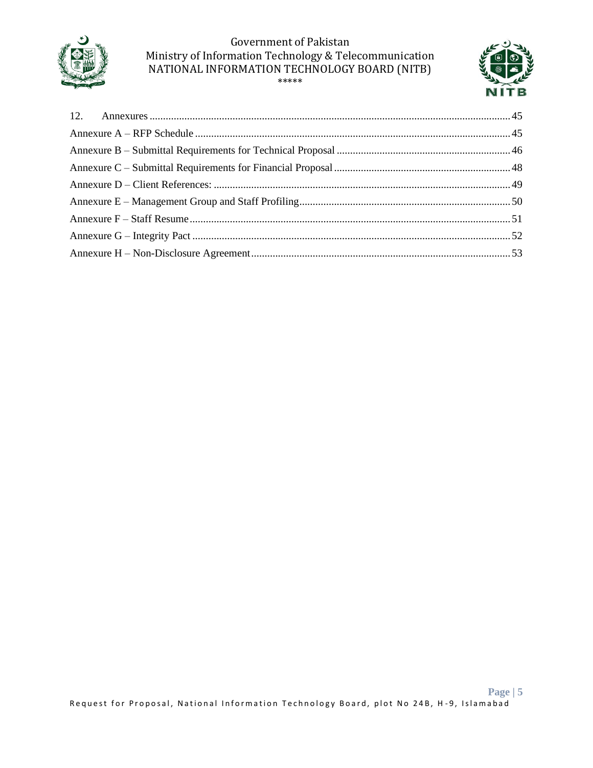12. Annexures ..... 45

Annexure A – RFP Schedule ..... 45

Annexure B – Submittal Requirements for Technical Proposal ..... 46

Annexure C – Submittal Requirements for Financial Proposal ..... 48

Annexure D – Client References: ..... 49

Annexure E – Management Group and Staff Profiling ..... 50

Annexure F – Staff Resume ..... 51

Annexure G – Integrity Pact ..... 52

Annexure H – Non-Disclosure Agreement ..... 53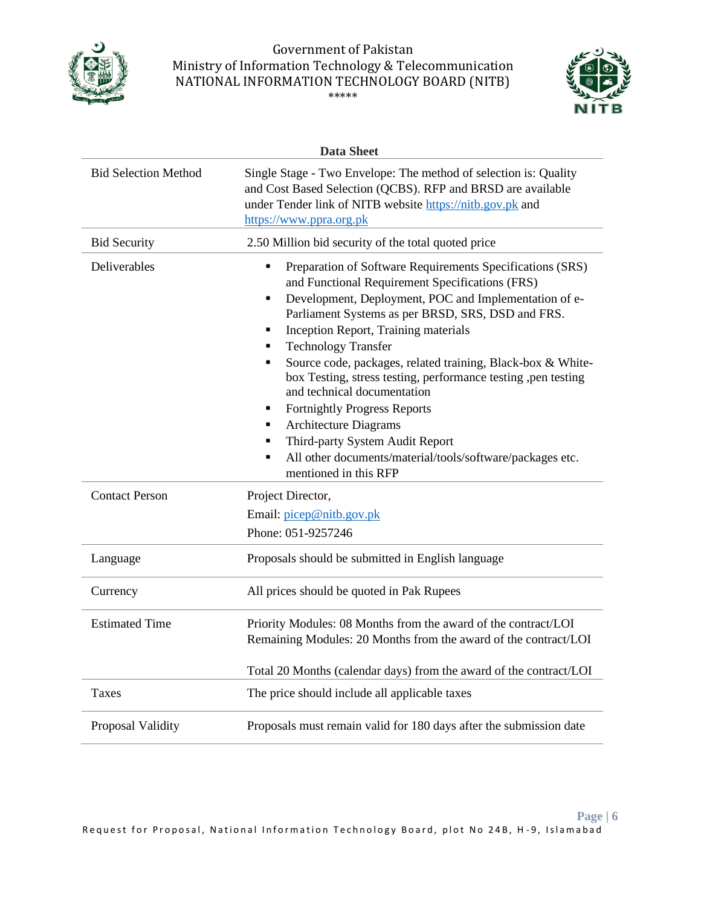Government of Pakistan
Ministry of Information Technology & Telecommunication
NATIONAL INFORMATION TECHNOLOGY BOARD (NITB)
*****

## Data Sheet

| | |
|---|---|
| Bid Selection Method | Single Stage - Two Envelope: The method of selection is: Quality and Cost Based Selection (QCBS). RFP and BRSD are available under Tender link of NITB website https://nitb.gov.pk and https://www.ppra.org.pk |
| Bid Security | 2.50 Million bid security of the total quoted price |
| Deliverables | ▪ Preparation of Software Requirements Specifications (SRS) and Functional Requirement Specifications (FRS)<br>▪ Development, Deployment, POC and Implementation of e-Parliament Systems as per BRSD, SRS, DSD and FRS.<br>▪ Inception Report, Training materials<br>▪ Technology Transfer<br>▪ Source code, packages, related training, Black-box & White-box Testing, stress testing, performance testing ,pen testing and technical documentation<br>▪ Fortnightly Progress Reports<br>▪ Architecture Diagrams<br>▪ Third-party System Audit Report<br>▪ All other documents/material/tools/software/packages etc. mentioned in this RFP |
| Contact Person | Project Director,<br>Email: picep@nitb.gov.pk<br>Phone: 051-9257246 |
| Language | Proposals should be submitted in English language |
| Currency | All prices should be quoted in Pak Rupees |
| Estimated Time | Priority Modules: 08 Months from the award of the contract/LOI<br>Remaining Modules: 20 Months from the award of the contract/LOI<br><br>Total 20 Months (calendar days) from the award of the contract/LOI |
| Taxes | The price should include all applicable taxes |
| Proposal Validity | Proposals must remain valid for 180 days after the submission date |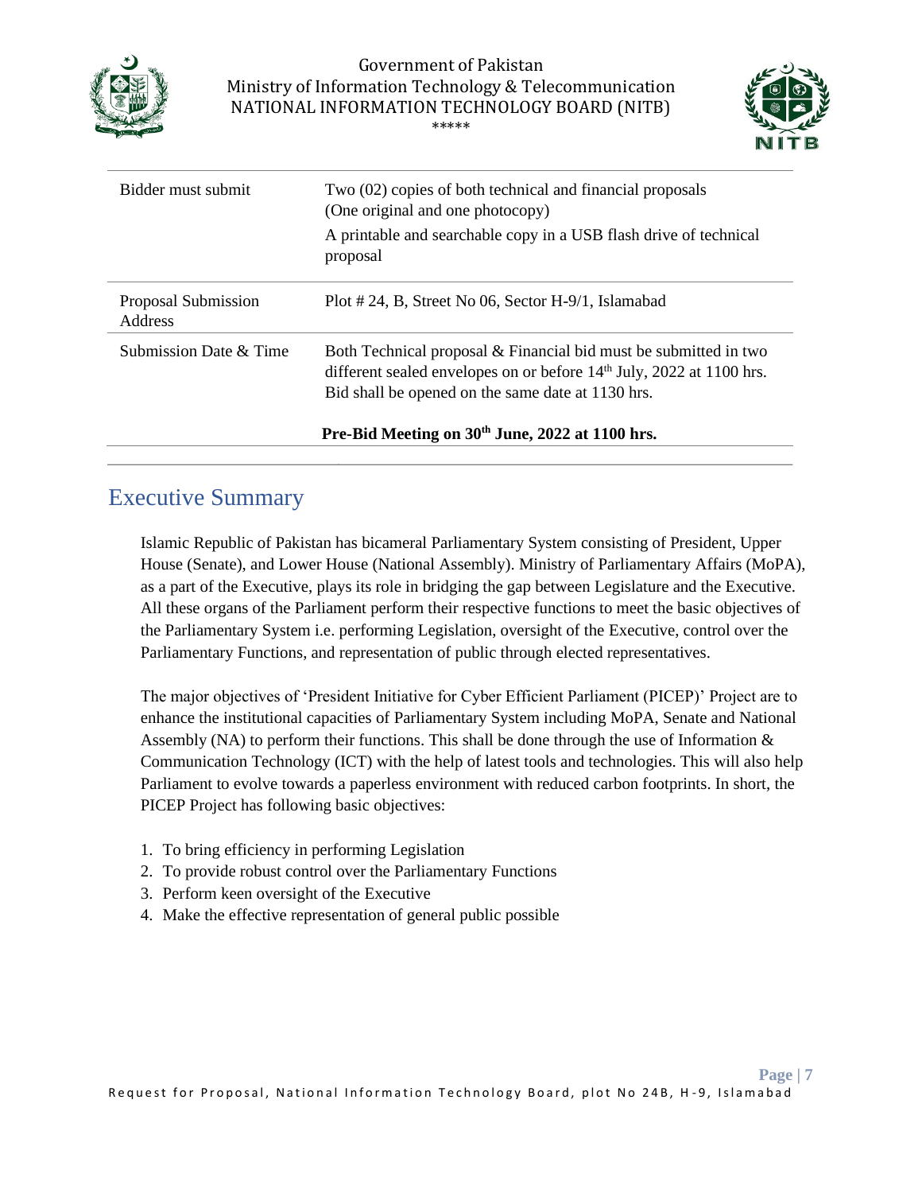Government of Pakistan
Ministry of Information Technology & Telecommunication
NATIONAL INFORMATION TECHNOLOGY BOARD (NITB)
*****

| | |
|---|---|
| Bidder must submit | Two (02) copies of both technical and financial proposals (One original and one photocopy)<br>A printable and searchable copy in a USB flash drive of technical proposal |
| Proposal Submission Address | Plot # 24, B, Street No 06, Sector H-9/1, Islamabad |
| Submission Date & Time | Both Technical proposal & Financial bid must be submitted in two different sealed envelopes on or before 14th July, 2022 at 1100 hrs. Bid shall be opened on the same date at 1130 hrs.<br>**Pre-Bid Meeting on 30th June, 2022 at 1100 hrs.** |

# Executive Summary

Islamic Republic of Pakistan has bicameral Parliamentary System consisting of President, Upper House (Senate), and Lower House (National Assembly). Ministry of Parliamentary Affairs (MoPA), as a part of the Executive, plays its role in bridging the gap between Legislature and the Executive. All these organs of the Parliament perform their respective functions to meet the basic objectives of the Parliamentary System i.e. performing Legislation, oversight of the Executive, control over the Parliamentary Functions, and representation of public through elected representatives.

The major objectives of 'President Initiative for Cyber Efficient Parliament (PICEP)' Project are to enhance the institutional capacities of Parliamentary System including MoPA, Senate and National Assembly (NA) to perform their functions. This shall be done through the use of Information & Communication Technology (ICT) with the help of latest tools and technologies. This will also help Parliament to evolve towards a paperless environment with reduced carbon footprints. In short, the PICEP Project has following basic objectives:

1. To bring efficiency in performing Legislation
2. To provide robust control over the Parliamentary Functions
3. Perform keen oversight of the Executive
4. Make the effective representation of general public possible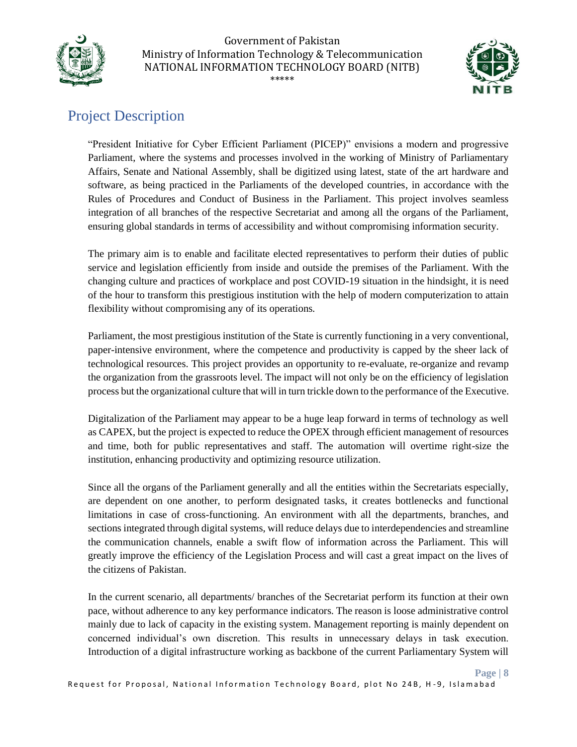## Project Description

"President Initiative for Cyber Efficient Parliament (PICEP)" envisions a modern and progressive Parliament, where the systems and processes involved in the working of Ministry of Parliamentary Affairs, Senate and National Assembly, shall be digitized using latest, state of the art hardware and software, as being practiced in the Parliaments of the developed countries, in accordance with the Rules of Procedures and Conduct of Business in the Parliament. This project involves seamless integration of all branches of the respective Secretariat and among all the organs of the Parliament, ensuring global standards in terms of accessibility and without compromising information security.

The primary aim is to enable and facilitate elected representatives to perform their duties of public service and legislation efficiently from inside and outside the premises of the Parliament. With the changing culture and practices of workplace and post COVID-19 situation in the hindsight, it is need of the hour to transform this prestigious institution with the help of modern computerization to attain flexibility without compromising any of its operations.

Parliament, the most prestigious institution of the State is currently functioning in a very conventional, paper-intensive environment, where the competence and productivity is capped by the sheer lack of technological resources. This project provides an opportunity to re-evaluate, re-organize and revamp the organization from the grassroots level. The impact will not only be on the efficiency of legislation process but the organizational culture that will in turn trickle down to the performance of the Executive.

Digitalization of the Parliament may appear to be a huge leap forward in terms of technology as well as CAPEX, but the project is expected to reduce the OPEX through efficient management of resources and time, both for public representatives and staff. The automation will overtime right-size the institution, enhancing productivity and optimizing resource utilization.

Since all the organs of the Parliament generally and all the entities within the Secretariats especially, are dependent on one another, to perform designated tasks, it creates bottlenecks and functional limitations in case of cross-functioning. An environment with all the departments, branches, and sections integrated through digital systems, will reduce delays due to interdependencies and streamline the communication channels, enable a swift flow of information across the Parliament. This will greatly improve the efficiency of the Legislation Process and will cast a great impact on the lives of the citizens of Pakistan.

In the current scenario, all departments/ branches of the Secretariat perform its function at their own pace, without adherence to any key performance indicators. The reason is loose administrative control mainly due to lack of capacity in the existing system. Management reporting is mainly dependent on concerned individual's own discretion. This results in unnecessary delays in task execution. Introduction of a digital infrastructure working as backbone of the current Parliamentary System will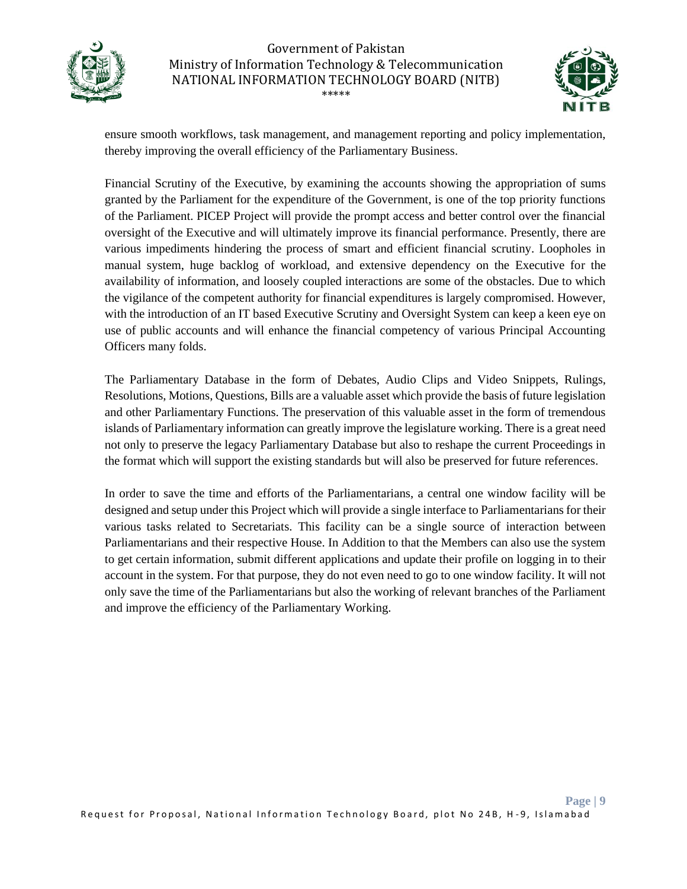ensure smooth workflows, task management, and management reporting and policy implementation, thereby improving the overall efficiency of the Parliamentary Business.

Financial Scrutiny of the Executive, by examining the accounts showing the appropriation of sums granted by the Parliament for the expenditure of the Government, is one of the top priority functions of the Parliament. PICEP Project will provide the prompt access and better control over the financial oversight of the Executive and will ultimately improve its financial performance. Presently, there are various impediments hindering the process of smart and efficient financial scrutiny. Loopholes in manual system, huge backlog of workload, and extensive dependency on the Executive for the availability of information, and loosely coupled interactions are some of the obstacles. Due to which the vigilance of the competent authority for financial expenditures is largely compromised. However, with the introduction of an IT based Executive Scrutiny and Oversight System can keep a keen eye on use of public accounts and will enhance the financial competency of various Principal Accounting Officers many folds.

The Parliamentary Database in the form of Debates, Audio Clips and Video Snippets, Rulings, Resolutions, Motions, Questions, Bills are a valuable asset which provide the basis of future legislation and other Parliamentary Functions. The preservation of this valuable asset in the form of tremendous islands of Parliamentary information can greatly improve the legislature working. There is a great need not only to preserve the legacy Parliamentary Database but also to reshape the current Proceedings in the format which will support the existing standards but will also be preserved for future references.

In order to save the time and efforts of the Parliamentarians, a central one window facility will be designed and setup under this Project which will provide a single interface to Parliamentarians for their various tasks related to Secretariats. This facility can be a single source of interaction between Parliamentarians and their respective House. In Addition to that the Members can also use the system to get certain information, submit different applications and update their profile on logging in to their account in the system. For that purpose, they do not even need to go to one window facility. It will not only save the time of the Parliamentarians but also the working of relevant branches of the Parliament and improve the efficiency of the Parliamentary Working.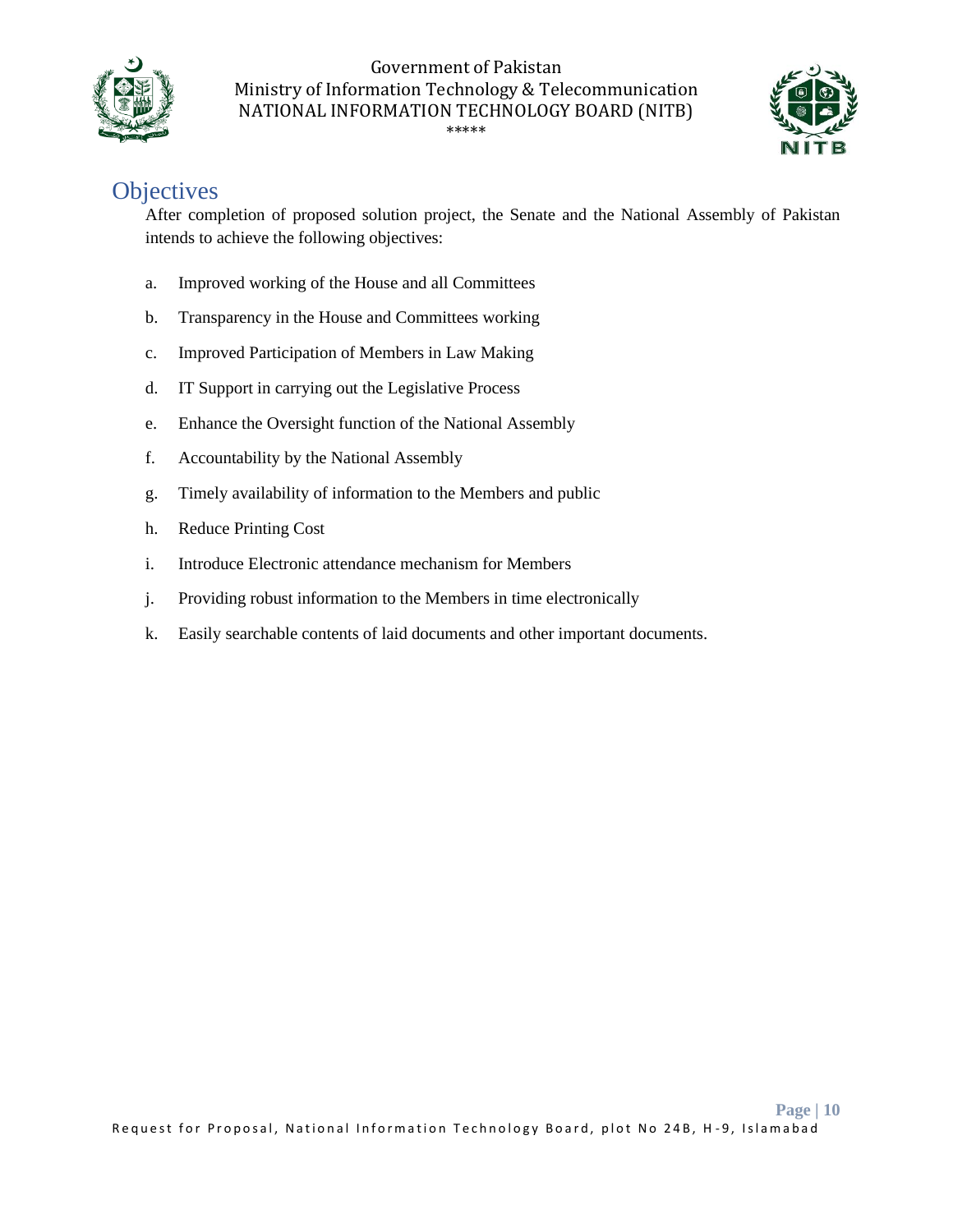## Objectives

After completion of proposed solution project, the Senate and the National Assembly of Pakistan intends to achieve the following objectives:

a. Improved working of the House and all Committees

b. Transparency in the House and Committees working

c. Improved Participation of Members in Law Making

d. IT Support in carrying out the Legislative Process

e. Enhance the Oversight function of the National Assembly

f. Accountability by the National Assembly

g. Timely availability of information to the Members and public

h. Reduce Printing Cost

i. Introduce Electronic attendance mechanism for Members

j. Providing robust information to the Members in time electronically

k. Easily searchable contents of laid documents and other important documents.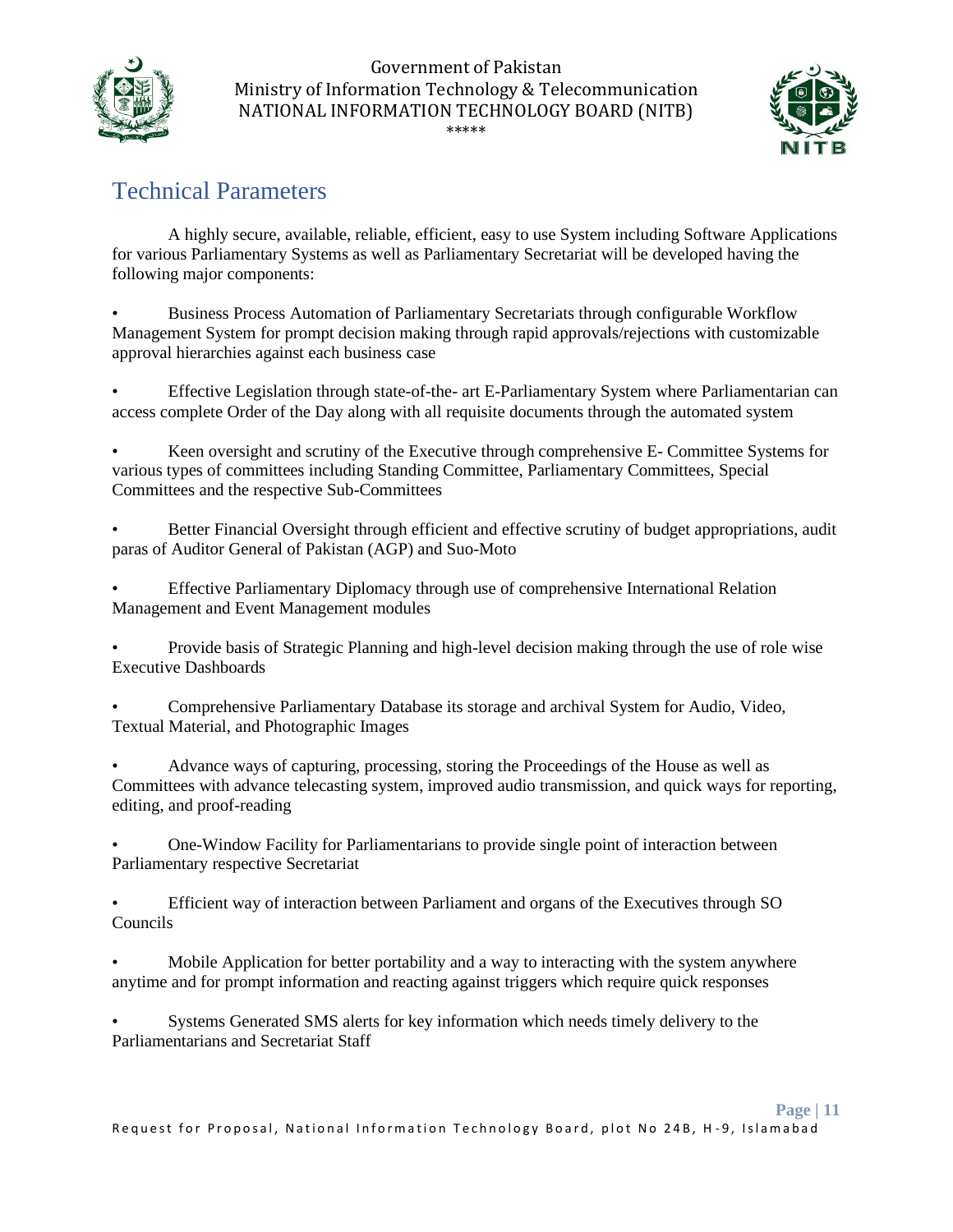## Technical Parameters

A highly secure, available, reliable, efficient, easy to use System including Software Applications for various Parliamentary Systems as well as Parliamentary Secretariat will be developed having the following major components:

- Business Process Automation of Parliamentary Secretariats through configurable Workflow Management System for prompt decision making through rapid approvals/rejections with customizable approval hierarchies against each business case
- Effective Legislation through state-of-the- art E-Parliamentary System where Parliamentarian can access complete Order of the Day along with all requisite documents through the automated system
- Keen oversight and scrutiny of the Executive through comprehensive E- Committee Systems for various types of committees including Standing Committee, Parliamentary Committees, Special Committees and the respective Sub-Committees
- Better Financial Oversight through efficient and effective scrutiny of budget appropriations, audit paras of Auditor General of Pakistan (AGP) and Suo-Moto
- Effective Parliamentary Diplomacy through use of comprehensive International Relation Management and Event Management modules
- Provide basis of Strategic Planning and high-level decision making through the use of role wise Executive Dashboards
- Comprehensive Parliamentary Database its storage and archival System for Audio, Video, Textual Material, and Photographic Images
- Advance ways of capturing, processing, storing the Proceedings of the House as well as Committees with advance telecasting system, improved audio transmission, and quick ways for reporting, editing, and proof-reading
- One-Window Facility for Parliamentarians to provide single point of interaction between Parliamentary respective Secretariat
- Efficient way of interaction between Parliament and organs of the Executives through SO Councils
- Mobile Application for better portability and a way to interacting with the system anywhere anytime and for prompt information and reacting against triggers which require quick responses
- Systems Generated SMS alerts for key information which needs timely delivery to the Parliamentarians and Secretariat Staff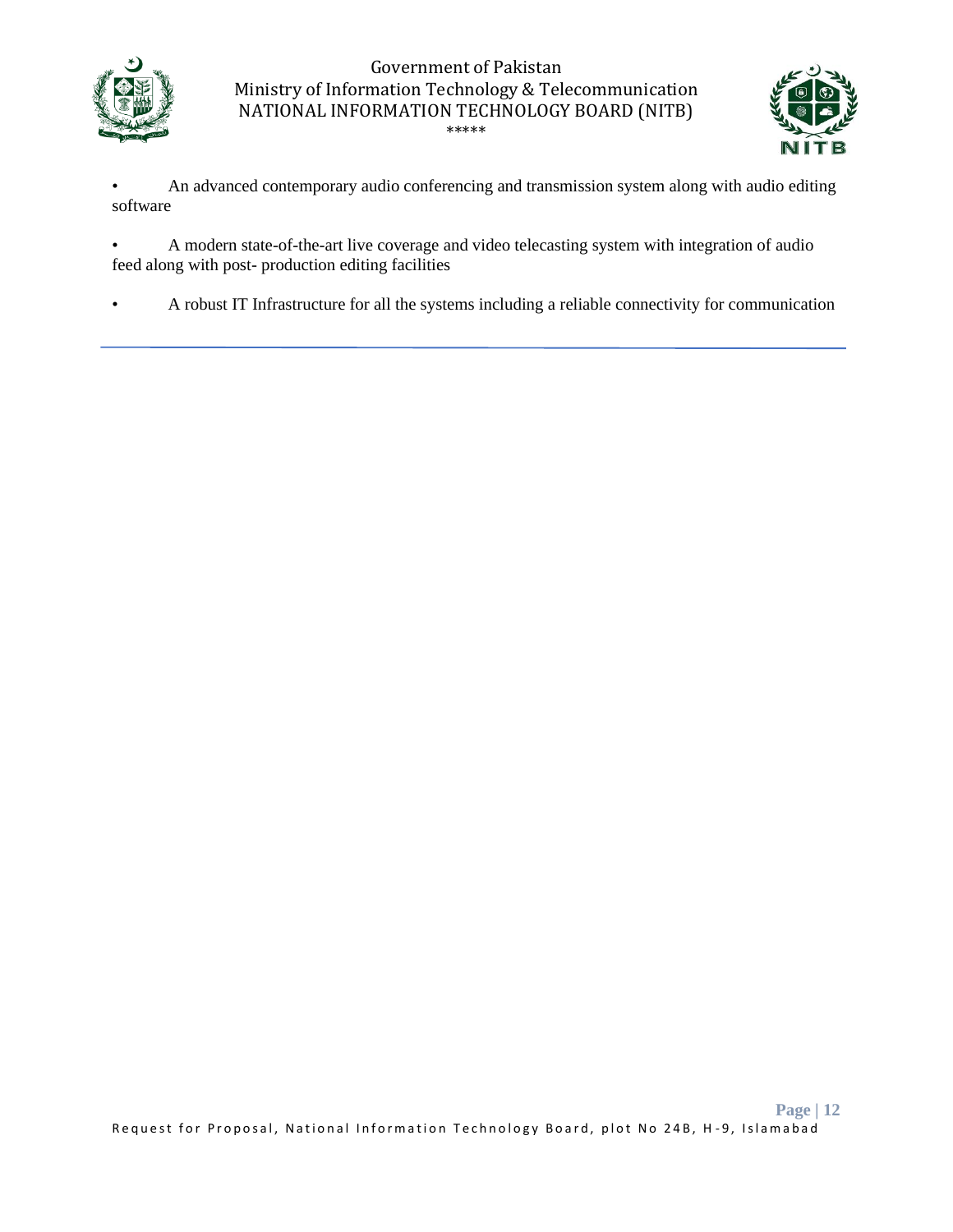- An advanced contemporary audio conferencing and transmission system along with audio editing software

- A modern state-of-the-art live coverage and video telecasting system with integration of audio feed along with post- production editing facilities

- A robust IT Infrastructure for all the systems including a reliable connectivity for communication

---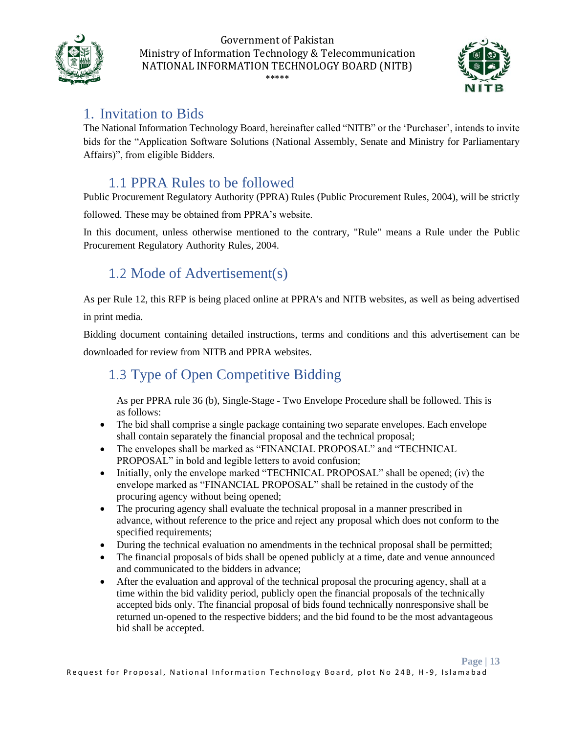# 1. Invitation to Bids

The National Information Technology Board, hereinafter called "NITB" or the 'Purchaser', intends to invite bids for the "Application Software Solutions (National Assembly, Senate and Ministry for Parliamentary Affairs)", from eligible Bidders.

## 1.1 PPRA Rules to be followed

Public Procurement Regulatory Authority (PPRA) Rules (Public Procurement Rules, 2004), will be strictly followed. These may be obtained from PPRA's website.

In this document, unless otherwise mentioned to the contrary, "Rule" means a Rule under the Public Procurement Regulatory Authority Rules, 2004.

## 1.2 Mode of Advertisement(s)

As per Rule 12, this RFP is being placed online at PPRA's and NITB websites, as well as being advertised in print media.

Bidding document containing detailed instructions, terms and conditions and this advertisement can be downloaded for review from NITB and PPRA websites.

## 1.3 Type of Open Competitive Bidding

As per PPRA rule 36 (b), Single-Stage - Two Envelope Procedure shall be followed. This is as follows:

- The bid shall comprise a single package containing two separate envelopes. Each envelope shall contain separately the financial proposal and the technical proposal;
- The envelopes shall be marked as "FINANCIAL PROPOSAL" and "TECHNICAL PROPOSAL" in bold and legible letters to avoid confusion;
- Initially, only the envelope marked "TECHNICAL PROPOSAL" shall be opened; (iv) the envelope marked as "FINANCIAL PROPOSAL" shall be retained in the custody of the procuring agency without being opened;
- The procuring agency shall evaluate the technical proposal in a manner prescribed in advance, without reference to the price and reject any proposal which does not conform to the specified requirements;
- During the technical evaluation no amendments in the technical proposal shall be permitted;
- The financial proposals of bids shall be opened publicly at a time, date and venue announced and communicated to the bidders in advance;
- After the evaluation and approval of the technical proposal the procuring agency, shall at a time within the bid validity period, publicly open the financial proposals of the technically accepted bids only. The financial proposal of bids found technically nonresponsive shall be returned un-opened to the respective bidders; and the bid found to be the most advantageous bid shall be accepted.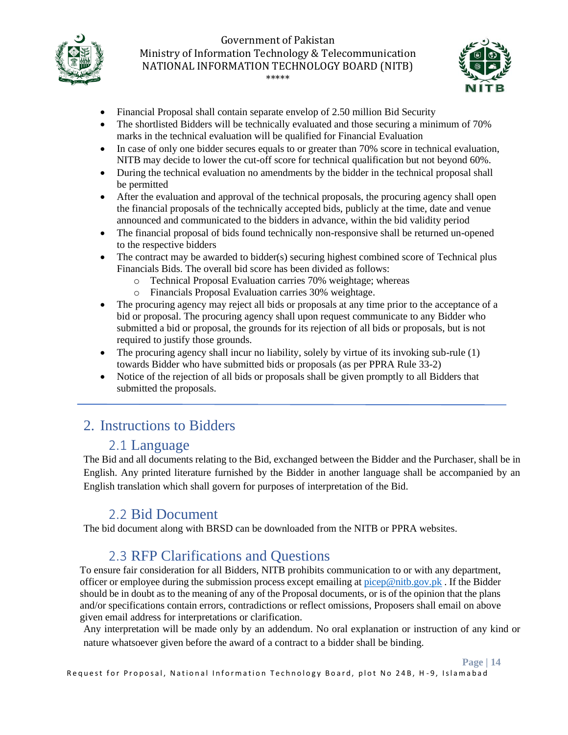- Financial Proposal shall contain separate envelop of 2.50 million Bid Security
- The shortlisted Bidders will be technically evaluated and those securing a minimum of 70% marks in the technical evaluation will be qualified for Financial Evaluation
- In case of only one bidder secures equals to or greater than 70% score in technical evaluation, NITB may decide to lower the cut-off score for technical qualification but not beyond 60%.
- During the technical evaluation no amendments by the bidder in the technical proposal shall be permitted
- After the evaluation and approval of the technical proposals, the procuring agency shall open the financial proposals of the technically accepted bids, publicly at the time, date and venue announced and communicated to the bidders in advance, within the bid validity period
- The financial proposal of bids found technically non-responsive shall be returned un-opened to the respective bidders
- The contract may be awarded to bidder(s) securing highest combined score of Technical plus Financials Bids. The overall bid score has been divided as follows:
  - Technical Proposal Evaluation carries 70% weightage; whereas
  - Financials Proposal Evaluation carries 30% weightage.
- The procuring agency may reject all bids or proposals at any time prior to the acceptance of a bid or proposal. The procuring agency shall upon request communicate to any Bidder who submitted a bid or proposal, the grounds for its rejection of all bids or proposals, but is not required to justify those grounds.
- The procuring agency shall incur no liability, solely by virtue of its invoking sub-rule (1) towards Bidder who have submitted bids or proposals (as per PPRA Rule 33-2)
- Notice of the rejection of all bids or proposals shall be given promptly to all Bidders that submitted the proposals.

---

# 2. Instructions to Bidders

## 2.1 Language

The Bid and all documents relating to the Bid, exchanged between the Bidder and the Purchaser, shall be in English. Any printed literature furnished by the Bidder in another language shall be accompanied by an English translation which shall govern for purposes of interpretation of the Bid.

## 2.2 Bid Document

The bid document along with BRSD can be downloaded from the NITB or PPRA websites.

## 2.3 RFP Clarifications and Questions

To ensure fair consideration for all Bidders, NITB prohibits communication to or with any department, officer or employee during the submission process except emailing at picep@nitb.gov.pk . If the Bidder should be in doubt as to the meaning of any of the Proposal documents, or is of the opinion that the plans and/or specifications contain errors, contradictions or reflect omissions, Proposers shall email on above given email address for interpretations or clarification.

Any interpretation will be made only by an addendum. No oral explanation or instruction of any kind or nature whatsoever given before the award of a contract to a bidder shall be binding.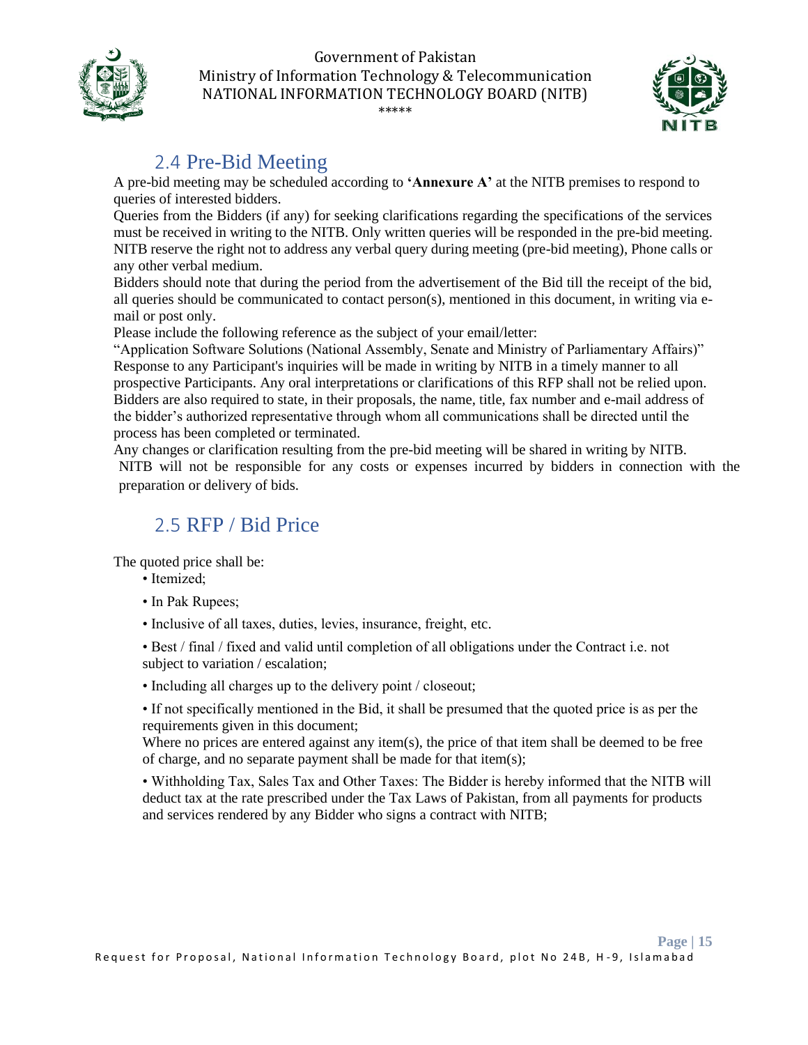## 2.4 Pre-Bid Meeting

A pre-bid meeting may be scheduled according to **'Annexure A'** at the NITB premises to respond to queries of interested bidders.

Queries from the Bidders (if any) for seeking clarifications regarding the specifications of the services must be received in writing to the NITB. Only written queries will be responded in the pre-bid meeting. NITB reserve the right not to address any verbal query during meeting (pre-bid meeting), Phone calls or any other verbal medium.

Bidders should note that during the period from the advertisement of the Bid till the receipt of the bid, all queries should be communicated to contact person(s), mentioned in this document, in writing via e-mail or post only.

Please include the following reference as the subject of your email/letter:

"Application Software Solutions (National Assembly, Senate and Ministry of Parliamentary Affairs)"

Response to any Participant's inquiries will be made in writing by NITB in a timely manner to all prospective Participants. Any oral interpretations or clarifications of this RFP shall not be relied upon. Bidders are also required to state, in their proposals, the name, title, fax number and e-mail address of the bidder's authorized representative through whom all communications shall be directed until the process has been completed or terminated.

Any changes or clarification resulting from the pre-bid meeting will be shared in writing by NITB.

NITB will not be responsible for any costs or expenses incurred by bidders in connection with the preparation or delivery of bids.

## 2.5 RFP / Bid Price

The quoted price shall be:

- Itemized;
- In Pak Rupees;
- Inclusive of all taxes, duties, levies, insurance, freight, etc.
- Best / final / fixed and valid until completion of all obligations under the Contract i.e. not subject to variation / escalation;
- Including all charges up to the delivery point / closeout;
- If not specifically mentioned in the Bid, it shall be presumed that the quoted price is as per the requirements given in this document;
  Where no prices are entered against any item(s), the price of that item shall be deemed to be free of charge, and no separate payment shall be made for that item(s);
- Withholding Tax, Sales Tax and Other Taxes: The Bidder is hereby informed that the NITB will deduct tax at the rate prescribed under the Tax Laws of Pakistan, from all payments for products and services rendered by any Bidder who signs a contract with NITB;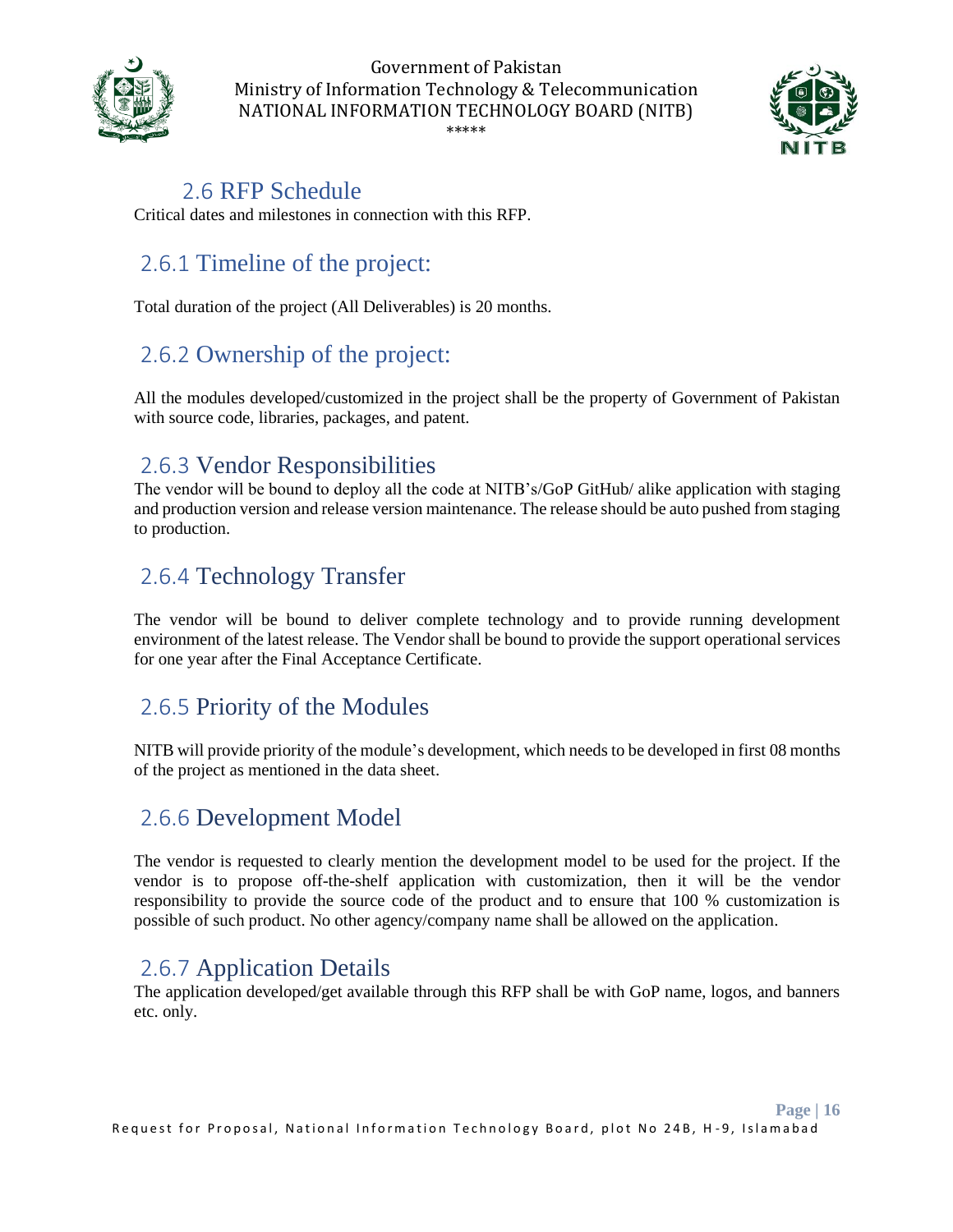## 2.6 RFP Schedule

Critical dates and milestones in connection with this RFP.

### 2.6.1 Timeline of the project:

Total duration of the project (All Deliverables) is 20 months.

### 2.6.2 Ownership of the project:

All the modules developed/customized in the project shall be the property of Government of Pakistan with source code, libraries, packages, and patent.

### 2.6.3 Vendor Responsibilities

The vendor will be bound to deploy all the code at NITB's/GoP GitHub/ alike application with staging and production version and release version maintenance. The release should be auto pushed from staging to production.

### 2.6.4 Technology Transfer

The vendor will be bound to deliver complete technology and to provide running development environment of the latest release. The Vendor shall be bound to provide the support operational services for one year after the Final Acceptance Certificate.

### 2.6.5 Priority of the Modules

NITB will provide priority of the module's development, which needs to be developed in first 08 months of the project as mentioned in the data sheet.

### 2.6.6 Development Model

The vendor is requested to clearly mention the development model to be used for the project. If the vendor is to propose off-the-shelf application with customization, then it will be the vendor responsibility to provide the source code of the product and to ensure that 100 % customization is possible of such product. No other agency/company name shall be allowed on the application.

### 2.6.7 Application Details

The application developed/get available through this RFP shall be with GoP name, logos, and banners etc. only.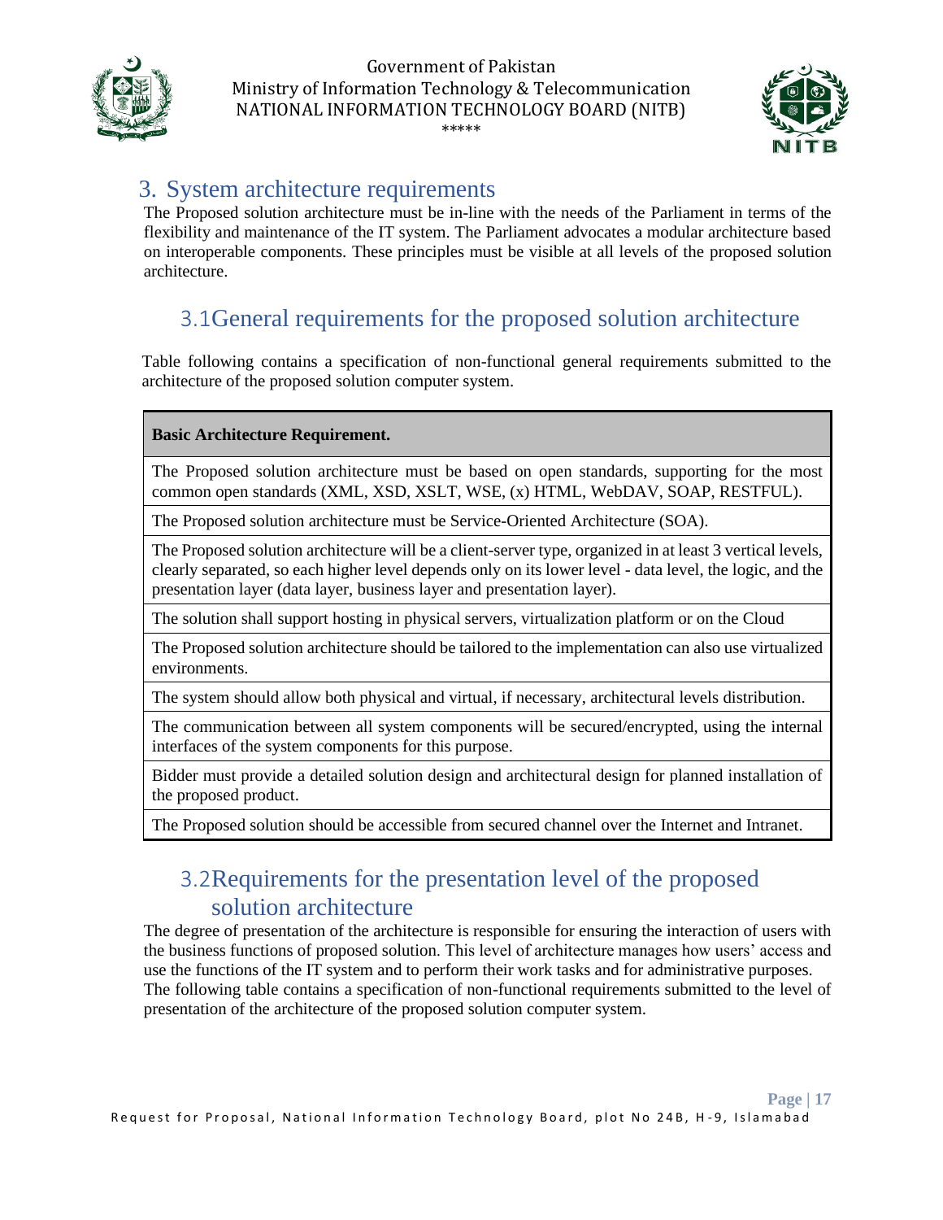## 3. System architecture requirements

The Proposed solution architecture must be in-line with the needs of the Parliament in terms of the flexibility and maintenance of the IT system. The Parliament advocates a modular architecture based on interoperable components. These principles must be visible at all levels of the proposed solution architecture.

### 3.1 General requirements for the proposed solution architecture

Table following contains a specification of non-functional general requirements submitted to the architecture of the proposed solution computer system.

| **Basic Architecture Requirement.** |
|---|
| The Proposed solution architecture must be based on open standards, supporting for the most common open standards (XML, XSD, XSLT, WSE, (x) HTML, WebDAV, SOAP, RESTFUL). |
| The Proposed solution architecture must be Service-Oriented Architecture (SOA). |
| The Proposed solution architecture will be a client-server type, organized in at least 3 vertical levels, clearly separated, so each higher level depends only on its lower level - data level, the logic, and the presentation layer (data layer, business layer and presentation layer). |
| The solution shall support hosting in physical servers, virtualization platform or on the Cloud |
| The Proposed solution architecture should be tailored to the implementation can also use virtualized environments. |
| The system should allow both physical and virtual, if necessary, architectural levels distribution. |
| The communication between all system components will be secured/encrypted, using the internal interfaces of the system components for this purpose. |
| Bidder must provide a detailed solution design and architectural design for planned installation of the proposed product. |
| The Proposed solution should be accessible from secured channel over the Internet and Intranet. |

### 3.2 Requirements for the presentation level of the proposed solution architecture

The degree of presentation of the architecture is responsible for ensuring the interaction of users with the business functions of proposed solution. This level of architecture manages how users' access and use the functions of the IT system and to perform their work tasks and for administrative purposes. The following table contains a specification of non-functional requirements submitted to the level of presentation of the architecture of the proposed solution computer system.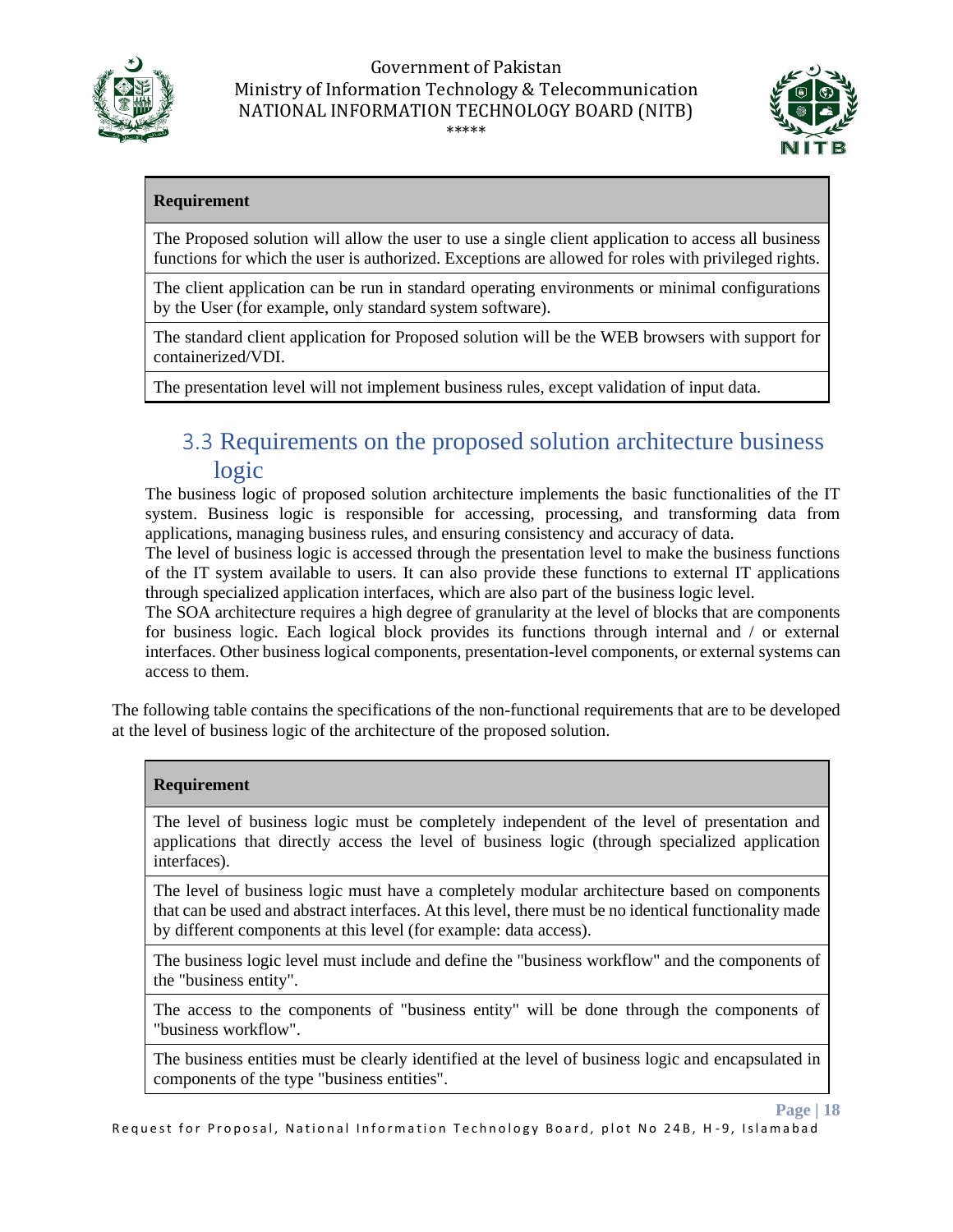| Requirement |
| --- |
| The Proposed solution will allow the user to use a single client application to access all business functions for which the user is authorized. Exceptions are allowed for roles with privileged rights. |
| The client application can be run in standard operating environments or minimal configurations by the User (for example, only standard system software). |
| The standard client application for Proposed solution will be the WEB browsers with support for containerized/VDI. |
| The presentation level will not implement business rules, except validation of input data. |

## 3.3 Requirements on the proposed solution architecture business logic

The business logic of proposed solution architecture implements the basic functionalities of the IT system. Business logic is responsible for accessing, processing, and transforming data from applications, managing business rules, and ensuring consistency and accuracy of data.

The level of business logic is accessed through the presentation level to make the business functions of the IT system available to users. It can also provide these functions to external IT applications through specialized application interfaces, which are also part of the business logic level.

The SOA architecture requires a high degree of granularity at the level of blocks that are components for business logic. Each logical block provides its functions through internal and / or external interfaces. Other business logical components, presentation-level components, or external systems can access to them.

The following table contains the specifications of the non-functional requirements that are to be developed at the level of business logic of the architecture of the proposed solution.

| Requirement |
| --- |
| The level of business logic must be completely independent of the level of presentation and applications that directly access the level of business logic (through specialized application interfaces). |
| The level of business logic must have a completely modular architecture based on components that can be used and abstract interfaces. At this level, there must be no identical functionality made by different components at this level (for example: data access). |
| The business logic level must include and define the "business workflow" and the components of the "business entity". |
| The access to the components of "business entity" will be done through the components of "business workflow". |
| The business entities must be clearly identified at the level of business logic and encapsulated in components of the type "business entities". |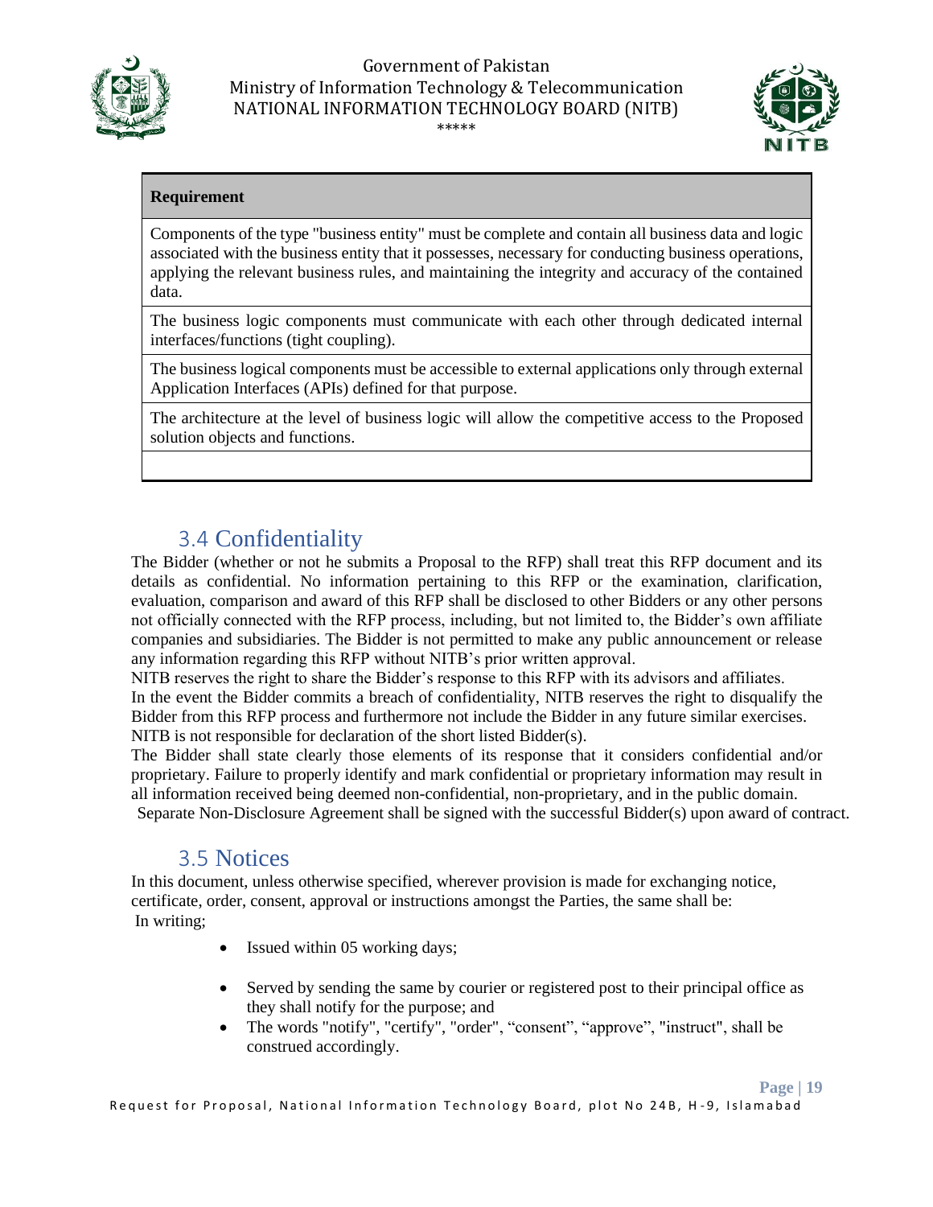| Requirement |
| --- |
| Components of the type "business entity" must be complete and contain all business data and logic associated with the business entity that it possesses, necessary for conducting business operations, applying the relevant business rules, and maintaining the integrity and accuracy of the contained data. |
| The business logic components must communicate with each other through dedicated internal interfaces/functions (tight coupling). |
| The business logical components must be accessible to external applications only through external Application Interfaces (APIs) defined for that purpose. |
| The architecture at the level of business logic will allow the competitive access to the Proposed solution objects and functions. |
| |

## 3.4 Confidentiality

The Bidder (whether or not he submits a Proposal to the RFP) shall treat this RFP document and its details as confidential. No information pertaining to this RFP or the examination, clarification, evaluation, comparison and award of this RFP shall be disclosed to other Bidders or any other persons not officially connected with the RFP process, including, but not limited to, the Bidder's own affiliate companies and subsidiaries. The Bidder is not permitted to make any public announcement or release any information regarding this RFP without NITB's prior written approval.

NITB reserves the right to share the Bidder's response to this RFP with its advisors and affiliates.

In the event the Bidder commits a breach of confidentiality, NITB reserves the right to disqualify the Bidder from this RFP process and furthermore not include the Bidder in any future similar exercises.

NITB is not responsible for declaration of the short listed Bidder(s).

The Bidder shall state clearly those elements of its response that it considers confidential and/or proprietary. Failure to properly identify and mark confidential or proprietary information may result in all information received being deemed non-confidential, non-proprietary, and in the public domain.

Separate Non-Disclosure Agreement shall be signed with the successful Bidder(s) upon award of contract.

## 3.5 Notices

In this document, unless otherwise specified, wherever provision is made for exchanging notice, certificate, order, consent, approval or instructions amongst the Parties, the same shall be:

In writing;

- Issued within 05 working days;
- Served by sending the same by courier or registered post to their principal office as they shall notify for the purpose; and
- The words "notify", "certify", "order", "consent", "approve", "instruct", shall be construed accordingly.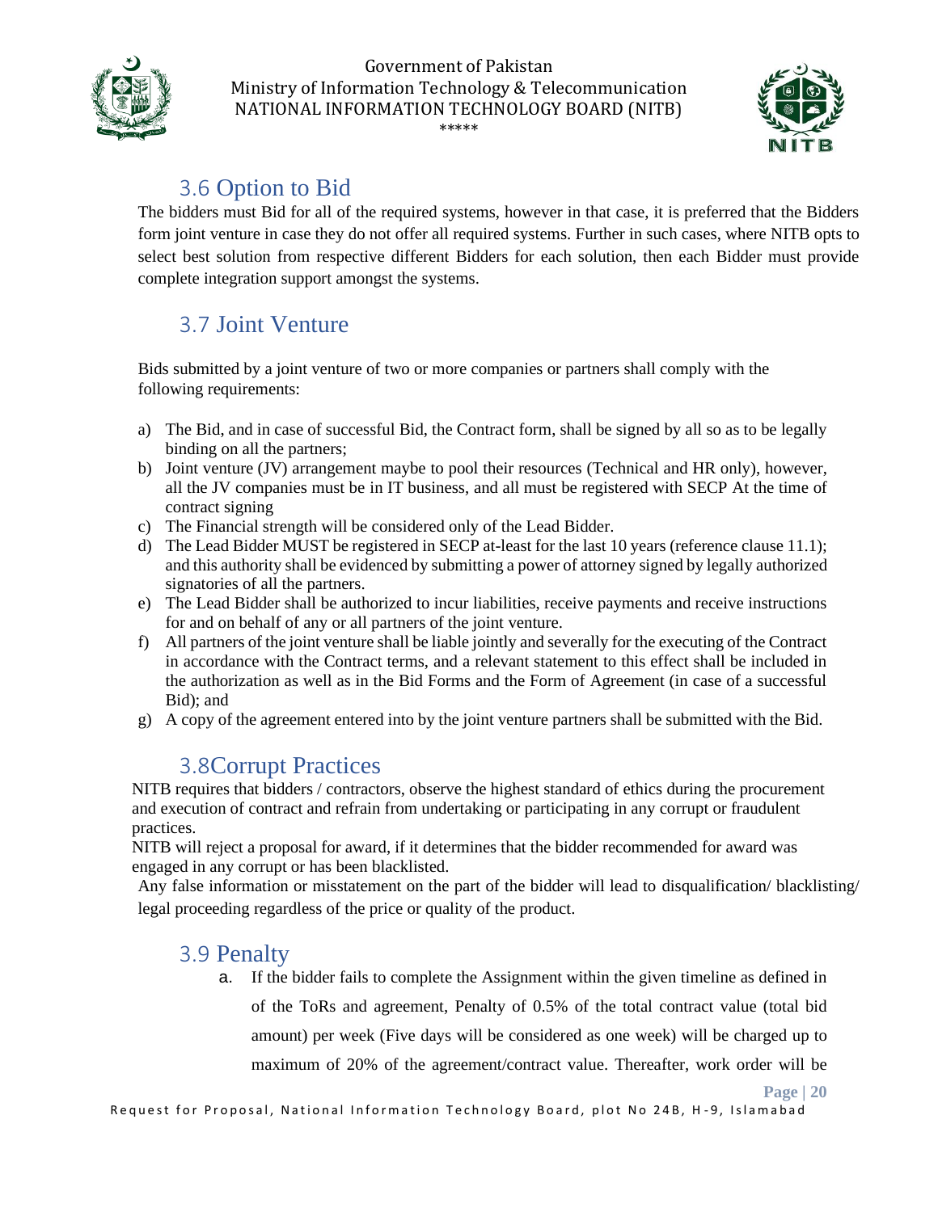## 3.6 Option to Bid

The bidders must Bid for all of the required systems, however in that case, it is preferred that the Bidders form joint venture in case they do not offer all required systems. Further in such cases, where NITB opts to select best solution from respective different Bidders for each solution, then each Bidder must provide complete integration support amongst the systems.

## 3.7 Joint Venture

Bids submitted by a joint venture of two or more companies or partners shall comply with the following requirements:

a) The Bid, and in case of successful Bid, the Contract form, shall be signed by all so as to be legally binding on all the partners;
b) Joint venture (JV) arrangement maybe to pool their resources (Technical and HR only), however, all the JV companies must be in IT business, and all must be registered with SECP At the time of contract signing
c) The Financial strength will be considered only of the Lead Bidder.
d) The Lead Bidder MUST be registered in SECP at-least for the last 10 years (reference clause 11.1); and this authority shall be evidenced by submitting a power of attorney signed by legally authorized signatories of all the partners.
e) The Lead Bidder shall be authorized to incur liabilities, receive payments and receive instructions for and on behalf of any or all partners of the joint venture.
f) All partners of the joint venture shall be liable jointly and severally for the executing of the Contract in accordance with the Contract terms, and a relevant statement to this effect shall be included in the authorization as well as in the Bid Forms and the Form of Agreement (in case of a successful Bid); and
g) A copy of the agreement entered into by the joint venture partners shall be submitted with the Bid.

## 3.8Corrupt Practices

NITB requires that bidders / contractors, observe the highest standard of ethics during the procurement and execution of contract and refrain from undertaking or participating in any corrupt or fraudulent practices.

NITB will reject a proposal for award, if it determines that the bidder recommended for award was engaged in any corrupt or has been blacklisted.

Any false information or misstatement on the part of the bidder will lead to disqualification/ blacklisting/ legal proceeding regardless of the price or quality of the product.

## 3.9 Penalty

a. If the bidder fails to complete the Assignment within the given timeline as defined in of the ToRs and agreement, Penalty of 0.5% of the total contract value (total bid amount) per week (Five days will be considered as one week) will be charged up to maximum of 20% of the agreement/contract value. Thereafter, work order will be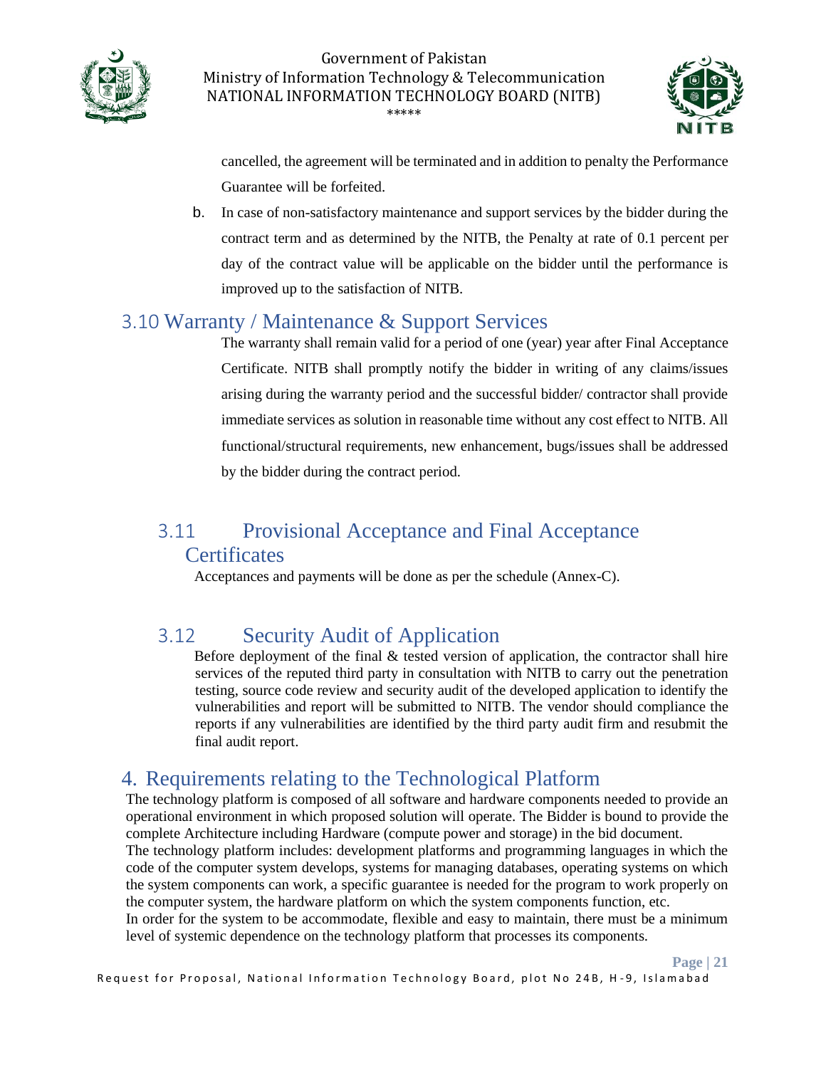cancelled, the agreement will be terminated and in addition to penalty the Performance Guarantee will be forfeited.

b. In case of non-satisfactory maintenance and support services by the bidder during the contract term and as determined by the NITB, the Penalty at rate of 0.1 percent per day of the contract value will be applicable on the bidder until the performance is improved up to the satisfaction of NITB.

## 3.10 Warranty / Maintenance & Support Services

The warranty shall remain valid for a period of one (year) year after Final Acceptance Certificate. NITB shall promptly notify the bidder in writing of any claims/issues arising during the warranty period and the successful bidder/ contractor shall provide immediate services as solution in reasonable time without any cost effect to NITB. All functional/structural requirements, new enhancement, bugs/issues shall be addressed by the bidder during the contract period.

## 3.11 Provisional Acceptance and Final Acceptance Certificates

Acceptances and payments will be done as per the schedule (Annex-C).

## 3.12 Security Audit of Application

Before deployment of the final & tested version of application, the contractor shall hire services of the reputed third party in consultation with NITB to carry out the penetration testing, source code review and security audit of the developed application to identify the vulnerabilities and report will be submitted to NITB. The vendor should compliance the reports if any vulnerabilities are identified by the third party audit firm and resubmit the final audit report.

# 4. Requirements relating to the Technological Platform

The technology platform is composed of all software and hardware components needed to provide an operational environment in which proposed solution will operate. The Bidder is bound to provide the complete Architecture including Hardware (compute power and storage) in the bid document.

The technology platform includes: development platforms and programming languages in which the code of the computer system develops, systems for managing databases, operating systems on which the system components can work, a specific guarantee is needed for the program to work properly on the computer system, the hardware platform on which the system components function, etc.

In order for the system to be accommodate, flexible and easy to maintain, there must be a minimum level of systemic dependence on the technology platform that processes its components.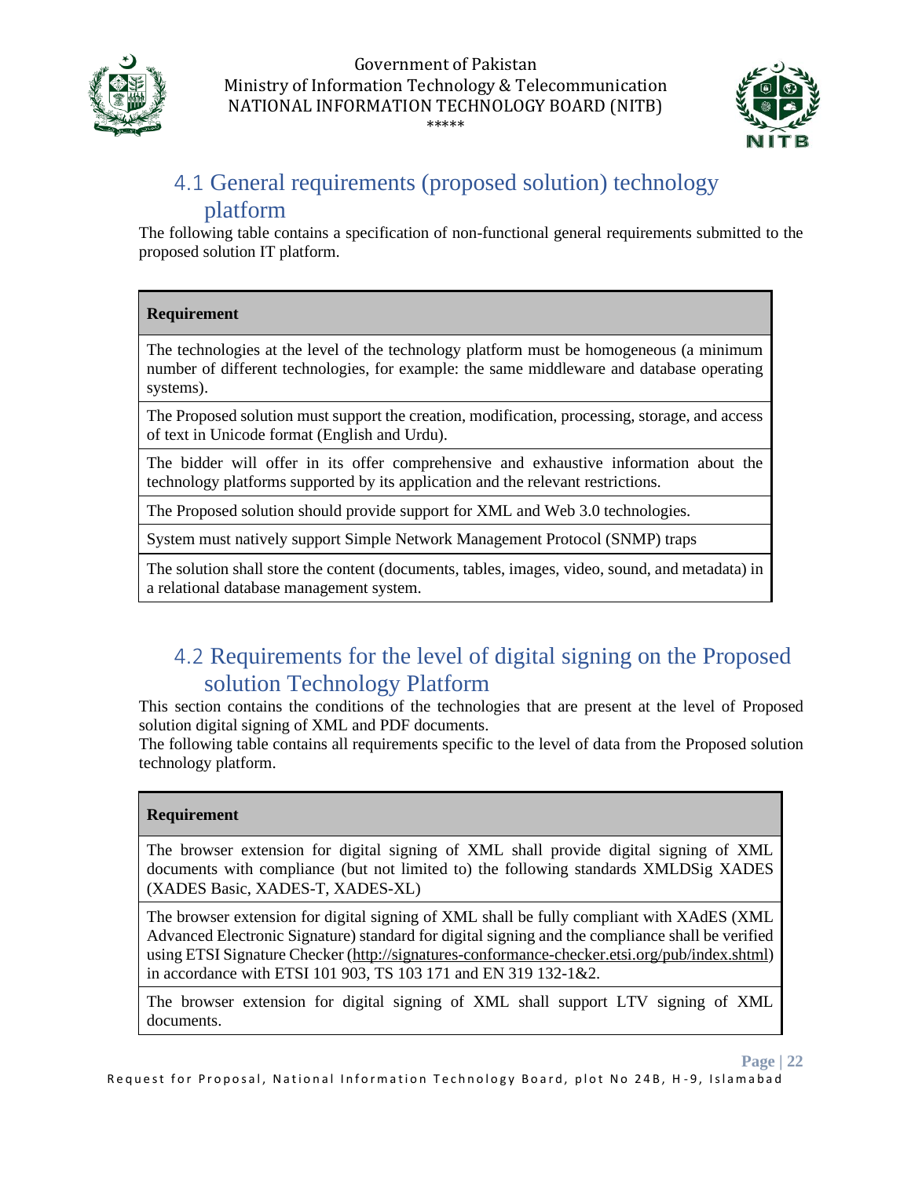## 4.1 General requirements (proposed solution) technology platform

The following table contains a specification of non-functional general requirements submitted to the proposed solution IT platform.

| Requirement |
|---|
| The technologies at the level of the technology platform must be homogeneous (a minimum number of different technologies, for example: the same middleware and database operating systems). |
| The Proposed solution must support the creation, modification, processing, storage, and access of text in Unicode format (English and Urdu). |
| The bidder will offer in its offer comprehensive and exhaustive information about the technology platforms supported by its application and the relevant restrictions. |
| The Proposed solution should provide support for XML and Web 3.0 technologies. |
| System must natively support Simple Network Management Protocol (SNMP) traps |
| The solution shall store the content (documents, tables, images, video, sound, and metadata) in a relational database management system. |

## 4.2 Requirements for the level of digital signing on the Proposed solution Technology Platform

This section contains the conditions of the technologies that are present at the level of Proposed solution digital signing of XML and PDF documents.
The following table contains all requirements specific to the level of data from the Proposed solution technology platform.

| Requirement |
|---|
| The browser extension for digital signing of XML shall provide digital signing of XML documents with compliance (but not limited to) the following standards XMLDSig XADES (XADES Basic, XADES-T, XADES-XL) |
| The browser extension for digital signing of XML shall be fully compliant with XAdES (XML Advanced Electronic Signature) standard for digital signing and the compliance shall be verified using ETSI Signature Checker (http://signatures-conformance-checker.etsi.org/pub/index.shtml) in accordance with ETSI 101 903, TS 103 171 and EN 319 132-1&2. |
| The browser extension for digital signing of XML shall support LTV signing of XML documents. |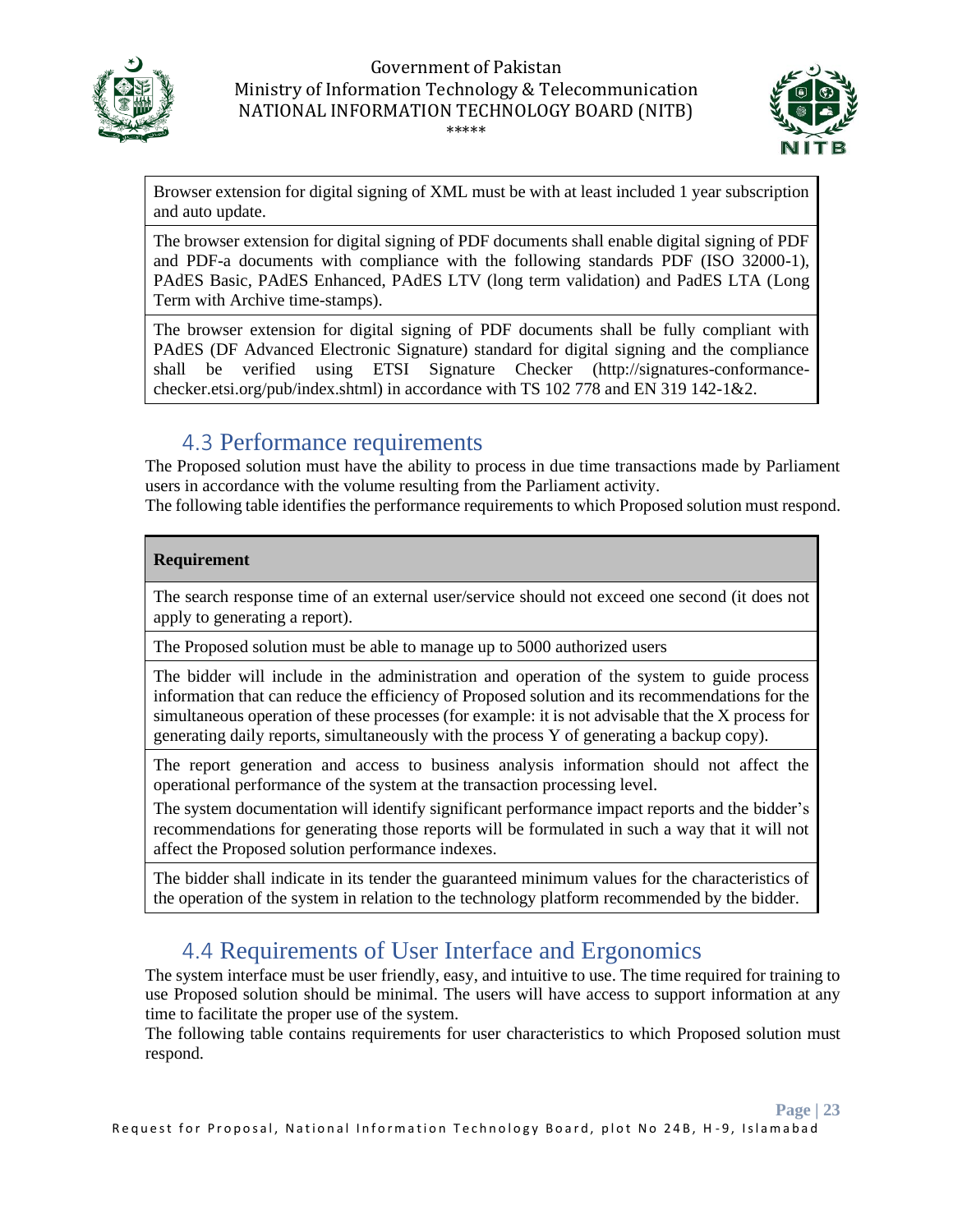| |
|---|
| Browser extension for digital signing of XML must be with at least included 1 year subscription and auto update. |
| The browser extension for digital signing of PDF documents shall enable digital signing of PDF and PDF-a documents with compliance with the following standards PDF (ISO 32000-1), PAdES Basic, PAdES Enhanced, PAdES LTV (long term validation) and PadES LTA (Long Term with Archive time-stamps). |
| The browser extension for digital signing of PDF documents shall be fully compliant with PAdES (DF Advanced Electronic Signature) standard for digital signing and the compliance shall be verified using ETSI Signature Checker (http://signatures-conformance-checker.etsi.org/pub/index.shtml) in accordance with TS 102 778 and EN 319 142-1&2. |

## 4.3 Performance requirements

The Proposed solution must have the ability to process in due time transactions made by Parliament users in accordance with the volume resulting from the Parliament activity.

The following table identifies the performance requirements to which Proposed solution must respond.

| **Requirement** |
|---|
| The search response time of an external user/service should not exceed one second (it does not apply to generating a report). |
| The Proposed solution must be able to manage up to 5000 authorized users |
| The bidder will include in the administration and operation of the system to guide process information that can reduce the efficiency of Proposed solution and its recommendations for the simultaneous operation of these processes (for example: it is not advisable that the X process for generating daily reports, simultaneously with the process Y of generating a backup copy). |
| The report generation and access to business analysis information should not affect the operational performance of the system at the transaction processing level.<br>The system documentation will identify significant performance impact reports and the bidder's recommendations for generating those reports will be formulated in such a way that it will not affect the Proposed solution performance indexes. |
| The bidder shall indicate in its tender the guaranteed minimum values for the characteristics of the operation of the system in relation to the technology platform recommended by the bidder. |

## 4.4 Requirements of User Interface and Ergonomics

The system interface must be user friendly, easy, and intuitive to use. The time required for training to use Proposed solution should be minimal. The users will have access to support information at any time to facilitate the proper use of the system.

The following table contains requirements for user characteristics to which Proposed solution must respond.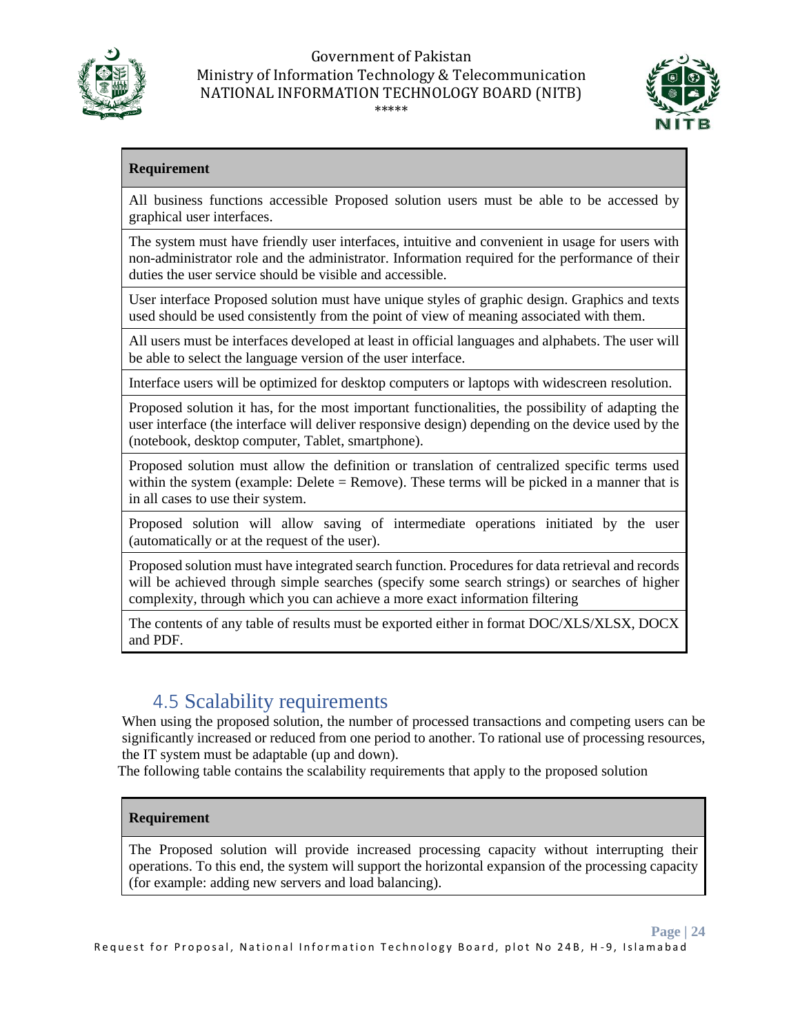| Requirement |
|---|
| All business functions accessible Proposed solution users must be able to be accessed by graphical user interfaces. |
| The system must have friendly user interfaces, intuitive and convenient in usage for users with non-administrator role and the administrator. Information required for the performance of their duties the user service should be visible and accessible. |
| User interface Proposed solution must have unique styles of graphic design. Graphics and texts used should be used consistently from the point of view of meaning associated with them. |
| All users must be interfaces developed at least in official languages and alphabets. The user will be able to select the language version of the user interface. |
| Interface users will be optimized for desktop computers or laptops with widescreen resolution. |
| Proposed solution it has, for the most important functionalities, the possibility of adapting the user interface (the interface will deliver responsive design) depending on the device used by the (notebook, desktop computer, Tablet, smartphone). |
| Proposed solution must allow the definition or translation of centralized specific terms used within the system (example: Delete = Remove). These terms will be picked in a manner that is in all cases to use their system. |
| Proposed solution will allow saving of intermediate operations initiated by the user (automatically or at the request of the user). |
| Proposed solution must have integrated search function. Procedures for data retrieval and records will be achieved through simple searches (specify some search strings) or searches of higher complexity, through which you can achieve a more exact information filtering |
| The contents of any table of results must be exported either in format DOC/XLS/XLSX, DOCX and PDF. |

## 4.5 Scalability requirements

When using the proposed solution, the number of processed transactions and competing users can be significantly increased or reduced from one period to another. To rational use of processing resources, the IT system must be adaptable (up and down).

The following table contains the scalability requirements that apply to the proposed solution

| Requirement |
|---|
| The Proposed solution will provide increased processing capacity without interrupting their operations. To this end, the system will support the horizontal expansion of the processing capacity (for example: adding new servers and load balancing). |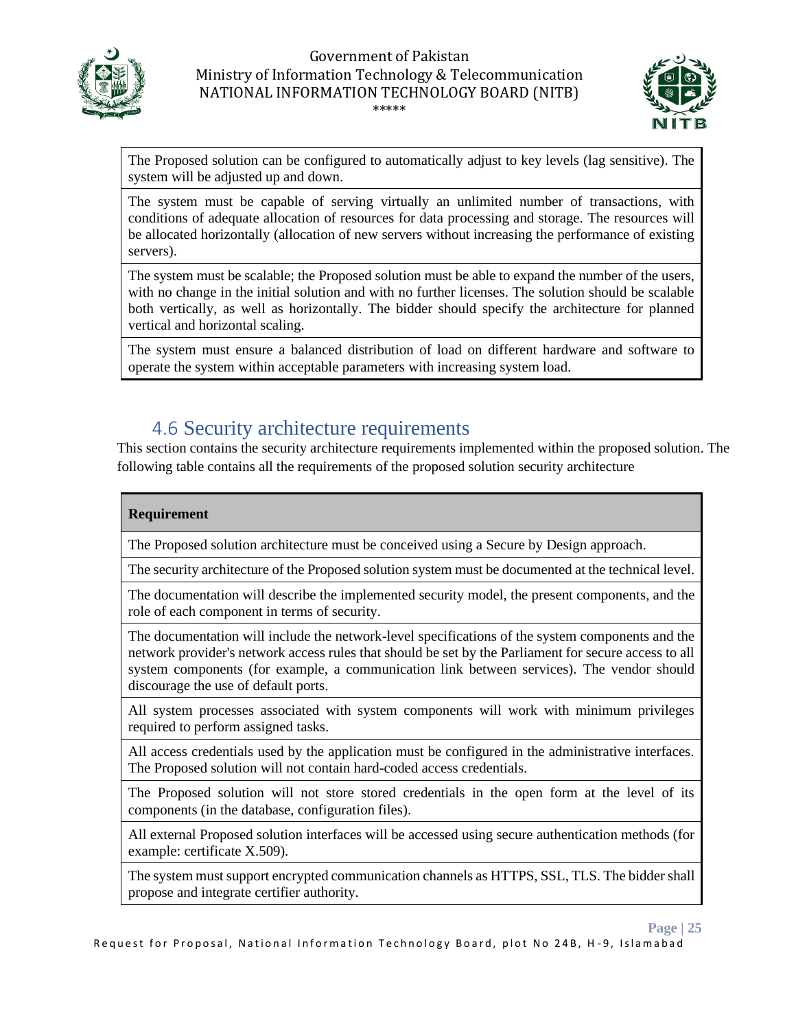| |
|---|
| The Proposed solution can be configured to automatically adjust to key levels (lag sensitive). The system will be adjusted up and down. |
| The system must be capable of serving virtually an unlimited number of transactions, with conditions of adequate allocation of resources for data processing and storage. The resources will be allocated horizontally (allocation of new servers without increasing the performance of existing servers). |
| The system must be scalable; the Proposed solution must be able to expand the number of the users, with no change in the initial solution and with no further licenses. The solution should be scalable both vertically, as well as horizontally. The bidder should specify the architecture for planned vertical and horizontal scaling. |
| The system must ensure a balanced distribution of load on different hardware and software to operate the system within acceptable parameters with increasing system load. |

## 4.6 Security architecture requirements

This section contains the security architecture requirements implemented within the proposed solution. The following table contains all the requirements of the proposed solution security architecture

| Requirement |
|---|
| The Proposed solution architecture must be conceived using a Secure by Design approach. |
| The security architecture of the Proposed solution system must be documented at the technical level. |
| The documentation will describe the implemented security model, the present components, and the role of each component in terms of security. |
| The documentation will include the network-level specifications of the system components and the network provider's network access rules that should be set by the Parliament for secure access to all system components (for example, a communication link between services). The vendor should discourage the use of default ports. |
| All system processes associated with system components will work with minimum privileges required to perform assigned tasks. |
| All access credentials used by the application must be configured in the administrative interfaces. The Proposed solution will not contain hard-coded access credentials. |
| The Proposed solution will not store stored credentials in the open form at the level of its components (in the database, configuration files). |
| All external Proposed solution interfaces will be accessed using secure authentication methods (for example: certificate X.509). |
| The system must support encrypted communication channels as HTTPS, SSL, TLS. The bidder shall propose and integrate certifier authority. |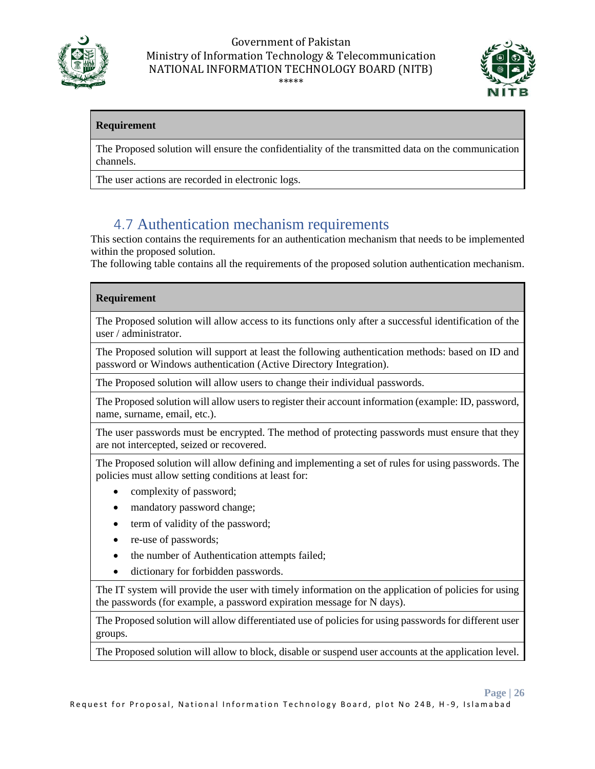| Requirement |
| --- |
| The Proposed solution will ensure the confidentiality of the transmitted data on the communication channels. |
| The user actions are recorded in electronic logs. |

## 4.7 Authentication mechanism requirements

This section contains the requirements for an authentication mechanism that needs to be implemented within the proposed solution.

The following table contains all the requirements of the proposed solution authentication mechanism.

| Requirement |
| --- |
| The Proposed solution will allow access to its functions only after a successful identification of the user / administrator. |
| The Proposed solution will support at least the following authentication methods: based on ID and password or Windows authentication (Active Directory Integration). |
| The Proposed solution will allow users to change their individual passwords. |
| The Proposed solution will allow users to register their account information (example: ID, password, name, surname, email, etc.). |
| The user passwords must be encrypted. The method of protecting passwords must ensure that they are not intercepted, seized or recovered. |
| The Proposed solution will allow defining and implementing a set of rules for using passwords. The policies must allow setting conditions at least for:<br>• complexity of password;<br>• mandatory password change;<br>• term of validity of the password;<br>• re-use of passwords;<br>• the number of Authentication attempts failed;<br>• dictionary for forbidden passwords. |
| The IT system will provide the user with timely information on the application of policies for using the passwords (for example, a password expiration message for N days). |
| The Proposed solution will allow differentiated use of policies for using passwords for different user groups. |
| The Proposed solution will allow to block, disable or suspend user accounts at the application level. |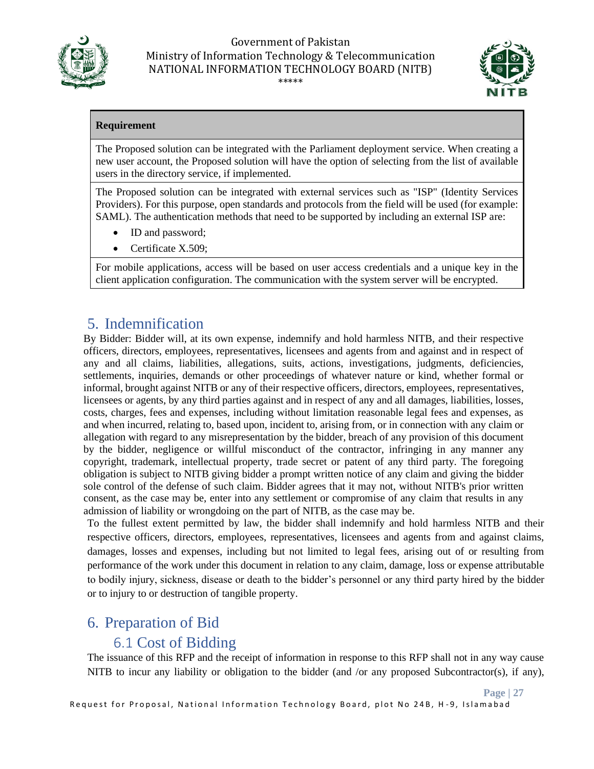| Requirement |
| --- |
| The Proposed solution can be integrated with the Parliament deployment service. When creating a new user account, the Proposed solution will have the option of selecting from the list of available users in the directory service, if implemented. |
| The Proposed solution can be integrated with external services such as "ISP" (Identity Services Providers). For this purpose, open standards and protocols from the field will be used (for example: SAML). The authentication methods that need to be supported by including an external ISP are:<br>• ID and password;<br>• Certificate X.509; |
| For mobile applications, access will be based on user access credentials and a unique key in the client application configuration. The communication with the system server will be encrypted. |

# 5. Indemnification

By Bidder: Bidder will, at its own expense, indemnify and hold harmless NITB, and their respective officers, directors, employees, representatives, licensees and agents from and against and in respect of any and all claims, liabilities, allegations, suits, actions, investigations, judgments, deficiencies, settlements, inquiries, demands or other proceedings of whatever nature or kind, whether formal or informal, brought against NITB or any of their respective officers, directors, employees, representatives, licensees or agents, by any third parties against and in respect of any and all damages, liabilities, losses, costs, charges, fees and expenses, including without limitation reasonable legal fees and expenses, as and when incurred, relating to, based upon, incident to, arising from, or in connection with any claim or allegation with regard to any misrepresentation by the bidder, breach of any provision of this document by the bidder, negligence or willful misconduct of the contractor, infringing in any manner any copyright, trademark, intellectual property, trade secret or patent of any third party. The foregoing obligation is subject to NITB giving bidder a prompt written notice of any claim and giving the bidder sole control of the defense of such claim. Bidder agrees that it may not, without NITB's prior written consent, as the case may be, enter into any settlement or compromise of any claim that results in any admission of liability or wrongdoing on the part of NITB, as the case may be.

To the fullest extent permitted by law, the bidder shall indemnify and hold harmless NITB and their respective officers, directors, employees, representatives, licensees and agents from and against claims, damages, losses and expenses, including but not limited to legal fees, arising out of or resulting from performance of the work under this document in relation to any claim, damage, loss or expense attributable to bodily injury, sickness, disease or death to the bidder's personnel or any third party hired by the bidder or to injury to or destruction of tangible property.

# 6. Preparation of Bid

## 6.1 Cost of Bidding

The issuance of this RFP and the receipt of information in response to this RFP shall not in any way cause NITB to incur any liability or obligation to the bidder (and /or any proposed Subcontractor(s), if any),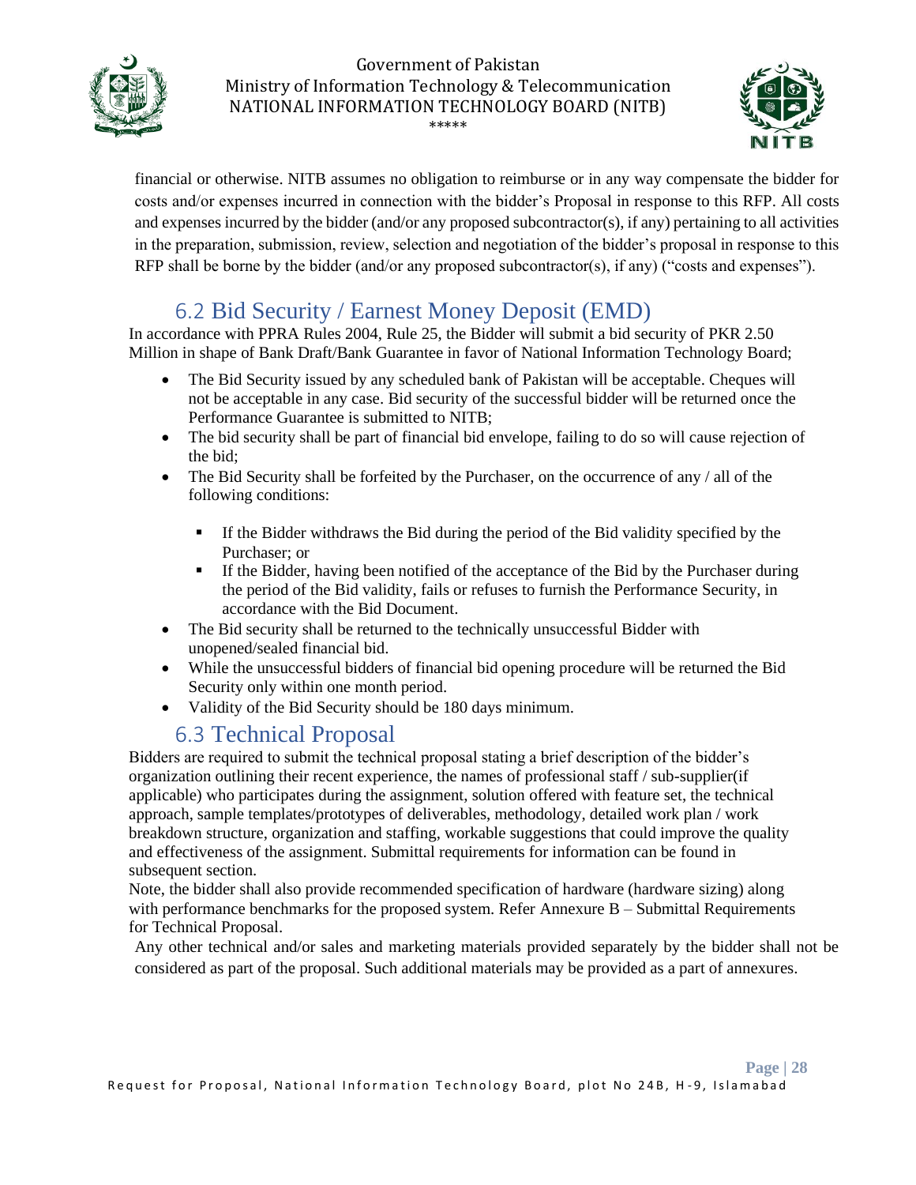financial or otherwise. NITB assumes no obligation to reimburse or in any way compensate the bidder for costs and/or expenses incurred in connection with the bidder's Proposal in response to this RFP. All costs and expenses incurred by the bidder (and/or any proposed subcontractor(s), if any) pertaining to all activities in the preparation, submission, review, selection and negotiation of the bidder's proposal in response to this RFP shall be borne by the bidder (and/or any proposed subcontractor(s), if any) ("costs and expenses").

## 6.2 Bid Security / Earnest Money Deposit (EMD)

In accordance with PPRA Rules 2004, Rule 25, the Bidder will submit a bid security of PKR 2.50 Million in shape of Bank Draft/Bank Guarantee in favor of National Information Technology Board;

- The Bid Security issued by any scheduled bank of Pakistan will be acceptable. Cheques will not be acceptable in any case. Bid security of the successful bidder will be returned once the Performance Guarantee is submitted to NITB;
- The bid security shall be part of financial bid envelope, failing to do so will cause rejection of the bid;
- The Bid Security shall be forfeited by the Purchaser, on the occurrence of any / all of the following conditions:
  - If the Bidder withdraws the Bid during the period of the Bid validity specified by the Purchaser; or
  - If the Bidder, having been notified of the acceptance of the Bid by the Purchaser during the period of the Bid validity, fails or refuses to furnish the Performance Security, in accordance with the Bid Document.
- The Bid security shall be returned to the technically unsuccessful Bidder with unopened/sealed financial bid.
- While the unsuccessful bidders of financial bid opening procedure will be returned the Bid Security only within one month period.
- Validity of the Bid Security should be 180 days minimum.

## 6.3 Technical Proposal

Bidders are required to submit the technical proposal stating a brief description of the bidder's organization outlining their recent experience, the names of professional staff / sub-supplier(if applicable) who participates during the assignment, solution offered with feature set, the technical approach, sample templates/prototypes of deliverables, methodology, detailed work plan / work breakdown structure, organization and staffing, workable suggestions that could improve the quality and effectiveness of the assignment. Submittal requirements for information can be found in subsequent section.

Note, the bidder shall also provide recommended specification of hardware (hardware sizing) along with performance benchmarks for the proposed system. Refer Annexure B – Submittal Requirements for Technical Proposal.

Any other technical and/or sales and marketing materials provided separately by the bidder shall not be considered as part of the proposal. Such additional materials may be provided as a part of annexures.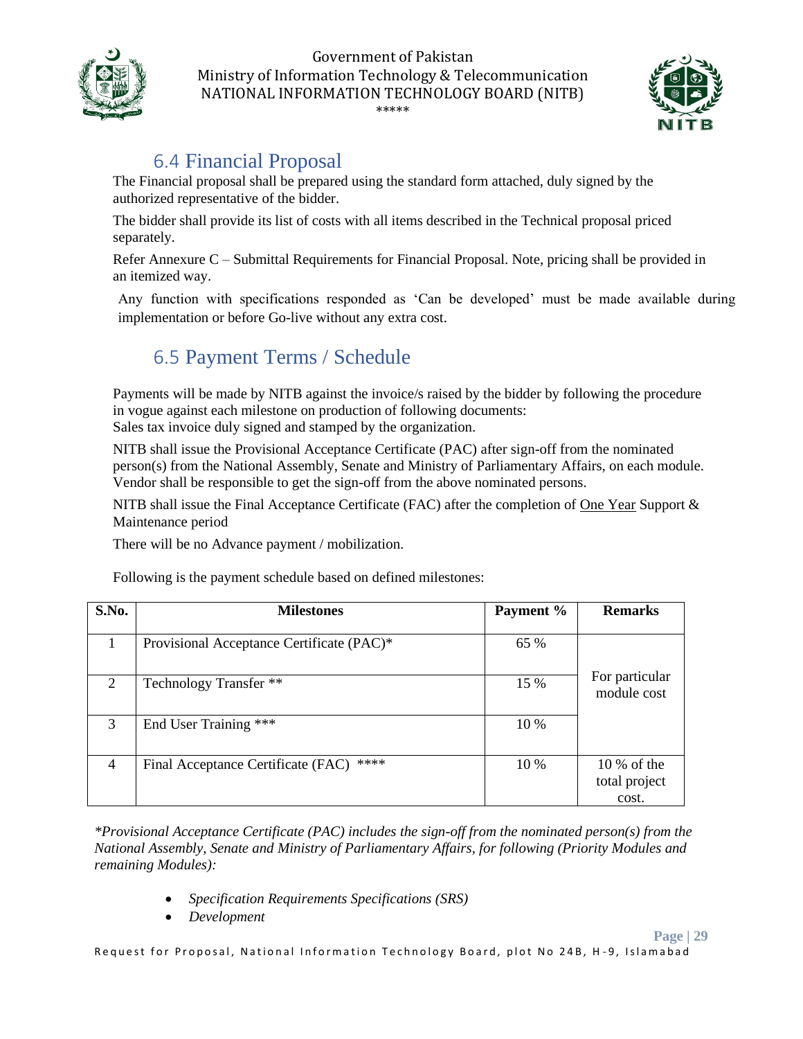## 6.4 Financial Proposal

The Financial proposal shall be prepared using the standard form attached, duly signed by the authorized representative of the bidder.

The bidder shall provide its list of costs with all items described in the Technical proposal priced separately.

Refer Annexure C – Submittal Requirements for Financial Proposal. Note, pricing shall be provided in an itemized way.

Any function with specifications responded as 'Can be developed' must be made available during implementation or before Go-live without any extra cost.

## 6.5 Payment Terms / Schedule

Payments will be made by NITB against the invoice/s raised by the bidder by following the procedure in vogue against each milestone on production of following documents:
Sales tax invoice duly signed and stamped by the organization.

NITB shall issue the Provisional Acceptance Certificate (PAC) after sign-off from the nominated person(s) from the National Assembly, Senate and Ministry of Parliamentary Affairs, on each module. Vendor shall be responsible to get the sign-off from the above nominated persons.

NITB shall issue the Final Acceptance Certificate (FAC) after the completion of One Year Support & Maintenance period

There will be no Advance payment / mobilization.

Following is the payment schedule based on defined milestones:

| S.No. | Milestones | Payment % | Remarks |
|---|---|---|---|
| 1 | Provisional Acceptance Certificate (PAC)* | 65 % | For particular module cost |
| 2 | Technology Transfer ** | 15 % | |
| 3 | End User Training *** | 10 % | |
| 4 | Final Acceptance Certificate (FAC) **** | 10 % | 10 % of the total project cost. |

*\*Provisional Acceptance Certificate (PAC) includes the sign-off from the nominated person(s) from the National Assembly, Senate and Ministry of Parliamentary Affairs, for following (Priority Modules and remaining Modules):*

- *Specification Requirements Specifications (SRS)*
- *Development*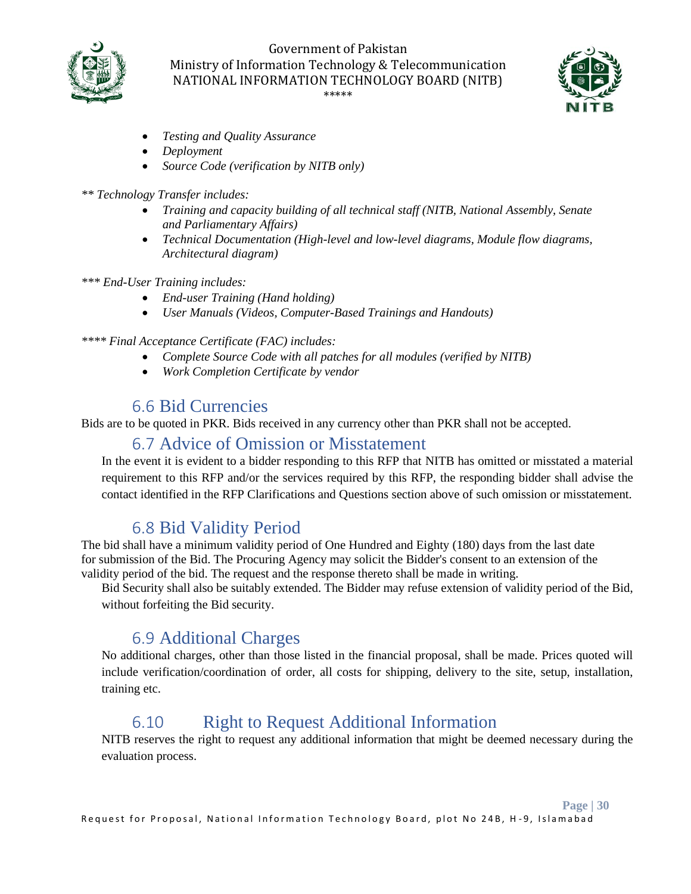- *Testing and Quality Assurance*
- *Deployment*
- *Source Code (verification by NITB only)*

*** Technology Transfer includes:*

- *Training and capacity building of all technical staff (NITB, National Assembly, Senate and Parliamentary Affairs)*
- *Technical Documentation (High-level and low-level diagrams, Module flow diagrams, Architectural diagram)*

**** End-User Training includes:*

- *End-user Training (Hand holding)*
- *User Manuals (Videos, Computer-Based Trainings and Handouts)*

***** Final Acceptance Certificate (FAC) includes:*

- *Complete Source Code with all patches for all modules (verified by NITB)*
- *Work Completion Certificate by vendor*

## 6.6 Bid Currencies

Bids are to be quoted in PKR. Bids received in any currency other than PKR shall not be accepted.

## 6.7 Advice of Omission or Misstatement

In the event it is evident to a bidder responding to this RFP that NITB has omitted or misstated a material requirement to this RFP and/or the services required by this RFP, the responding bidder shall advise the contact identified in the RFP Clarifications and Questions section above of such omission or misstatement.

## 6.8 Bid Validity Period

The bid shall have a minimum validity period of One Hundred and Eighty (180) days from the last date for submission of the Bid. The Procuring Agency may solicit the Bidder's consent to an extension of the validity period of the bid. The request and the response thereto shall be made in writing.

Bid Security shall also be suitably extended. The Bidder may refuse extension of validity period of the Bid, without forfeiting the Bid security.

## 6.9 Additional Charges

No additional charges, other than those listed in the financial proposal, shall be made. Prices quoted will include verification/coordination of order, all costs for shipping, delivery to the site, setup, installation, training etc.

## 6.10 Right to Request Additional Information

NITB reserves the right to request any additional information that might be deemed necessary during the evaluation process.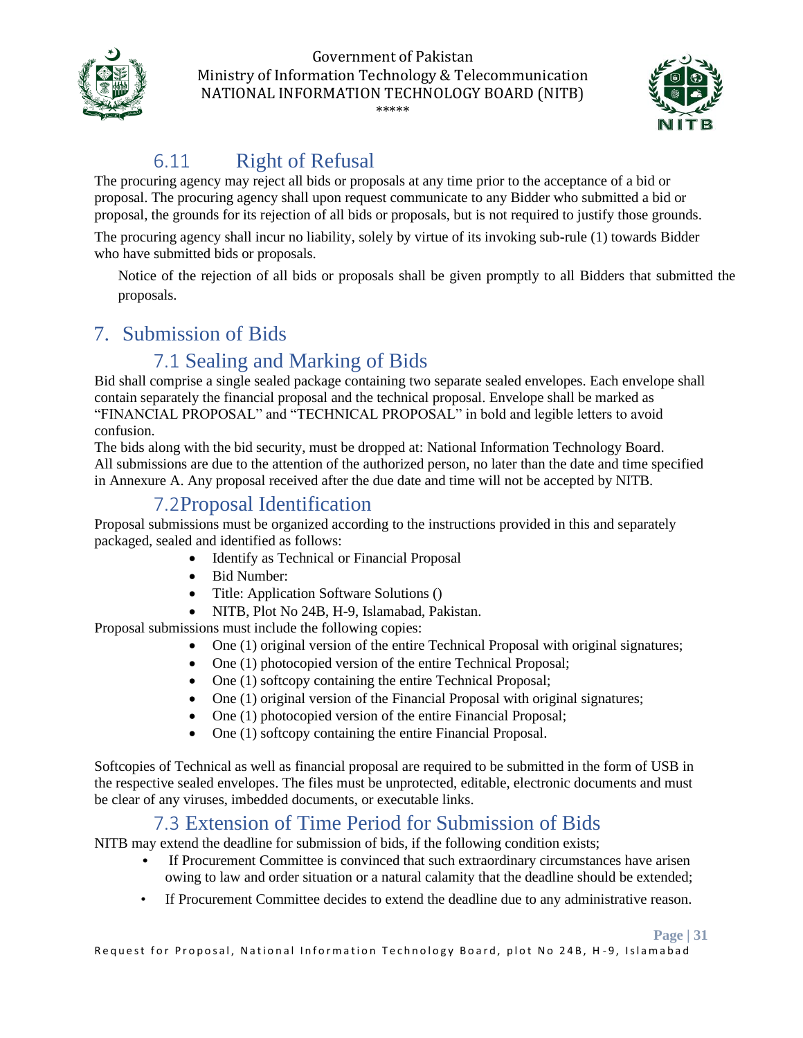## 6.11 Right of Refusal

The procuring agency may reject all bids or proposals at any time prior to the acceptance of a bid or proposal. The procuring agency shall upon request communicate to any Bidder who submitted a bid or proposal, the grounds for its rejection of all bids or proposals, but is not required to justify those grounds.

The procuring agency shall incur no liability, solely by virtue of its invoking sub-rule (1) towards Bidder who have submitted bids or proposals.

Notice of the rejection of all bids or proposals shall be given promptly to all Bidders that submitted the proposals.

# 7. Submission of Bids

## 7.1 Sealing and Marking of Bids

Bid shall comprise a single sealed package containing two separate sealed envelopes. Each envelope shall contain separately the financial proposal and the technical proposal. Envelope shall be marked as "FINANCIAL PROPOSAL" and "TECHNICAL PROPOSAL" in bold and legible letters to avoid confusion.

The bids along with the bid security, must be dropped at: National Information Technology Board. All submissions are due to the attention of the authorized person, no later than the date and time specified in Annexure A. Any proposal received after the due date and time will not be accepted by NITB.

## 7.2 Proposal Identification

Proposal submissions must be organized according to the instructions provided in this and separately packaged, sealed and identified as follows:

- Identify as Technical or Financial Proposal
- Bid Number:
- Title: Application Software Solutions ()
- NITB, Plot No 24B, H-9, Islamabad, Pakistan.

Proposal submissions must include the following copies:

- One (1) original version of the entire Technical Proposal with original signatures;
- One (1) photocopied version of the entire Technical Proposal;
- One (1) softcopy containing the entire Technical Proposal;
- One (1) original version of the Financial Proposal with original signatures;
- One (1) photocopied version of the entire Financial Proposal;
- One (1) softcopy containing the entire Financial Proposal.

Softcopies of Technical as well as financial proposal are required to be submitted in the form of USB in the respective sealed envelopes. The files must be unprotected, editable, electronic documents and must be clear of any viruses, imbedded documents, or executable links.

## 7.3 Extension of Time Period for Submission of Bids

NITB may extend the deadline for submission of bids, if the following condition exists;

- If Procurement Committee is convinced that such extraordinary circumstances have arisen owing to law and order situation or a natural calamity that the deadline should be extended;
- If Procurement Committee decides to extend the deadline due to any administrative reason.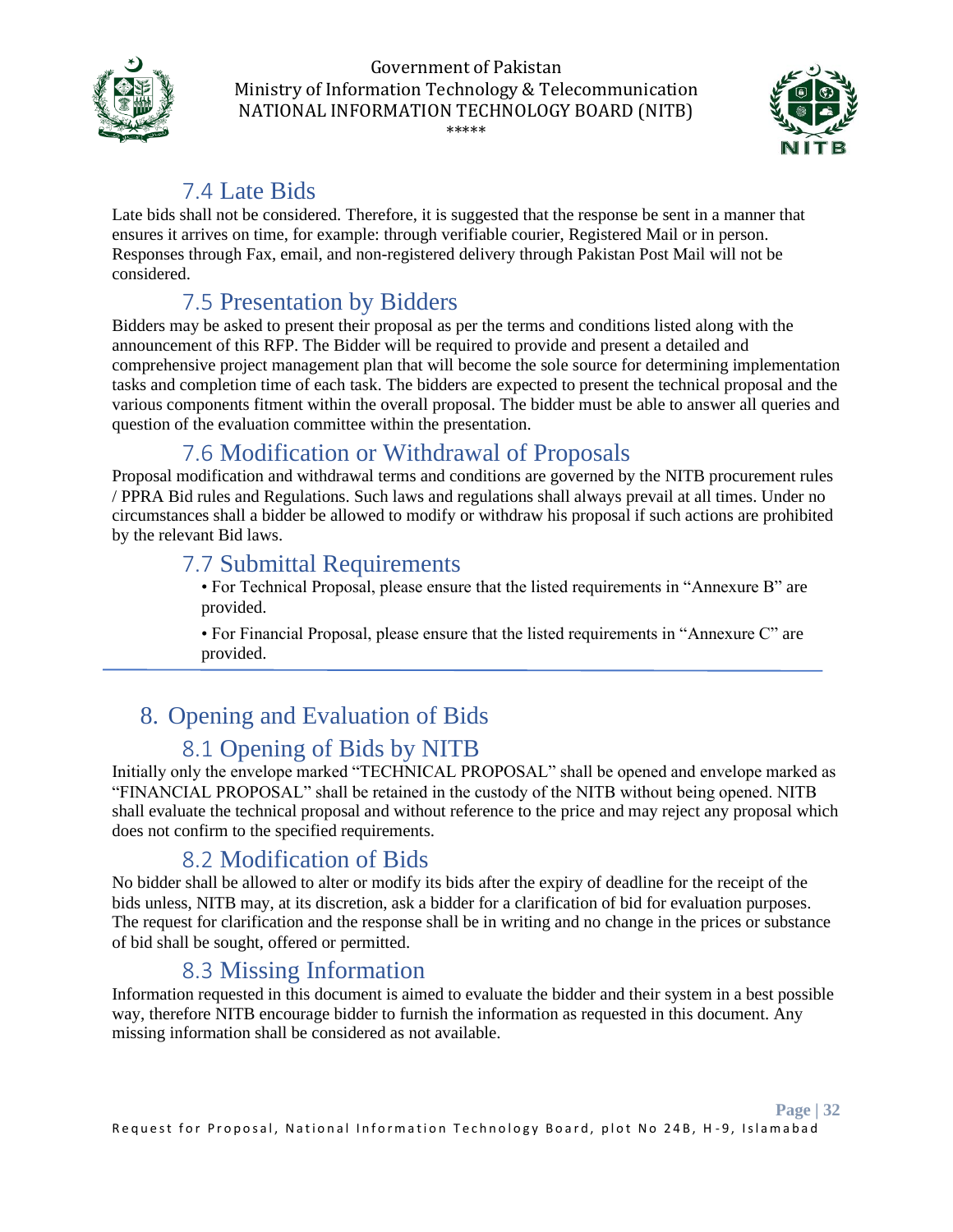### 7.4 Late Bids

Late bids shall not be considered. Therefore, it is suggested that the response be sent in a manner that ensures it arrives on time, for example: through verifiable courier, Registered Mail or in person. Responses through Fax, email, and non-registered delivery through Pakistan Post Mail will not be considered.

### 7.5 Presentation by Bidders

Bidders may be asked to present their proposal as per the terms and conditions listed along with the announcement of this RFP. The Bidder will be required to provide and present a detailed and comprehensive project management plan that will become the sole source for determining implementation tasks and completion time of each task. The bidders are expected to present the technical proposal and the various components fitment within the overall proposal. The bidder must be able to answer all queries and question of the evaluation committee within the presentation.

### 7.6 Modification or Withdrawal of Proposals

Proposal modification and withdrawal terms and conditions are governed by the NITB procurement rules / PPRA Bid rules and Regulations. Such laws and regulations shall always prevail at all times. Under no circumstances shall a bidder be allowed to modify or withdraw his proposal if such actions are prohibited by the relevant Bid laws.

### 7.7 Submittal Requirements

- For Technical Proposal, please ensure that the listed requirements in "Annexure B" are provided.
- For Financial Proposal, please ensure that the listed requirements in "Annexure C" are provided.

## 8. Opening and Evaluation of Bids

### 8.1 Opening of Bids by NITB

Initially only the envelope marked "TECHNICAL PROPOSAL" shall be opened and envelope marked as "FINANCIAL PROPOSAL" shall be retained in the custody of the NITB without being opened. NITB shall evaluate the technical proposal and without reference to the price and may reject any proposal which does not confirm to the specified requirements.

### 8.2 Modification of Bids

No bidder shall be allowed to alter or modify its bids after the expiry of deadline for the receipt of the bids unless, NITB may, at its discretion, ask a bidder for a clarification of bid for evaluation purposes. The request for clarification and the response shall be in writing and no change in the prices or substance of bid shall be sought, offered or permitted.

### 8.3 Missing Information

Information requested in this document is aimed to evaluate the bidder and their system in a best possible way, therefore NITB encourage bidder to furnish the information as requested in this document. Any missing information shall be considered as not available.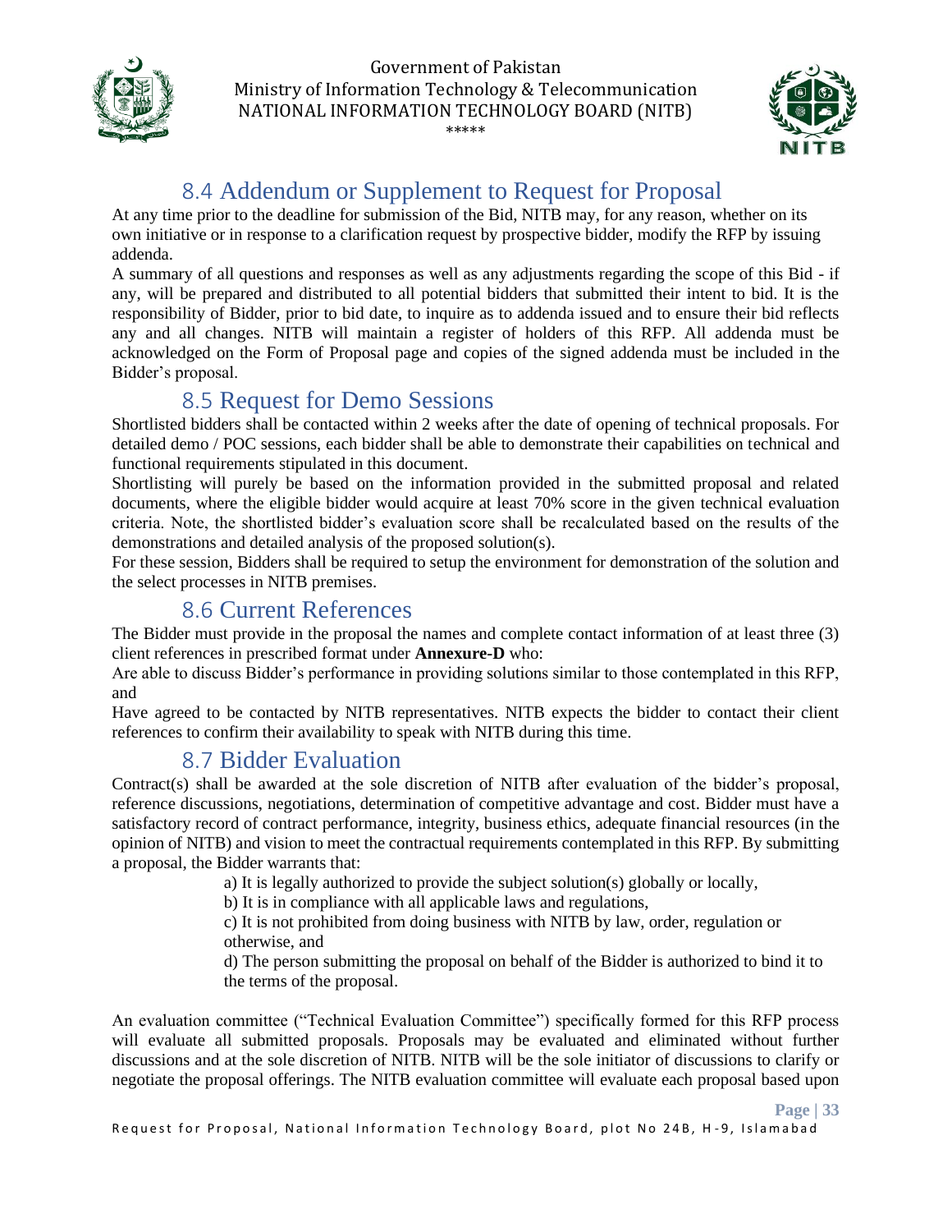## 8.4 Addendum or Supplement to Request for Proposal

At any time prior to the deadline for submission of the Bid, NITB may, for any reason, whether on its own initiative or in response to a clarification request by prospective bidder, modify the RFP by issuing addenda.

A summary of all questions and responses as well as any adjustments regarding the scope of this Bid - if any, will be prepared and distributed to all potential bidders that submitted their intent to bid. It is the responsibility of Bidder, prior to bid date, to inquire as to addenda issued and to ensure their bid reflects any and all changes. NITB will maintain a register of holders of this RFP. All addenda must be acknowledged on the Form of Proposal page and copies of the signed addenda must be included in the Bidder's proposal.

## 8.5 Request for Demo Sessions

Shortlisted bidders shall be contacted within 2 weeks after the date of opening of technical proposals. For detailed demo / POC sessions, each bidder shall be able to demonstrate their capabilities on technical and functional requirements stipulated in this document.

Shortlisting will purely be based on the information provided in the submitted proposal and related documents, where the eligible bidder would acquire at least 70% score in the given technical evaluation criteria. Note, the shortlisted bidder's evaluation score shall be recalculated based on the results of the demonstrations and detailed analysis of the proposed solution(s).

For these session, Bidders shall be required to setup the environment for demonstration of the solution and the select processes in NITB premises.

## 8.6 Current References

The Bidder must provide in the proposal the names and complete contact information of at least three (3) client references in prescribed format under **Annexure-D** who:

Are able to discuss Bidder's performance in providing solutions similar to those contemplated in this RFP, and

Have agreed to be contacted by NITB representatives. NITB expects the bidder to contact their client references to confirm their availability to speak with NITB during this time.

## 8.7 Bidder Evaluation

Contract(s) shall be awarded at the sole discretion of NITB after evaluation of the bidder's proposal, reference discussions, negotiations, determination of competitive advantage and cost. Bidder must have a satisfactory record of contract performance, integrity, business ethics, adequate financial resources (in the opinion of NITB) and vision to meet the contractual requirements contemplated in this RFP. By submitting a proposal, the Bidder warrants that:

a) It is legally authorized to provide the subject solution(s) globally or locally,

b) It is in compliance with all applicable laws and regulations,

c) It is not prohibited from doing business with NITB by law, order, regulation or otherwise, and

d) The person submitting the proposal on behalf of the Bidder is authorized to bind it to the terms of the proposal.

An evaluation committee ("Technical Evaluation Committee") specifically formed for this RFP process will evaluate all submitted proposals. Proposals may be evaluated and eliminated without further discussions and at the sole discretion of NITB. NITB will be the sole initiator of discussions to clarify or negotiate the proposal offerings. The NITB evaluation committee will evaluate each proposal based upon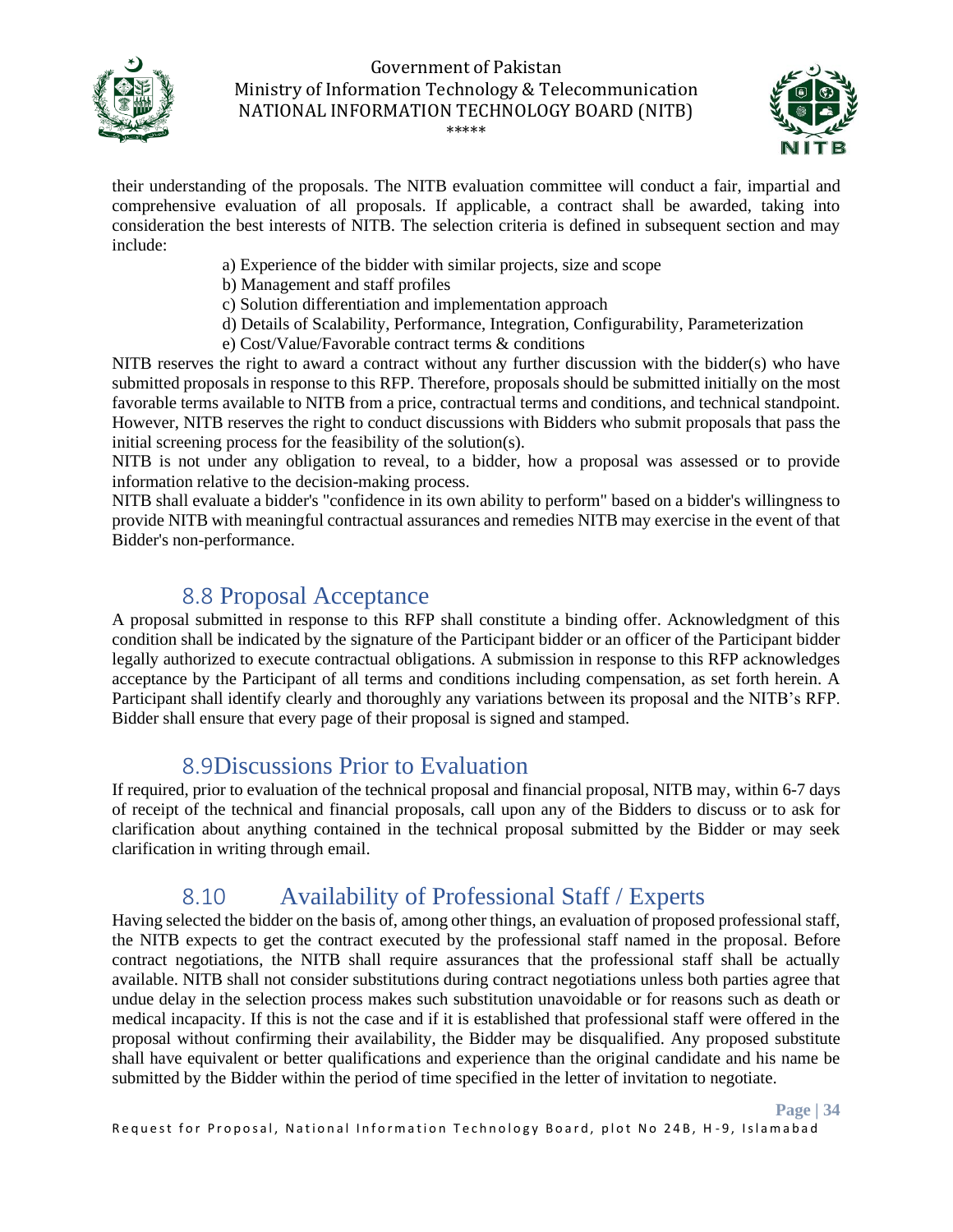their understanding of the proposals. The NITB evaluation committee will conduct a fair, impartial and comprehensive evaluation of all proposals. If applicable, a contract shall be awarded, taking into consideration the best interests of NITB. The selection criteria is defined in subsequent section and may include:

a) Experience of the bidder with similar projects, size and scope
b) Management and staff profiles
c) Solution differentiation and implementation approach
d) Details of Scalability, Performance, Integration, Configurability, Parameterization
e) Cost/Value/Favorable contract terms & conditions

NITB reserves the right to award a contract without any further discussion with the bidder(s) who have submitted proposals in response to this RFP. Therefore, proposals should be submitted initially on the most favorable terms available to NITB from a price, contractual terms and conditions, and technical standpoint. However, NITB reserves the right to conduct discussions with Bidders who submit proposals that pass the initial screening process for the feasibility of the solution(s).

NITB is not under any obligation to reveal, to a bidder, how a proposal was assessed or to provide information relative to the decision-making process.

NITB shall evaluate a bidder's "confidence in its own ability to perform" based on a bidder's willingness to provide NITB with meaningful contractual assurances and remedies NITB may exercise in the event of that Bidder's non-performance.

## 8.8 Proposal Acceptance

A proposal submitted in response to this RFP shall constitute a binding offer. Acknowledgment of this condition shall be indicated by the signature of the Participant bidder or an officer of the Participant bidder legally authorized to execute contractual obligations. A submission in response to this RFP acknowledges acceptance by the Participant of all terms and conditions including compensation, as set forth herein. A Participant shall identify clearly and thoroughly any variations between its proposal and the NITB's RFP. Bidder shall ensure that every page of their proposal is signed and stamped.

## 8.9Discussions Prior to Evaluation

If required, prior to evaluation of the technical proposal and financial proposal, NITB may, within 6-7 days of receipt of the technical and financial proposals, call upon any of the Bidders to discuss or to ask for clarification about anything contained in the technical proposal submitted by the Bidder or may seek clarification in writing through email.

## 8.10 Availability of Professional Staff / Experts

Having selected the bidder on the basis of, among other things, an evaluation of proposed professional staff, the NITB expects to get the contract executed by the professional staff named in the proposal. Before contract negotiations, the NITB shall require assurances that the professional staff shall be actually available. NITB shall not consider substitutions during contract negotiations unless both parties agree that undue delay in the selection process makes such substitution unavoidable or for reasons such as death or medical incapacity. If this is not the case and if it is established that professional staff were offered in the proposal without confirming their availability, the Bidder may be disqualified. Any proposed substitute shall have equivalent or better qualifications and experience than the original candidate and his name be submitted by the Bidder within the period of time specified in the letter of invitation to negotiate.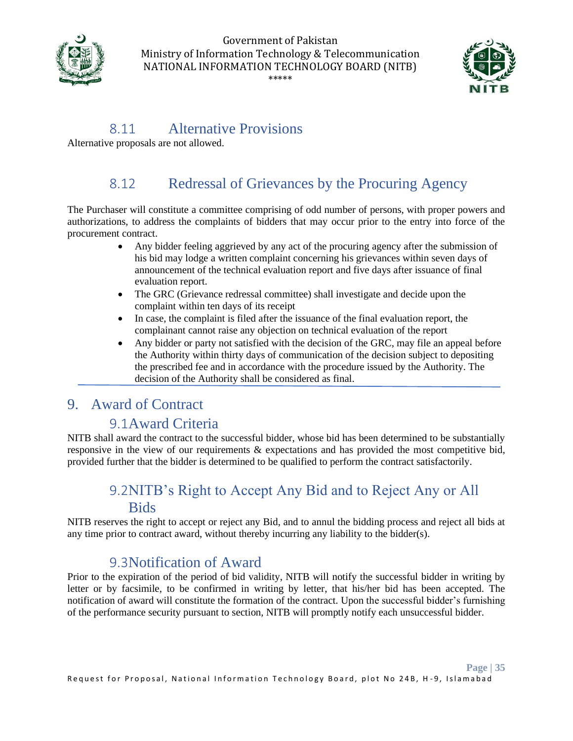### 8.11 Alternative Provisions

Alternative proposals are not allowed.

### 8.12 Redressal of Grievances by the Procuring Agency

The Purchaser will constitute a committee comprising of odd number of persons, with proper powers and authorizations, to address the complaints of bidders that may occur prior to the entry into force of the procurement contract.

- Any bidder feeling aggrieved by any act of the procuring agency after the submission of his bid may lodge a written complaint concerning his grievances within seven days of announcement of the technical evaluation report and five days after issuance of final evaluation report.
- The GRC (Grievance redressal committee) shall investigate and decide upon the complaint within ten days of its receipt
- In case, the complaint is filed after the issuance of the final evaluation report, the complainant cannot raise any objection on technical evaluation of the report
- Any bidder or party not satisfied with the decision of the GRC, may file an appeal before the Authority within thirty days of communication of the decision subject to depositing the prescribed fee and in accordance with the procedure issued by the Authority. The decision of the Authority shall be considered as final.

## 9. Award of Contract

### 9.1 Award Criteria

NITB shall award the contract to the successful bidder, whose bid has been determined to be substantially responsive in the view of our requirements & expectations and has provided the most competitive bid, provided further that the bidder is determined to be qualified to perform the contract satisfactorily.

### 9.2 NITB's Right to Accept Any Bid and to Reject Any or All Bids

NITB reserves the right to accept or reject any Bid, and to annul the bidding process and reject all bids at any time prior to contract award, without thereby incurring any liability to the bidder(s).

### 9.3 Notification of Award

Prior to the expiration of the period of bid validity, NITB will notify the successful bidder in writing by letter or by facsimile, to be confirmed in writing by letter, that his/her bid has been accepted. The notification of award will constitute the formation of the contract. Upon the successful bidder's furnishing of the performance security pursuant to section, NITB will promptly notify each unsuccessful bidder.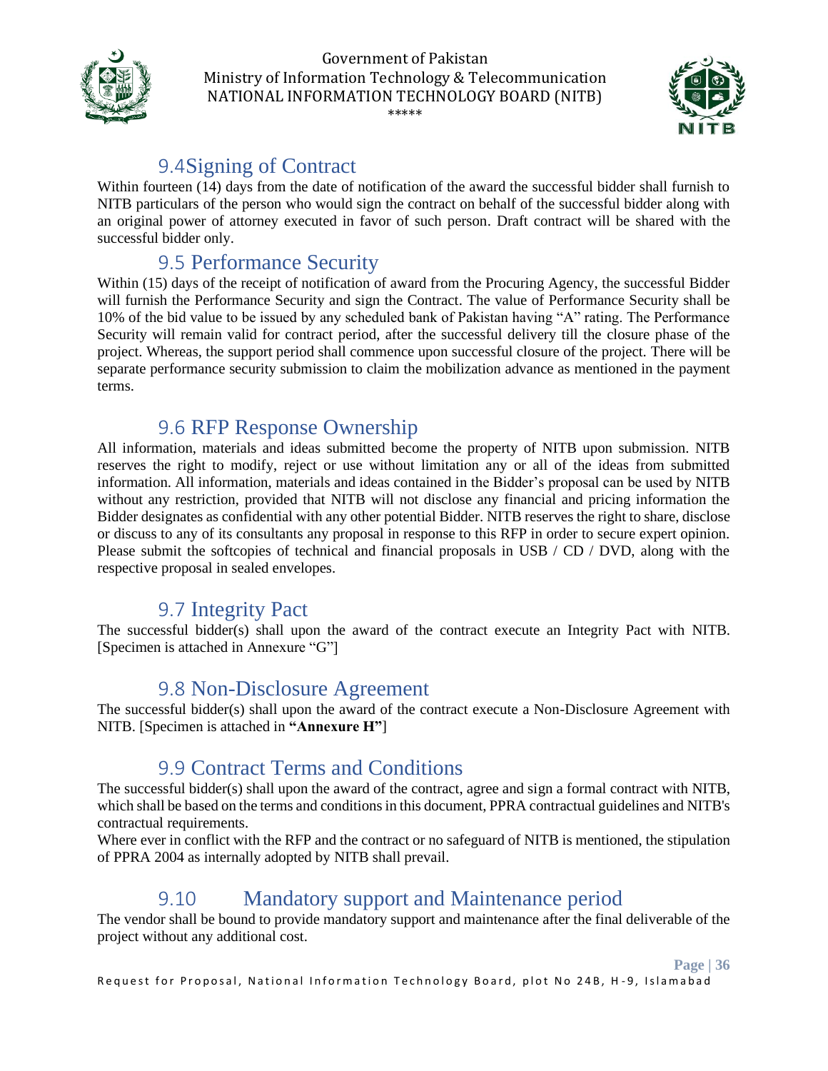## 9.4Signing of Contract

Within fourteen (14) days from the date of notification of the award the successful bidder shall furnish to NITB particulars of the person who would sign the contract on behalf of the successful bidder along with an original power of attorney executed in favor of such person. Draft contract will be shared with the successful bidder only.

## 9.5 Performance Security

Within (15) days of the receipt of notification of award from the Procuring Agency, the successful Bidder will furnish the Performance Security and sign the Contract. The value of Performance Security shall be 10% of the bid value to be issued by any scheduled bank of Pakistan having "A" rating. The Performance Security will remain valid for contract period, after the successful delivery till the closure phase of the project. Whereas, the support period shall commence upon successful closure of the project. There will be separate performance security submission to claim the mobilization advance as mentioned in the payment terms.

## 9.6 RFP Response Ownership

All information, materials and ideas submitted become the property of NITB upon submission. NITB reserves the right to modify, reject or use without limitation any or all of the ideas from submitted information. All information, materials and ideas contained in the Bidder's proposal can be used by NITB without any restriction, provided that NITB will not disclose any financial and pricing information the Bidder designates as confidential with any other potential Bidder. NITB reserves the right to share, disclose or discuss to any of its consultants any proposal in response to this RFP in order to secure expert opinion. Please submit the softcopies of technical and financial proposals in USB / CD / DVD, along with the respective proposal in sealed envelopes.

## 9.7 Integrity Pact

The successful bidder(s) shall upon the award of the contract execute an Integrity Pact with NITB. [Specimen is attached in Annexure "G"]

## 9.8 Non-Disclosure Agreement

The successful bidder(s) shall upon the award of the contract execute a Non-Disclosure Agreement with NITB. [Specimen is attached in **"Annexure H"**]

## 9.9 Contract Terms and Conditions

The successful bidder(s) shall upon the award of the contract, agree and sign a formal contract with NITB, which shall be based on the terms and conditions in this document, PPRA contractual guidelines and NITB's contractual requirements.

Where ever in conflict with the RFP and the contract or no safeguard of NITB is mentioned, the stipulation of PPRA 2004 as internally adopted by NITB shall prevail.

## 9.10 Mandatory support and Maintenance period

The vendor shall be bound to provide mandatory support and maintenance after the final deliverable of the project without any additional cost.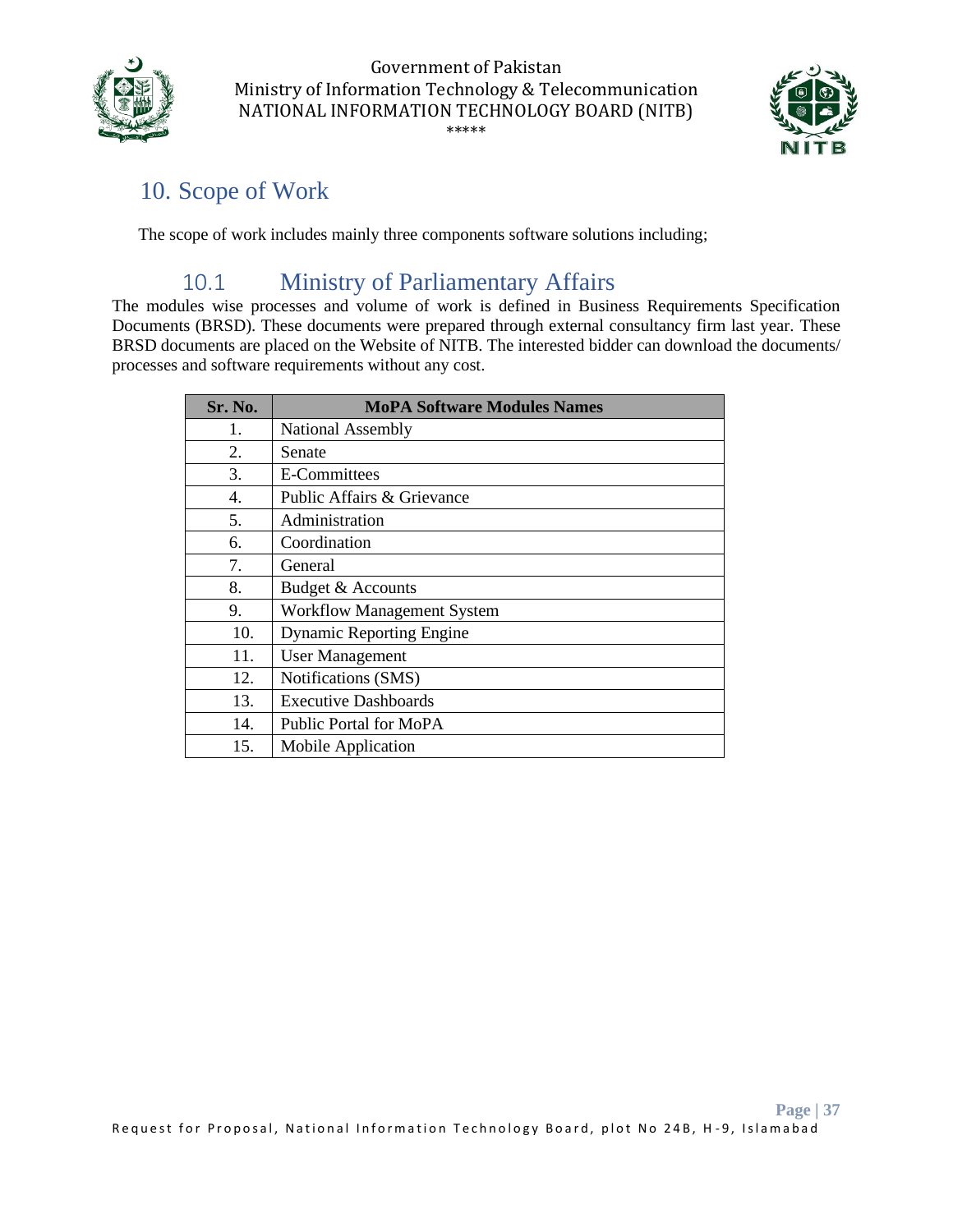# 10. Scope of Work

The scope of work includes mainly three components software solutions including;

## 10.1 Ministry of Parliamentary Affairs

The modules wise processes and volume of work is defined in Business Requirements Specification Documents (BRSD). These documents were prepared through external consultancy firm last year. These BRSD documents are placed on the Website of NITB. The interested bidder can download the documents/ processes and software requirements without any cost.

| Sr. No. | MoPA Software Modules Names |
|---|---|
| 1. | National Assembly |
| 2. | Senate |
| 3. | E-Committees |
| 4. | Public Affairs & Grievance |
| 5. | Administration |
| 6. | Coordination |
| 7. | General |
| 8. | Budget & Accounts |
| 9. | Workflow Management System |
| 10. | Dynamic Reporting Engine |
| 11. | User Management |
| 12. | Notifications (SMS) |
| 13. | Executive Dashboards |
| 14. | Public Portal for MoPA |
| 15. | Mobile Application |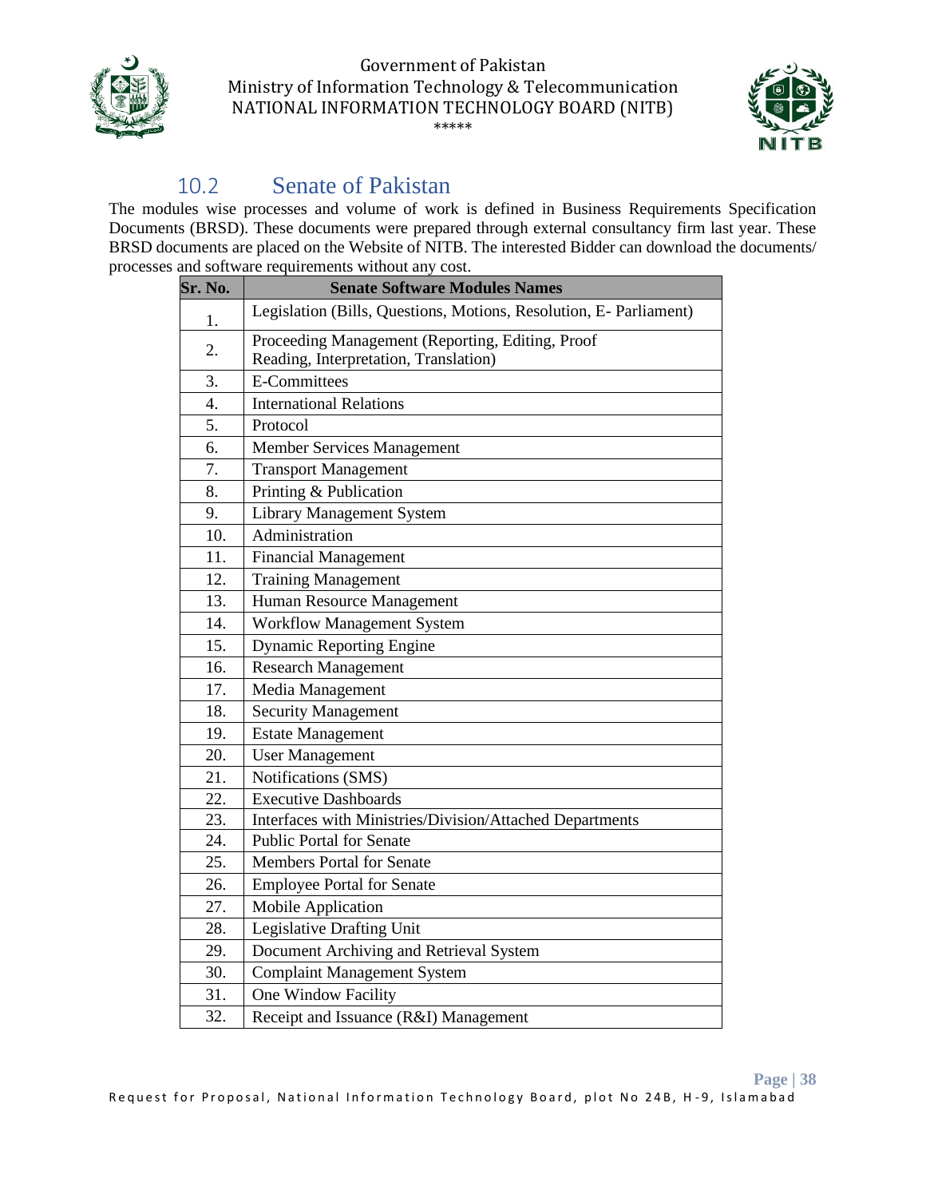## 10.2 Senate of Pakistan

The modules wise processes and volume of work is defined in Business Requirements Specification Documents (BRSD). These documents were prepared through external consultancy firm last year. These BRSD documents are placed on the Website of NITB. The interested Bidder can download the documents/ processes and software requirements without any cost.

| Sr. No. | Senate Software Modules Names |
|---|---|
| 1. | Legislation (Bills, Questions, Motions, Resolution, E- Parliament) |
| 2. | Proceeding Management (Reporting, Editing, Proof Reading, Interpretation, Translation) |
| 3. | E-Committees |
| 4. | International Relations |
| 5. | Protocol |
| 6. | Member Services Management |
| 7. | Transport Management |
| 8. | Printing & Publication |
| 9. | Library Management System |
| 10. | Administration |
| 11. | Financial Management |
| 12. | Training Management |
| 13. | Human Resource Management |
| 14. | Workflow Management System |
| 15. | Dynamic Reporting Engine |
| 16. | Research Management |
| 17. | Media Management |
| 18. | Security Management |
| 19. | Estate Management |
| 20. | User Management |
| 21. | Notifications (SMS) |
| 22. | Executive Dashboards |
| 23. | Interfaces with Ministries/Division/Attached Departments |
| 24. | Public Portal for Senate |
| 25. | Members Portal for Senate |
| 26. | Employee Portal for Senate |
| 27. | Mobile Application |
| 28. | Legislative Drafting Unit |
| 29. | Document Archiving and Retrieval System |
| 30. | Complaint Management System |
| 31. | One Window Facility |
| 32. | Receipt and Issuance (R&I) Management |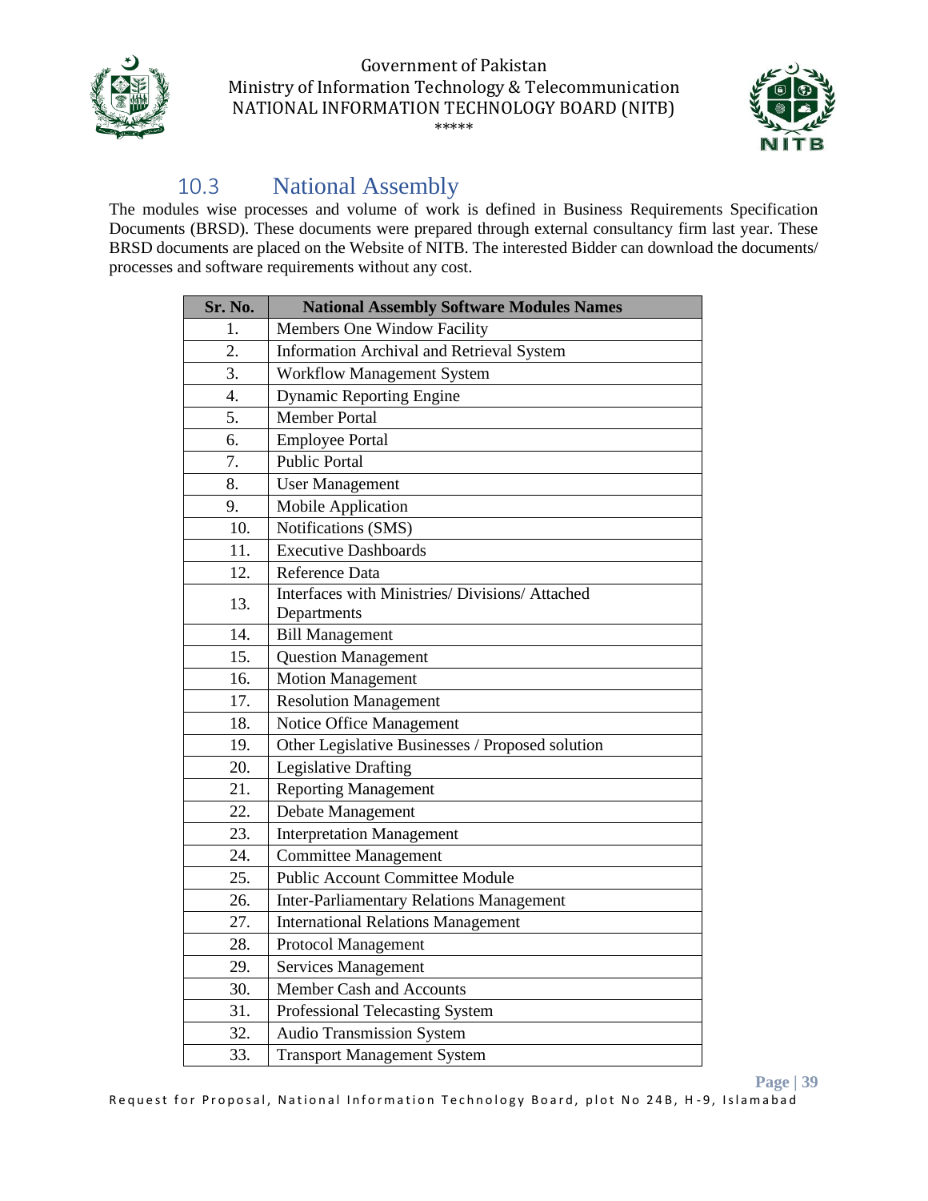## 10.3 National Assembly

The modules wise processes and volume of work is defined in Business Requirements Specification Documents (BRSD). These documents were prepared through external consultancy firm last year. These BRSD documents are placed on the Website of NITB. The interested Bidder can download the documents/ processes and software requirements without any cost.

| Sr. No. | National Assembly Software Modules Names |
|---|---|
| 1. | Members One Window Facility |
| 2. | Information Archival and Retrieval System |
| 3. | Workflow Management System |
| 4. | Dynamic Reporting Engine |
| 5. | Member Portal |
| 6. | Employee Portal |
| 7. | Public Portal |
| 8. | User Management |
| 9. | Mobile Application |
| 10. | Notifications (SMS) |
| 11. | Executive Dashboards |
| 12. | Reference Data |
| 13. | Interfaces with Ministries/ Divisions/ Attached Departments |
| 14. | Bill Management |
| 15. | Question Management |
| 16. | Motion Management |
| 17. | Resolution Management |
| 18. | Notice Office Management |
| 19. | Other Legislative Businesses / Proposed solution |
| 20. | Legislative Drafting |
| 21. | Reporting Management |
| 22. | Debate Management |
| 23. | Interpretation Management |
| 24. | Committee Management |
| 25. | Public Account Committee Module |
| 26. | Inter-Parliamentary Relations Management |
| 27. | International Relations Management |
| 28. | Protocol Management |
| 29. | Services Management |
| 30. | Member Cash and Accounts |
| 31. | Professional Telecasting System |
| 32. | Audio Transmission System |
| 33. | Transport Management System |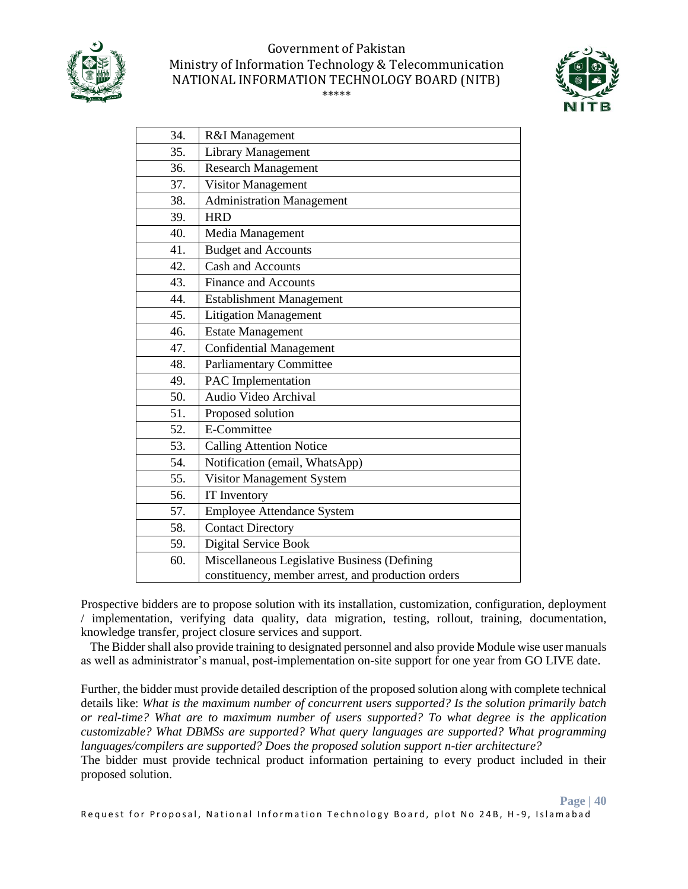| 34. | R&I Management |
|---|---|
| 35. | Library Management |
| 36. | Research Management |
| 37. | Visitor Management |
| 38. | Administration Management |
| 39. | HRD |
| 40. | Media Management |
| 41. | Budget and Accounts |
| 42. | Cash and Accounts |
| 43. | Finance and Accounts |
| 44. | Establishment Management |
| 45. | Litigation Management |
| 46. | Estate Management |
| 47. | Confidential Management |
| 48. | Parliamentary Committee |
| 49. | PAC Implementation |
| 50. | Audio Video Archival |
| 51. | Proposed solution |
| 52. | E-Committee |
| 53. | Calling Attention Notice |
| 54. | Notification (email, WhatsApp) |
| 55. | Visitor Management System |
| 56. | IT Inventory |
| 57. | Employee Attendance System |
| 58. | Contact Directory |
| 59. | Digital Service Book |
| 60. | Miscellaneous Legislative Business (Defining constituency, member arrest, and production orders |

Prospective bidders are to propose solution with its installation, customization, configuration, deployment / implementation, verifying data quality, data migration, testing, rollout, training, documentation, knowledge transfer, project closure services and support.

The Bidder shall also provide training to designated personnel and also provide Module wise user manuals as well as administrator's manual, post-implementation on-site support for one year from GO LIVE date.

Further, the bidder must provide detailed description of the proposed solution along with complete technical details like: *What is the maximum number of concurrent users supported? Is the solution primarily batch or real-time? What are to maximum number of users supported? To what degree is the application customizable? What DBMSs are supported? What query languages are supported? What programming languages/compilers are supported? Does the proposed solution support n-tier architecture?*

The bidder must provide technical product information pertaining to every product included in their proposed solution.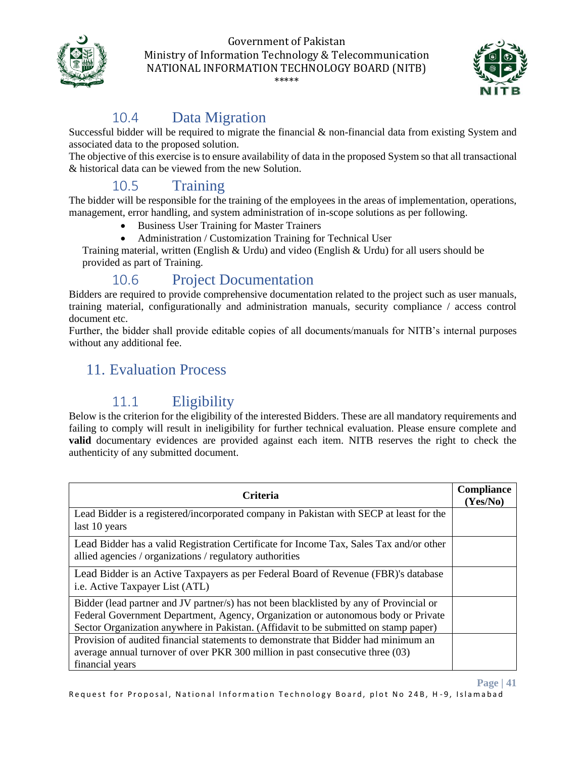### 10.4 Data Migration

Successful bidder will be required to migrate the financial & non-financial data from existing System and associated data to the proposed solution.

The objective of this exercise is to ensure availability of data in the proposed System so that all transactional & historical data can be viewed from the new Solution.

### 10.5 Training

The bidder will be responsible for the training of the employees in the areas of implementation, operations, management, error handling, and system administration of in-scope solutions as per following.

- Business User Training for Master Trainers
- Administration / Customization Training for Technical User

Training material, written (English & Urdu) and video (English & Urdu) for all users should be provided as part of Training.

### 10.6 Project Documentation

Bidders are required to provide comprehensive documentation related to the project such as user manuals, training material, configurationally and administration manuals, security compliance / access control document etc.

Further, the bidder shall provide editable copies of all documents/manuals for NITB's internal purposes without any additional fee.

## 11. Evaluation Process

### 11.1 Eligibility

Below is the criterion for the eligibility of the interested Bidders. These are all mandatory requirements and failing to comply will result in ineligibility for further technical evaluation. Please ensure complete and **valid** documentary evidences are provided against each item. NITB reserves the right to check the authenticity of any submitted document.

| Criteria | Compliance (Yes/No) |
|---|---|
| Lead Bidder is a registered/incorporated company in Pakistan with SECP at least for the last 10 years | |
| Lead Bidder has a valid Registration Certificate for Income Tax, Sales Tax and/or other allied agencies / organizations / regulatory authorities | |
| Lead Bidder is an Active Taxpayers as per Federal Board of Revenue (FBR)'s database i.e. Active Taxpayer List (ATL) | |
| Bidder (lead partner and JV partner/s) has not been blacklisted by any of Provincial or Federal Government Department, Agency, Organization or autonomous body or Private Sector Organization anywhere in Pakistan. (Affidavit to be submitted on stamp paper) | |
| Provision of audited financial statements to demonstrate that Bidder had minimum an average annual turnover of over PKR 300 million in past consecutive three (03) financial years | |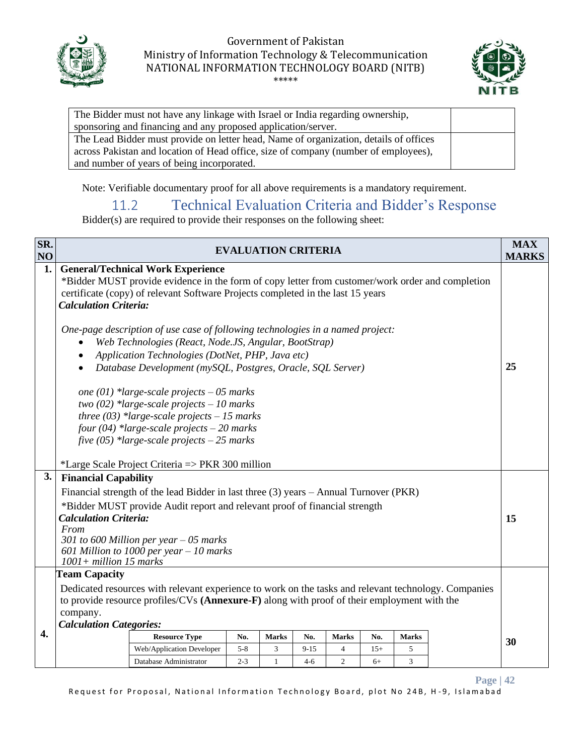| | |
|---|---|
| The Bidder must not have any linkage with Israel or India regarding ownership, sponsoring and financing and any proposed application/server. | |
| The Lead Bidder must provide on letter head, Name of organization, details of offices across Pakistan and location of Head office, size of company (number of employees), and number of years of being incorporated. | |

Note: Verifiable documentary proof for all above requirements is a mandatory requirement.

## 11.2 Technical Evaluation Criteria and Bidder's Response

Bidder(s) are required to provide their responses on the following sheet:

| SR. NO | EVALUATION CRITERIA | MAX MARKS |
|---|---|---|
| 1. | **General/Technical Work Experience**<br>*Bidder MUST provide evidence in the form of copy letter from customer/work order and completion certificate (copy) of relevant Software Projects completed in the last 15 years<br>***Calculation Criteria:***<br><br>*One-page description of use case of following technologies in a named project:*<br>• *Web Technologies (React, Node.JS, Angular, BootStrap)*<br>• *Application Technologies (DotNet, PHP, Java etc)*<br>• *Database Development (mySQL, Postgres, Oracle, SQL Server)*<br><br>*one (01) *large-scale projects – 05 marks*<br>*two (02) *large-scale projects – 10 marks*<br>*three (03) *large-scale projects – 15 marks*<br>*four (04) *large-scale projects – 20 marks*<br>*five (05) *large-scale projects – 25 marks*<br><br>*Large Scale Project Criteria => PKR 300 million | 25 |
| 3. | **Financial Capability**<br>Financial strength of the lead Bidder in last three (3) years – Annual Turnover (PKR)<br>*Bidder MUST provide Audit report and relevant proof of financial strength<br>***Calculation Criteria:***<br>*From*<br>*301 to 600 Million per year – 05 marks*<br>*601 Million to 1000 per year – 10 marks*<br>*1001+ million 15 marks* | 15 |
| 4. | **Team Capacity**<br>Dedicated resources with relevant experience to work on the tasks and relevant technology. Companies to provide resource profiles/CVs **(Annexure-F)** along with proof of their employment with the company.<br>***Calculation Categories:*** | 30 |

| Resource Type | No. | Marks | No. | Marks | No. | Marks |
|---|---|---|---|---|---|---|
| Web/Application Developer | 5-8 | 3 | 9-15 | 4 | 15+ | 5 |
| Database Administrator | 2-3 | 1 | 4-6 | 2 | 6+ | 3 |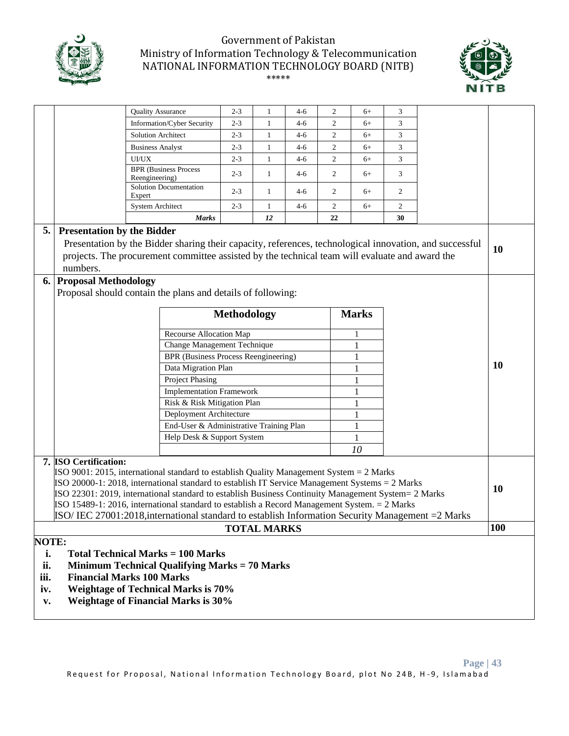| Quality Assurance | 2-3 | 1 | 4-6 | 2 | 6+ | 3 |
|---|---|---|---|---|---|---|
| Information/Cyber Security | 2-3 | 1 | 4-6 | 2 | 6+ | 3 |
| Solution Architect | 2-3 | 1 | 4-6 | 2 | 6+ | 3 |
| Business Analyst | 2-3 | 1 | 4-6 | 2 | 6+ | 3 |
| UI/UX | 2-3 | 1 | 4-6 | 2 | 6+ | 3 |
| BPR (Business Process Reengineering) | 2-3 | 1 | 4-6 | 2 | 6+ | 3 |
| Solution Documentation Expert | 2-3 | 1 | 4-6 | 2 | 6+ | 2 |
| System Architect | 2-3 | 1 | 4-6 | 2 | 6+ | 2 |
| ***Marks*** | | ***12*** | | **22** | | **30** |

**5. Presentation by the Bidder** — **10**

Presentation by the Bidder sharing their capacity, references, technological innovation, and successful projects. The procurement committee assisted by the technical team will evaluate and award the numbers.

**6. Proposal Methodology** — **10**

Proposal should contain the plans and details of following:

| Methodology | Marks |
|---|---|
| Recourse Allocation Map | 1 |
| Change Management Technique | 1 |
| BPR (Business Process Reengineering) | 1 |
| Data Migration Plan | 1 |
| Project Phasing | 1 |
| Implementation Framework | 1 |
| Risk & Risk Mitigation Plan | 1 |
| Deployment Architecture | 1 |
| End-User & Administrative Training Plan | 1 |
| Help Desk & Support System | 1 |
| | *10* |

**7. ISO Certification:** — **10**

ISO 9001: 2015, international standard to establish Quality Management System = 2 Marks
ISO 20000-1: 2018, international standard to establish IT Service Management Systems = 2 Marks
ISO 22301: 2019, international standard to establish Business Continuity Management System= 2 Marks
ISO 15489-1: 2016, international standard to establish a Record Management System. = 2 Marks
ISO/ IEC 27001:2018,international standard to establish Information Security Management =2 Marks

**TOTAL MARKS** — **100**

**NOTE:**

i. **Total Technical Marks = 100 Marks**
ii. **Minimum Technical Qualifying Marks = 70 Marks**
iii. **Financial Marks 100 Marks**
iv. **Weightage of Technical Marks is 70%**
v. **Weightage of Financial Marks is 30%**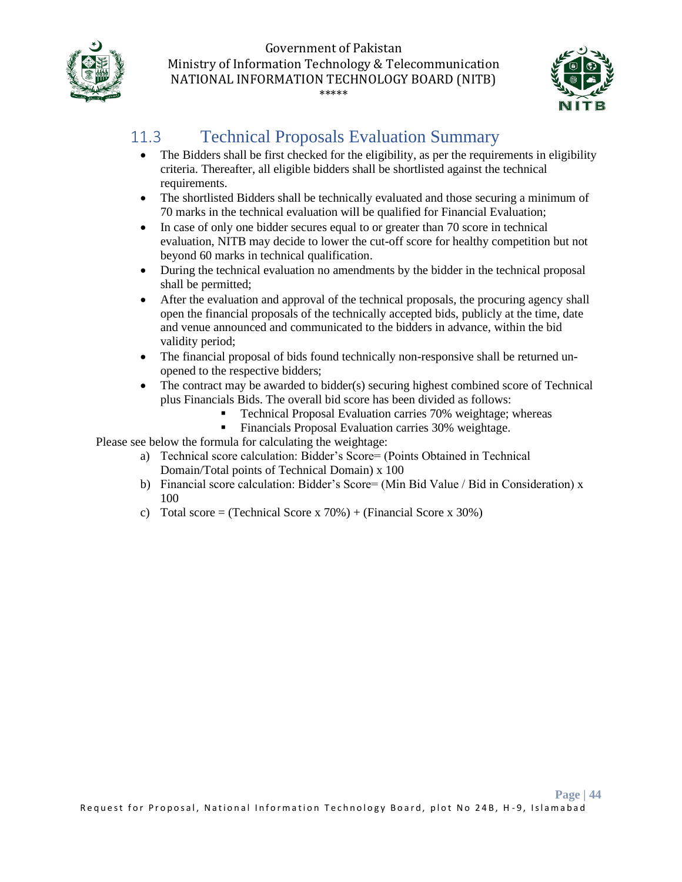## 11.3 Technical Proposals Evaluation Summary

- The Bidders shall be first checked for the eligibility, as per the requirements in eligibility criteria. Thereafter, all eligible bidders shall be shortlisted against the technical requirements.
- The shortlisted Bidders shall be technically evaluated and those securing a minimum of 70 marks in the technical evaluation will be qualified for Financial Evaluation;
- In case of only one bidder secures equal to or greater than 70 score in technical evaluation, NITB may decide to lower the cut-off score for healthy competition but not beyond 60 marks in technical qualification.
- During the technical evaluation no amendments by the bidder in the technical proposal shall be permitted;
- After the evaluation and approval of the technical proposals, the procuring agency shall open the financial proposals of the technically accepted bids, publicly at the time, date and venue announced and communicated to the bidders in advance, within the bid validity period;
- The financial proposal of bids found technically non-responsive shall be returned un-opened to the respective bidders;
- The contract may be awarded to bidder(s) securing highest combined score of Technical plus Financials Bids. The overall bid score has been divided as follows:
  - Technical Proposal Evaluation carries 70% weightage; whereas
  - Financials Proposal Evaluation carries 30% weightage.

Please see below the formula for calculating the weightage:

a) Technical score calculation: Bidder's Score= (Points Obtained in Technical Domain/Total points of Technical Domain) x 100

b) Financial score calculation: Bidder's Score= (Min Bid Value / Bid in Consideration) x 100

c) Total score = (Technical Score x 70%) + (Financial Score x 30%)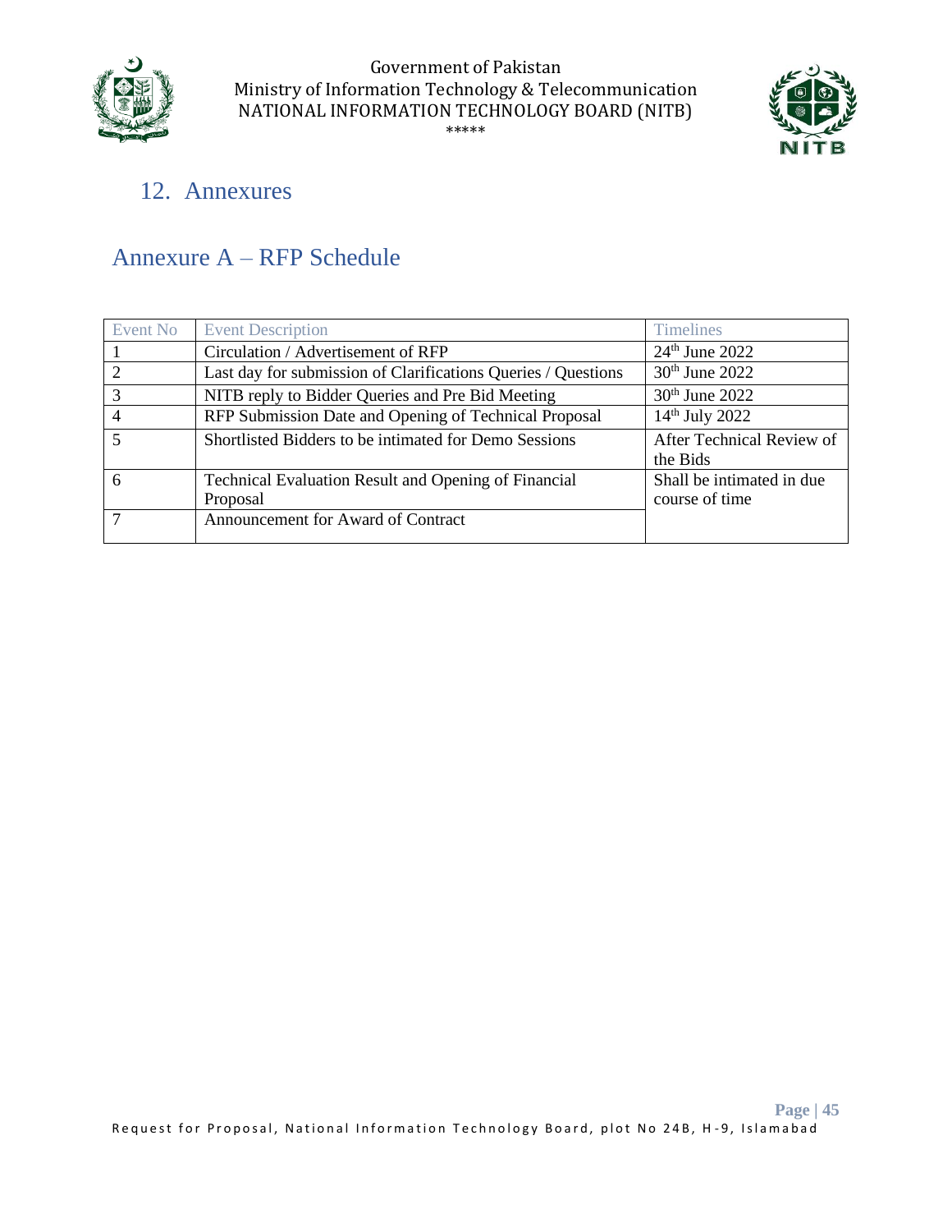## 12. Annexures

### Annexure A – RFP Schedule

| Event No | Event Description | Timelines |
|---|---|---|
| 1 | Circulation / Advertisement of RFP | 24th June 2022 |
| 2 | Last day for submission of Clarifications Queries / Questions | 30th June 2022 |
| 3 | NITB reply to Bidder Queries and Pre Bid Meeting | 30th June 2022 |
| 4 | RFP Submission Date and Opening of Technical Proposal | 14th July 2022 |
| 5 | Shortlisted Bidders to be intimated for Demo Sessions | After Technical Review of the Bids |
| 6 | Technical Evaluation Result and Opening of Financial Proposal | Shall be intimated in due course of time |
| 7 | Announcement for Award of Contract | |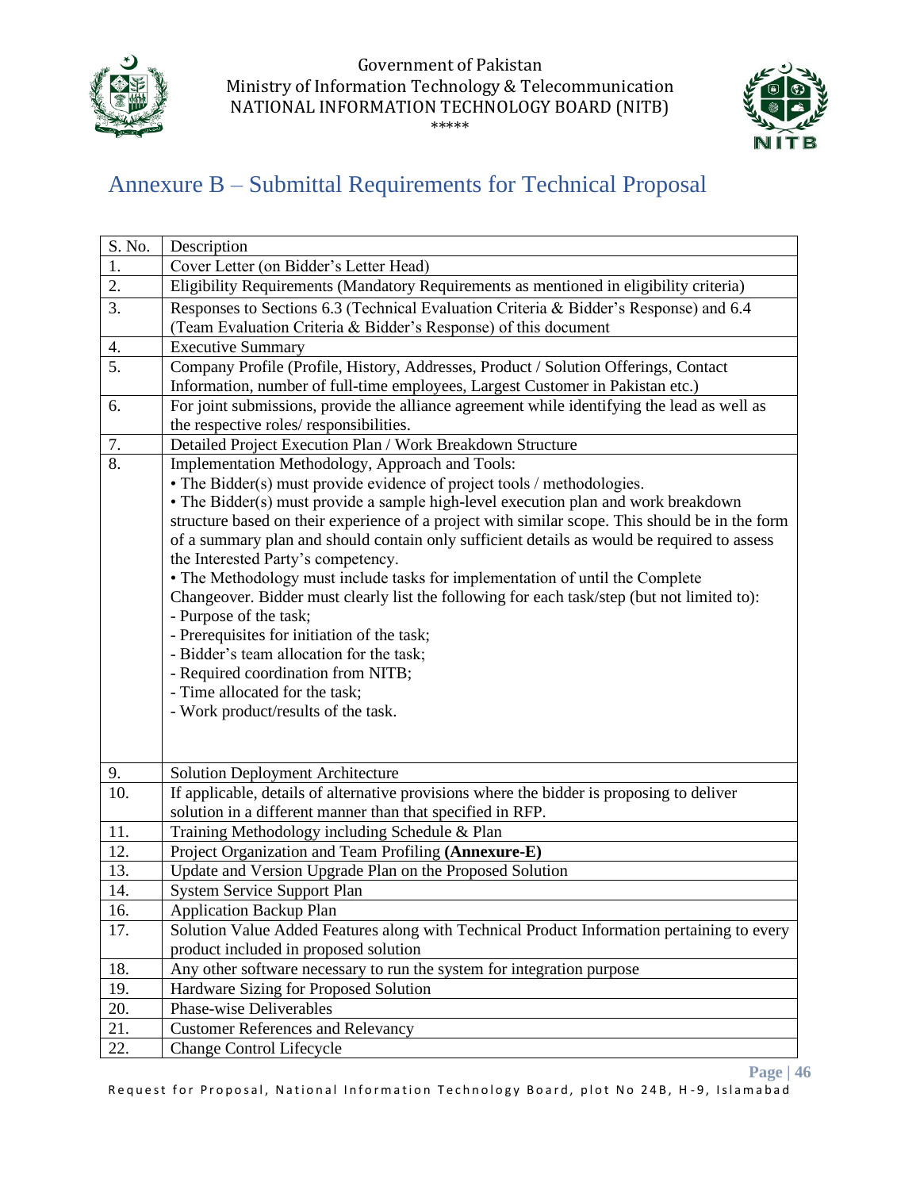# Annexure B – Submittal Requirements for Technical Proposal

| S. No. | Description |
|---|---|
| 1. | Cover Letter (on Bidder's Letter Head) |
| 2. | Eligibility Requirements (Mandatory Requirements as mentioned in eligibility criteria) |
| 3. | Responses to Sections 6.3 (Technical Evaluation Criteria & Bidder's Response) and 6.4 (Team Evaluation Criteria & Bidder's Response) of this document |
| 4. | Executive Summary |
| 5. | Company Profile (Profile, History, Addresses, Product / Solution Offerings, Contact Information, number of full-time employees, Largest Customer in Pakistan etc.) |
| 6. | For joint submissions, provide the alliance agreement while identifying the lead as well as the respective roles/ responsibilities. |
| 7. | Detailed Project Execution Plan / Work Breakdown Structure |
| 8. | Implementation Methodology, Approach and Tools:<br>• The Bidder(s) must provide evidence of project tools / methodologies.<br>• The Bidder(s) must provide a sample high-level execution plan and work breakdown structure based on their experience of a project with similar scope. This should be in the form of a summary plan and should contain only sufficient details as would be required to assess the Interested Party's competency.<br>• The Methodology must include tasks for implementation of until the Complete Changeover. Bidder must clearly list the following for each task/step (but not limited to):<br>- Purpose of the task;<br>- Prerequisites for initiation of the task;<br>- Bidder's team allocation for the task;<br>- Required coordination from NITB;<br>- Time allocated for the task;<br>- Work product/results of the task. |
| 9. | Solution Deployment Architecture |
| 10. | If applicable, details of alternative provisions where the bidder is proposing to deliver solution in a different manner than that specified in RFP. |
| 11. | Training Methodology including Schedule & Plan |
| 12. | Project Organization and Team Profiling **(Annexure-E)** |
| 13. | Update and Version Upgrade Plan on the Proposed Solution |
| 14. | System Service Support Plan |
| 16. | Application Backup Plan |
| 17. | Solution Value Added Features along with Technical Product Information pertaining to every product included in proposed solution |
| 18. | Any other software necessary to run the system for integration purpose |
| 19. | Hardware Sizing for Proposed Solution |
| 20. | Phase-wise Deliverables |
| 21. | Customer References and Relevancy |
| 22. | Change Control Lifecycle |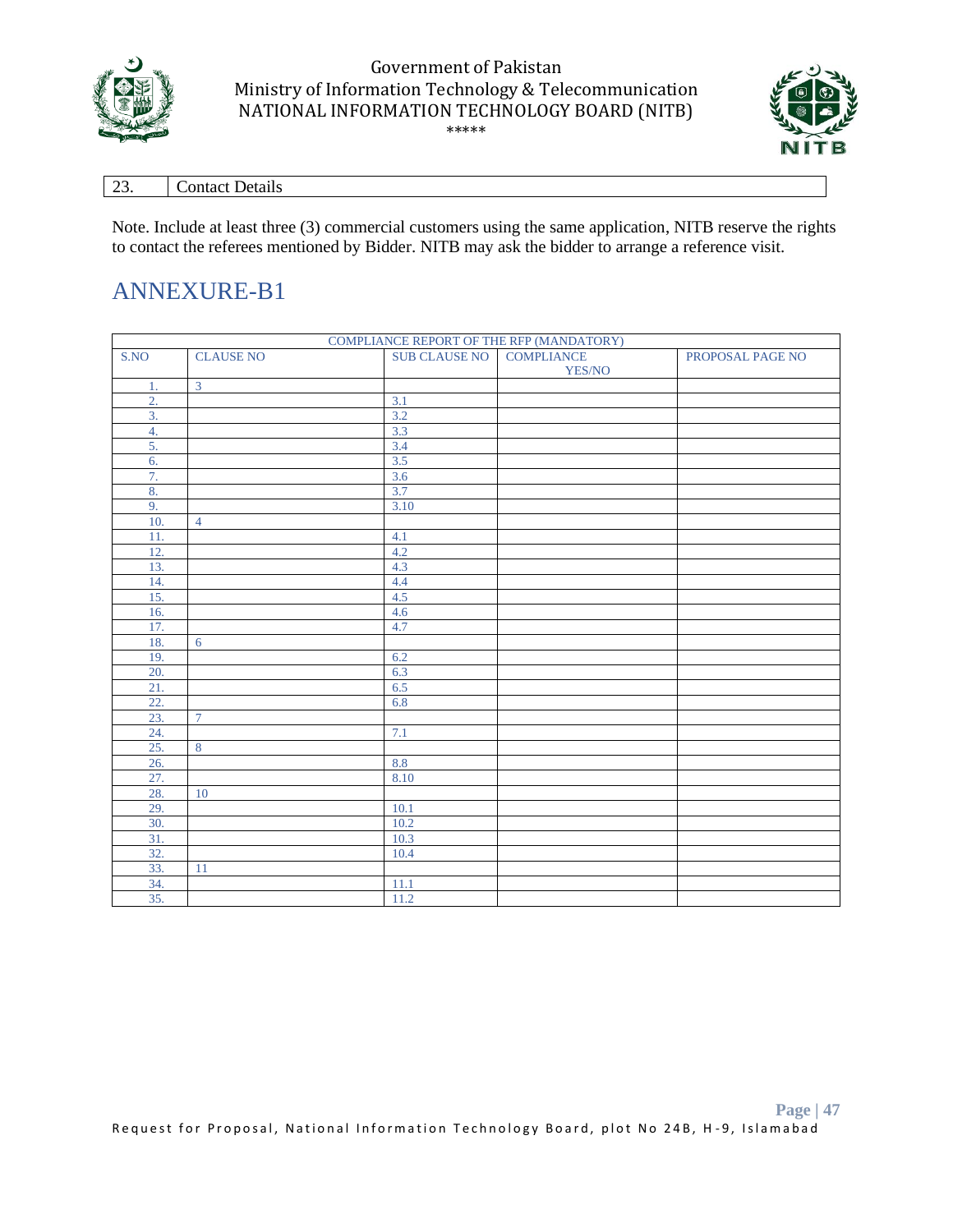| 23. | Contact Details |
|---|---|

Note. Include at least three (3) commercial customers using the same application, NITB reserve the rights to contact the referees mentioned by Bidder. NITB may ask the bidder to arrange a reference visit.

# ANNEXURE-B1

| COMPLIANCE REPORT OF THE RFP (MANDATORY) | | | | |
|---|---|---|---|---|
| S.NO | CLAUSE NO | SUB CLAUSE NO | COMPLIANCE YES/NO | PROPOSAL PAGE NO |
| 1. | 3 | | | |
| 2. | | 3.1 | | |
| 3. | | 3.2 | | |
| 4. | | 3.3 | | |
| 5. | | 3.4 | | |
| 6. | | 3.5 | | |
| 7. | | 3.6 | | |
| 8. | | 3.7 | | |
| 9. | | 3.10 | | |
| 10. | 4 | | | |
| 11. | | 4.1 | | |
| 12. | | 4.2 | | |
| 13. | | 4.3 | | |
| 14. | | 4.4 | | |
| 15. | | 4.5 | | |
| 16. | | 4.6 | | |
| 17. | | 4.7 | | |
| 18. | 6 | | | |
| 19. | | 6.2 | | |
| 20. | | 6.3 | | |
| 21. | | 6.5 | | |
| 22. | | 6.8 | | |
| 23. | 7 | | | |
| 24. | | 7.1 | | |
| 25. | 8 | | | |
| 26. | | 8.8 | | |
| 27. | | 8.10 | | |
| 28. | 10 | | | |
| 29. | | 10.1 | | |
| 30. | | 10.2 | | |
| 31. | | 10.3 | | |
| 32. | | 10.4 | | |
| 33. | 11 | | | |
| 34. | | 11.1 | | |
| 35. | | 11.2 | | |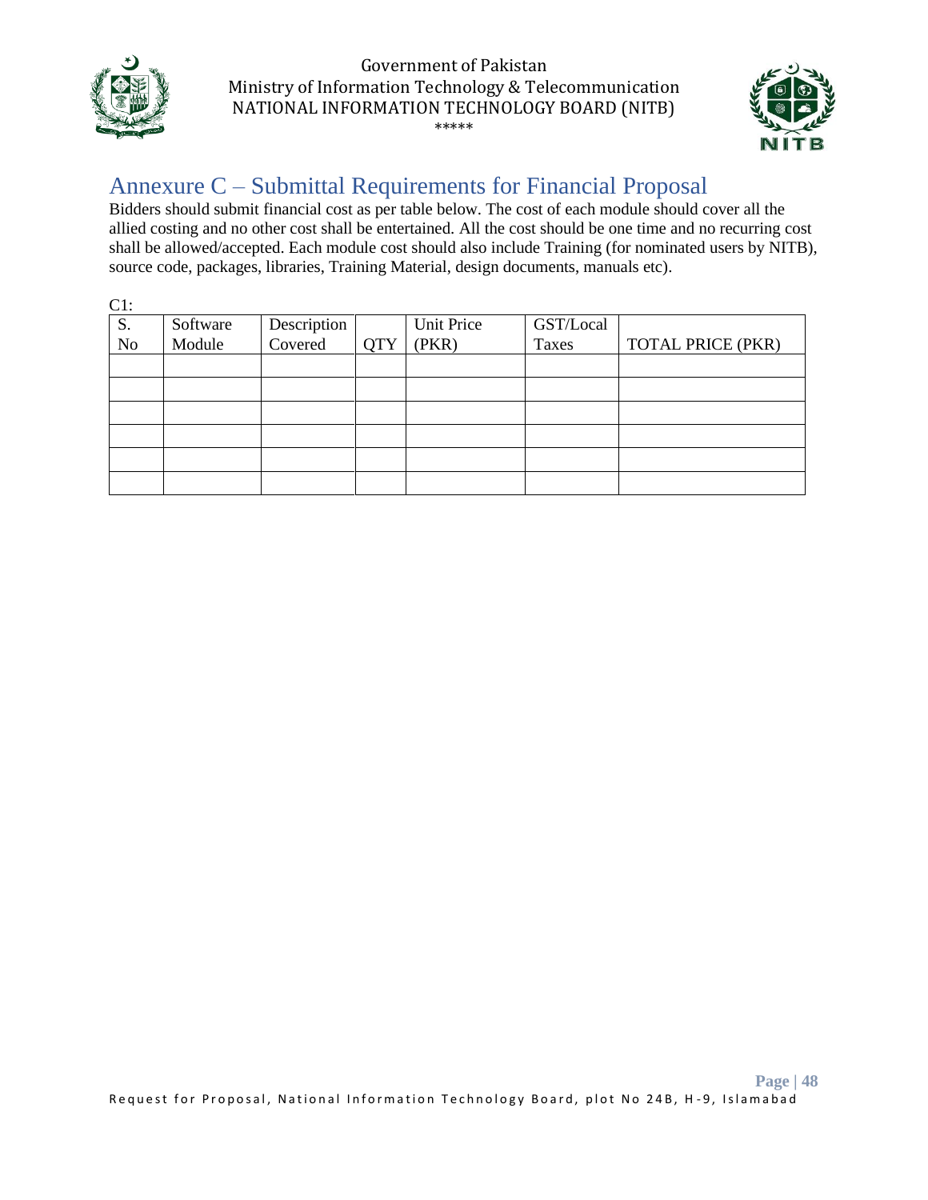## Annexure C – Submittal Requirements for Financial Proposal

Bidders should submit financial cost as per table below. The cost of each module should cover all the allied costing and no other cost shall be entertained. All the cost should be one time and no recurring cost shall be allowed/accepted. Each module cost should also include Training (for nominated users by NITB), source code, packages, libraries, Training Material, design documents, manuals etc).

C1:

| S. No | Software Module | Description Covered | QTY | Unit Price (PKR) | GST/Local Taxes | TOTAL PRICE (PKR) |
|---|---|---|---|---|---|---|
| | | | | | | |
| | | | | | | |
| | | | | | | |
| | | | | | | |
| | | | | | | |
| | | | | | | |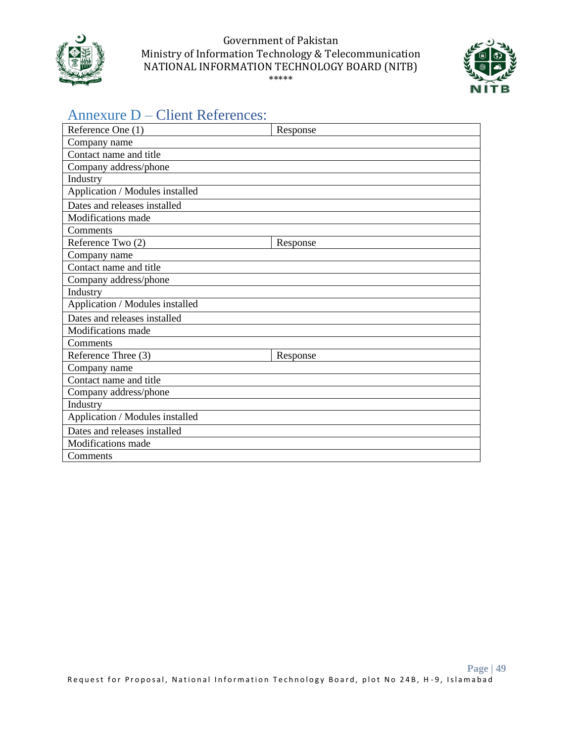Government of Pakistan
Ministry of Information Technology & Telecommunication
NATIONAL INFORMATION TECHNOLOGY BOARD (NITB)
*****

## Annexure D – Client References:

| Reference One (1) | Response |
|---|---|
| Company name | |
| Contact name and title | |
| Company address/phone | |
| Industry | |
| Application / Modules installed | |
| Dates and releases installed | |
| Modifications made | |
| Comments | |
| **Reference Two (2)** | **Response** |
| Company name | |
| Contact name and title | |
| Company address/phone | |
| Industry | |
| Application / Modules installed | |
| Dates and releases installed | |
| Modifications made | |
| Comments | |
| **Reference Three (3)** | **Response** |
| Company name | |
| Contact name and title | |
| Company address/phone | |
| Industry | |
| Application / Modules installed | |
| Dates and releases installed | |
| Modifications made | |
| Comments | |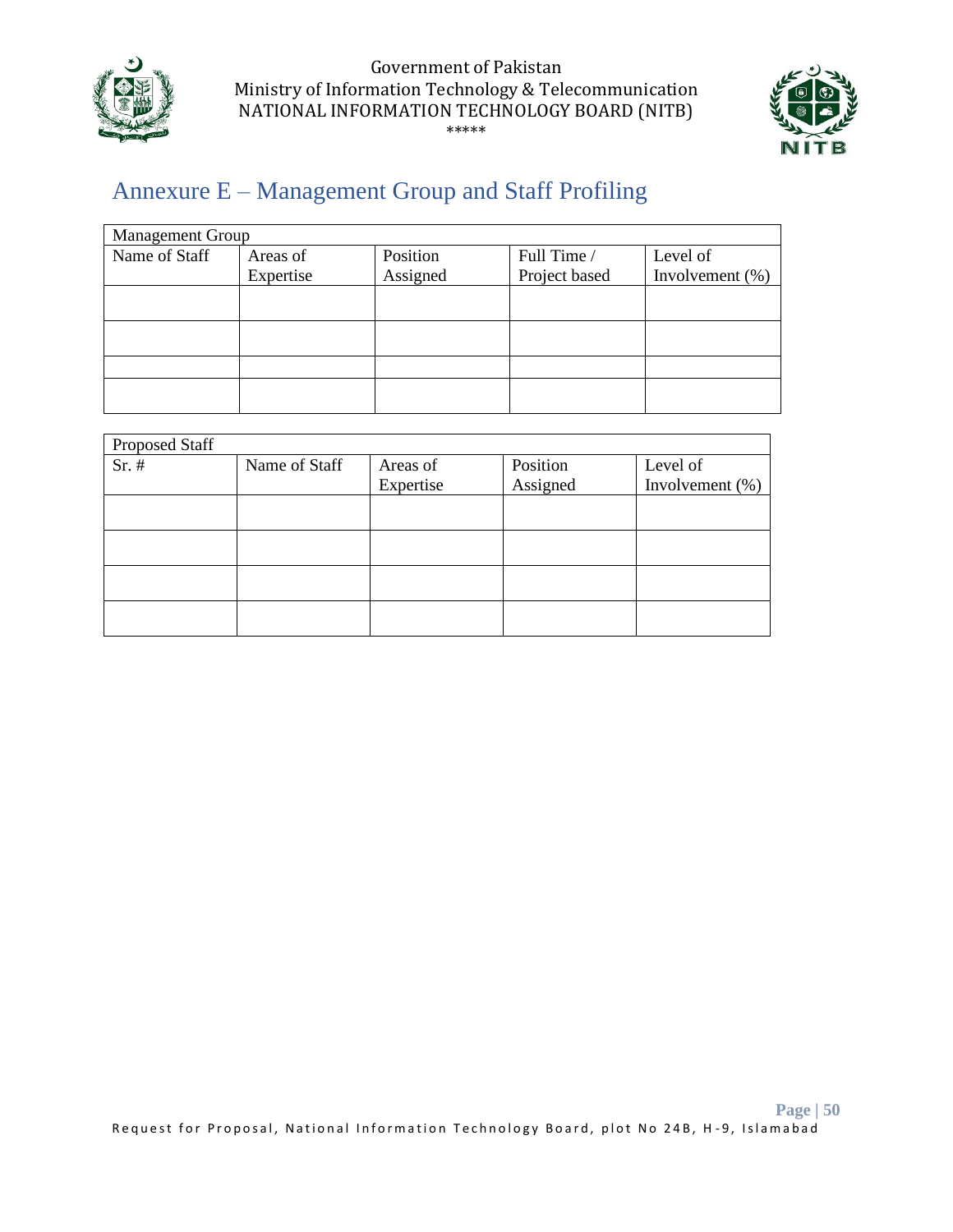# Annexure E – Management Group and Staff Profiling

| Management Group | | | | |
|---|---|---|---|---|
| Name of Staff | Areas of Expertise | Position Assigned | Full Time / Project based | Level of Involvement (%) |
| | | | | |
| | | | | |
| | | | | |
| | | | | |

| Proposed Staff | | | | |
|---|---|---|---|---|
| Sr. # | Name of Staff | Areas of Expertise | Position Assigned | Level of Involvement (%) |
| | | | | |
| | | | | |
| | | | | |
| | | | | |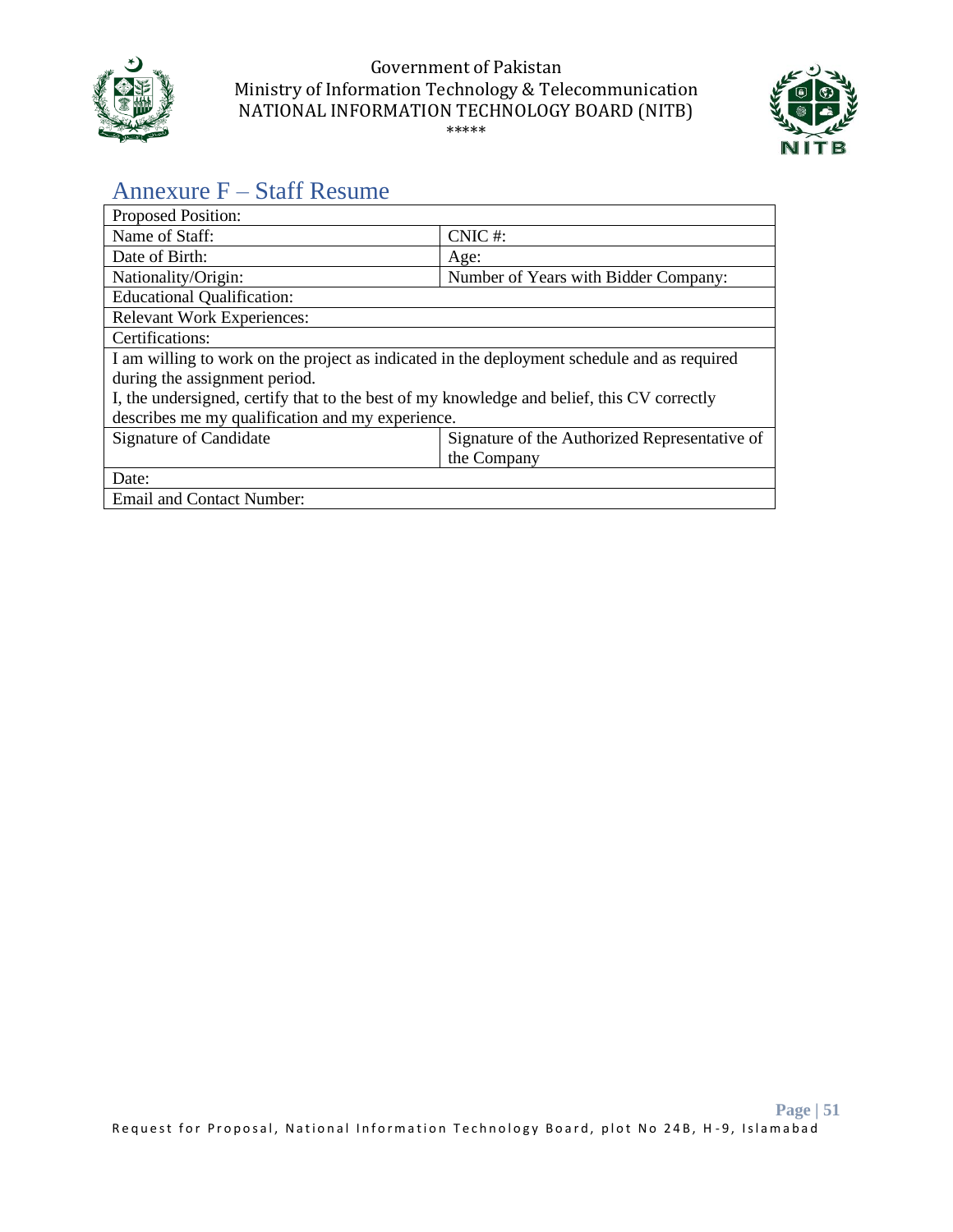# Annexure F – Staff Resume

| Proposed Position: | |
|---|---|
| Name of Staff: | CNIC #: |
| Date of Birth: | Age: |
| Nationality/Origin: | Number of Years with Bidder Company: |
| Educational Qualification: | |
| Relevant Work Experiences: | |
| Certifications: | |
| I am willing to work on the project as indicated in the deployment schedule and as required during the assignment period. I, the undersigned, certify that to the best of my knowledge and belief, this CV correctly describes me my qualification and my experience. | |
| Signature of Candidate | Signature of the Authorized Representative of the Company |
| Date: | |
| Email and Contact Number: | |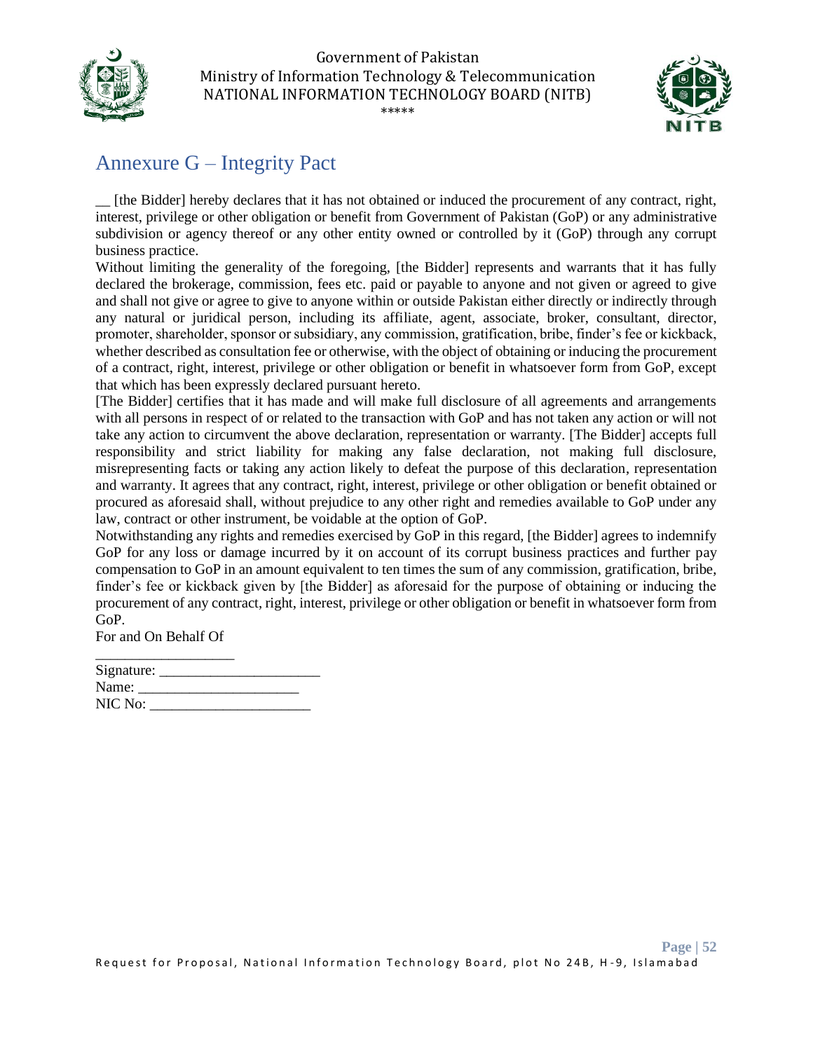# Annexure G – Integrity Pact

__ [the Bidder] hereby declares that it has not obtained or induced the procurement of any contract, right, interest, privilege or other obligation or benefit from Government of Pakistan (GoP) or any administrative subdivision or agency thereof or any other entity owned or controlled by it (GoP) through any corrupt business practice.

Without limiting the generality of the foregoing, [the Bidder] represents and warrants that it has fully declared the brokerage, commission, fees etc. paid or payable to anyone and not given or agreed to give and shall not give or agree to give to anyone within or outside Pakistan either directly or indirectly through any natural or juridical person, including its affiliate, agent, associate, broker, consultant, director, promoter, shareholder, sponsor or subsidiary, any commission, gratification, bribe, finder's fee or kickback, whether described as consultation fee or otherwise, with the object of obtaining or inducing the procurement of a contract, right, interest, privilege or other obligation or benefit in whatsoever form from GoP, except that which has been expressly declared pursuant hereto.

[The Bidder] certifies that it has made and will make full disclosure of all agreements and arrangements with all persons in respect of or related to the transaction with GoP and has not taken any action or will not take any action to circumvent the above declaration, representation or warranty. [The Bidder] accepts full responsibility and strict liability for making any false declaration, not making full disclosure, misrepresenting facts or taking any action likely to defeat the purpose of this declaration, representation and warranty. It agrees that any contract, right, interest, privilege or other obligation or benefit obtained or procured as aforesaid shall, without prejudice to any other right and remedies available to GoP under any law, contract or other instrument, be voidable at the option of GoP.

Notwithstanding any rights and remedies exercised by GoP in this regard, [the Bidder] agrees to indemnify GoP for any loss or damage incurred by it on account of its corrupt business practices and further pay compensation to GoP in an amount equivalent to ten times the sum of any commission, gratification, bribe, finder's fee or kickback given by [the Bidder] as aforesaid for the purpose of obtaining or inducing the procurement of any contract, right, interest, privilege or other obligation or benefit in whatsoever form from GoP.

For and On Behalf Of

___________________

Signature: ______________________

Name: ______________________

NIC No: ______________________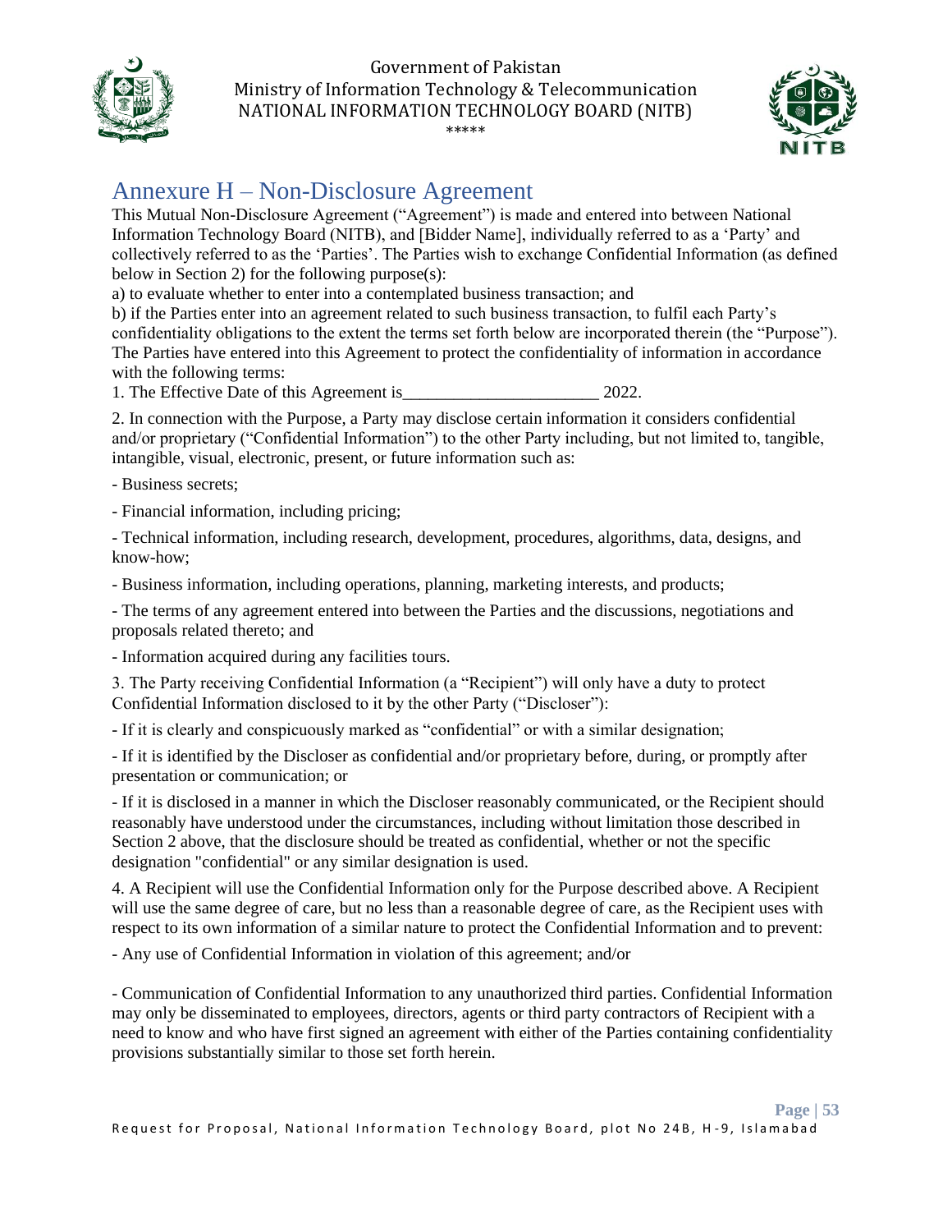## Annexure H – Non-Disclosure Agreement

This Mutual Non-Disclosure Agreement ("Agreement") is made and entered into between National Information Technology Board (NITB), and [Bidder Name], individually referred to as a 'Party' and collectively referred to as the 'Parties'. The Parties wish to exchange Confidential Information (as defined below in Section 2) for the following purpose(s):

a) to evaluate whether to enter into a contemplated business transaction; and

b) if the Parties enter into an agreement related to such business transaction, to fulfil each Party's confidentiality obligations to the extent the terms set forth below are incorporated therein (the "Purpose"). The Parties have entered into this Agreement to protect the confidentiality of information in accordance with the following terms:

1. The Effective Date of this Agreement is______________________ 2022.

2. In connection with the Purpose, a Party may disclose certain information it considers confidential and/or proprietary ("Confidential Information") to the other Party including, but not limited to, tangible, intangible, visual, electronic, present, or future information such as:

- Business secrets;

- Financial information, including pricing;

- Technical information, including research, development, procedures, algorithms, data, designs, and know-how;

- Business information, including operations, planning, marketing interests, and products;

- The terms of any agreement entered into between the Parties and the discussions, negotiations and proposals related thereto; and

- Information acquired during any facilities tours.

3. The Party receiving Confidential Information (a "Recipient") will only have a duty to protect Confidential Information disclosed to it by the other Party ("Discloser"):

- If it is clearly and conspicuously marked as "confidential" or with a similar designation;

- If it is identified by the Discloser as confidential and/or proprietary before, during, or promptly after presentation or communication; or

- If it is disclosed in a manner in which the Discloser reasonably communicated, or the Recipient should reasonably have understood under the circumstances, including without limitation those described in Section 2 above, that the disclosure should be treated as confidential, whether or not the specific designation "confidential" or any similar designation is used.

4. A Recipient will use the Confidential Information only for the Purpose described above. A Recipient will use the same degree of care, but no less than a reasonable degree of care, as the Recipient uses with respect to its own information of a similar nature to protect the Confidential Information and to prevent:

- Any use of Confidential Information in violation of this agreement; and/or

- Communication of Confidential Information to any unauthorized third parties. Confidential Information may only be disseminated to employees, directors, agents or third party contractors of Recipient with a need to know and who have first signed an agreement with either of the Parties containing confidentiality provisions substantially similar to those set forth herein.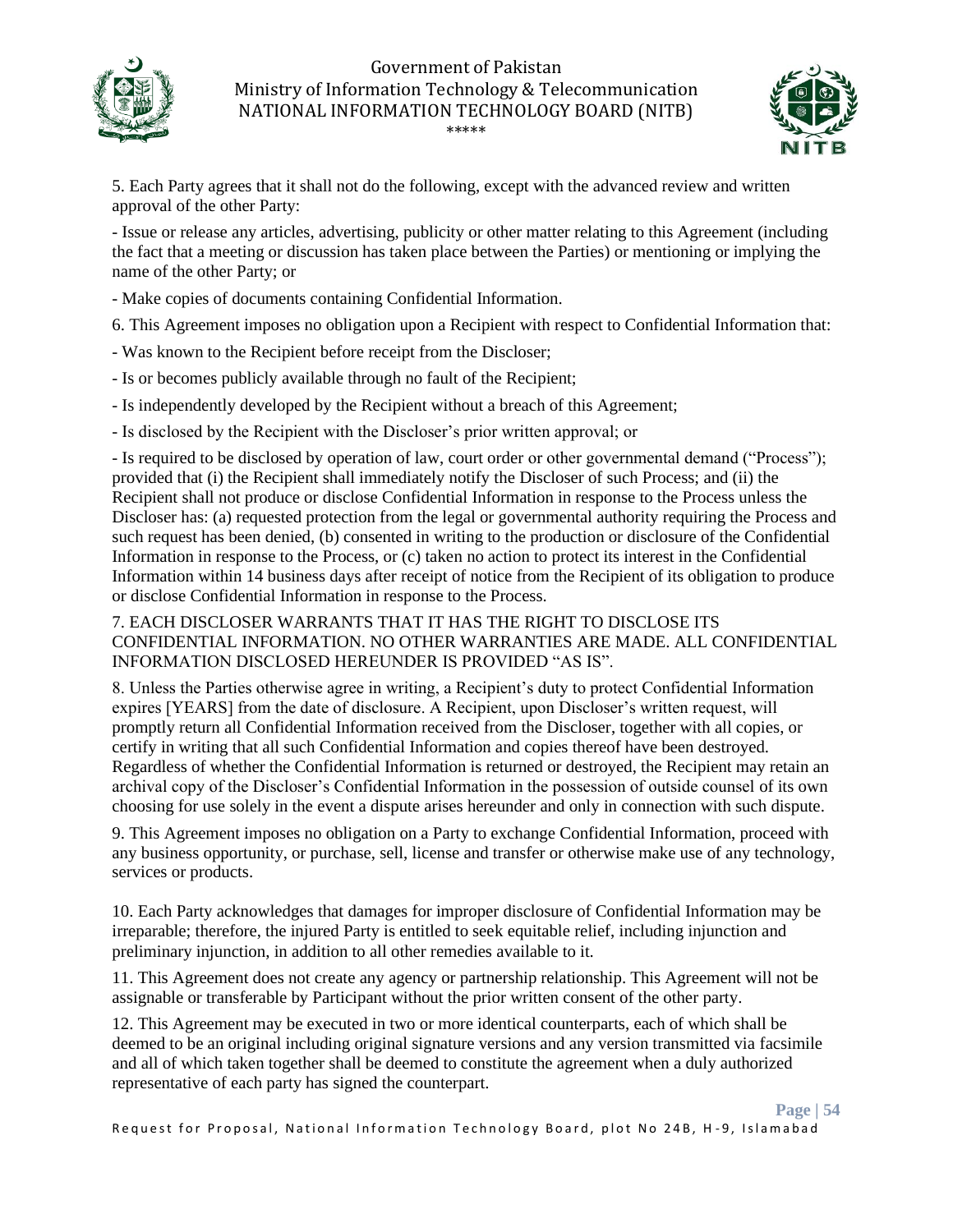5. Each Party agrees that it shall not do the following, except with the advanced review and written approval of the other Party:

- Issue or release any articles, advertising, publicity or other matter relating to this Agreement (including the fact that a meeting or discussion has taken place between the Parties) or mentioning or implying the name of the other Party; or

- Make copies of documents containing Confidential Information.

6. This Agreement imposes no obligation upon a Recipient with respect to Confidential Information that:

- Was known to the Recipient before receipt from the Discloser;

- Is or becomes publicly available through no fault of the Recipient;

- Is independently developed by the Recipient without a breach of this Agreement;

- Is disclosed by the Recipient with the Discloser's prior written approval; or

- Is required to be disclosed by operation of law, court order or other governmental demand ("Process"); provided that (i) the Recipient shall immediately notify the Discloser of such Process; and (ii) the Recipient shall not produce or disclose Confidential Information in response to the Process unless the Discloser has: (a) requested protection from the legal or governmental authority requiring the Process and such request has been denied, (b) consented in writing to the production or disclosure of the Confidential Information in response to the Process, or (c) taken no action to protect its interest in the Confidential Information within 14 business days after receipt of notice from the Recipient of its obligation to produce or disclose Confidential Information in response to the Process.

7. EACH DISCLOSER WARRANTS THAT IT HAS THE RIGHT TO DISCLOSE ITS CONFIDENTIAL INFORMATION. NO OTHER WARRANTIES ARE MADE. ALL CONFIDENTIAL INFORMATION DISCLOSED HEREUNDER IS PROVIDED "AS IS".

8. Unless the Parties otherwise agree in writing, a Recipient's duty to protect Confidential Information expires [YEARS] from the date of disclosure. A Recipient, upon Discloser's written request, will promptly return all Confidential Information received from the Discloser, together with all copies, or certify in writing that all such Confidential Information and copies thereof have been destroyed. Regardless of whether the Confidential Information is returned or destroyed, the Recipient may retain an archival copy of the Discloser's Confidential Information in the possession of outside counsel of its own choosing for use solely in the event a dispute arises hereunder and only in connection with such dispute.

9. This Agreement imposes no obligation on a Party to exchange Confidential Information, proceed with any business opportunity, or purchase, sell, license and transfer or otherwise make use of any technology, services or products.

10. Each Party acknowledges that damages for improper disclosure of Confidential Information may be irreparable; therefore, the injured Party is entitled to seek equitable relief, including injunction and preliminary injunction, in addition to all other remedies available to it.

11. This Agreement does not create any agency or partnership relationship. This Agreement will not be assignable or transferable by Participant without the prior written consent of the other party.

12. This Agreement may be executed in two or more identical counterparts, each of which shall be deemed to be an original including original signature versions and any version transmitted via facsimile and all of which taken together shall be deemed to constitute the agreement when a duly authorized representative of each party has signed the counterpart.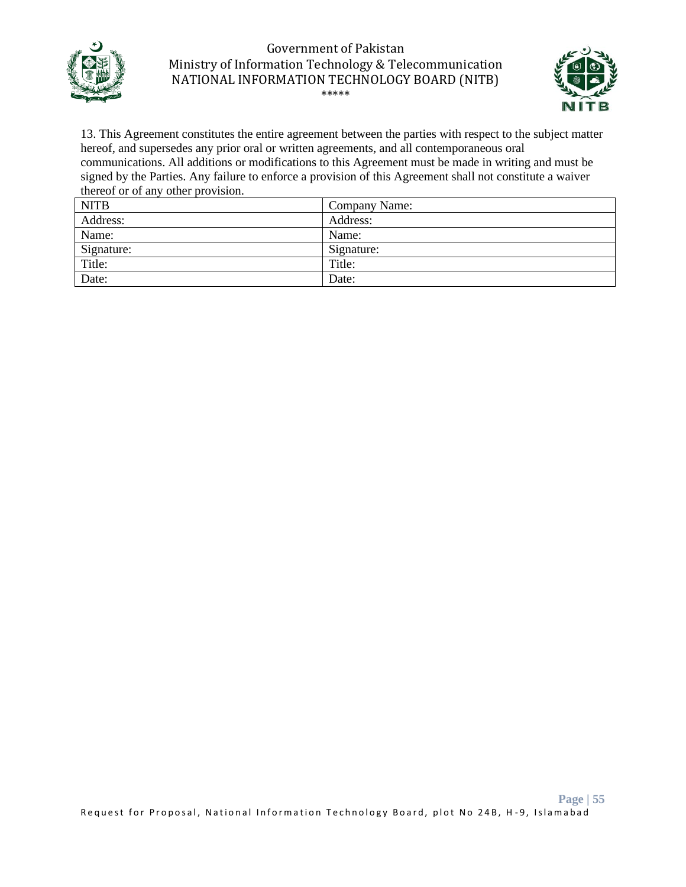13. This Agreement constitutes the entire agreement between the parties with respect to the subject matter hereof, and supersedes any prior oral or written agreements, and all contemporaneous oral communications. All additions or modifications to this Agreement must be made in writing and must be signed by the Parties. Any failure to enforce a provision of this Agreement shall not constitute a waiver thereof or of any other provision.

| NITB | Company Name: |
|---|---|
| Address: | Address: |
| Name: | Name: |
| Signature: | Signature: |
| Title: | Title: |
| Date: | Date: |